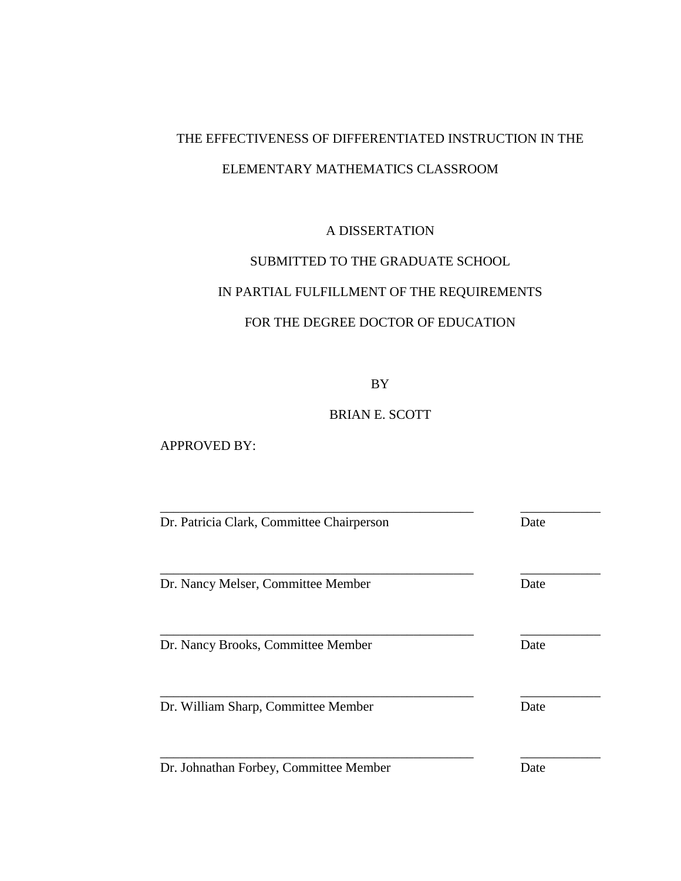# THE EFFECTIVENESS OF DIFFERENTIATED INSTRUCTION IN THE ELEMENTARY MATHEMATICS CLASSROOM

A DISSERTATION

SUBMITTED TO THE GRADUATE SCHOOL

IN PARTIAL FULFILLMENT OF THE REQUIREMENTS

FOR THE DEGREE DOCTOR OF EDUCATION

BY

BRIAN E. SCOTT

APPROVED BY:

________________________________________________ ____________

Dr. Patricia Clark, Committee Chairperson Date

________________________________________________ ____________

Dr. Nancy Melser, Committee Member Date

________________________________________________ ____________

Dr. Nancy Brooks, Committee Member Date

________________________________________________ ____________

Dr. William Sharp, Committee Member Date

________________________________________________ ____________

Dr. Johnathan Forbey, Committee Member Date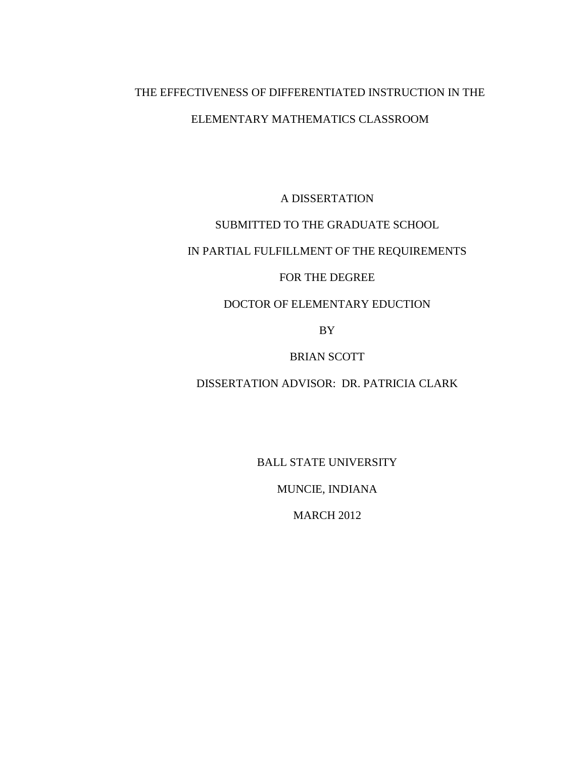# THE EFFECTIVENESS OF DIFFERENTIATED INSTRUCTION IN THE ELEMENTARY MATHEMATICS CLASSROOM

A DISSERTATION

SUBMITTED TO THE GRADUATE SCHOOL

IN PARTIAL FULFILLMENT OF THE REQUIREMENTS

FOR THE DEGREE

DOCTOR OF ELEMENTARY EDUCTION

BY

BRIAN SCOTT

DISSERTATION ADVISOR: DR. PATRICIA CLARK

BALL STATE UNIVERSITY

MUNCIE, INDIANA

MARCH 2012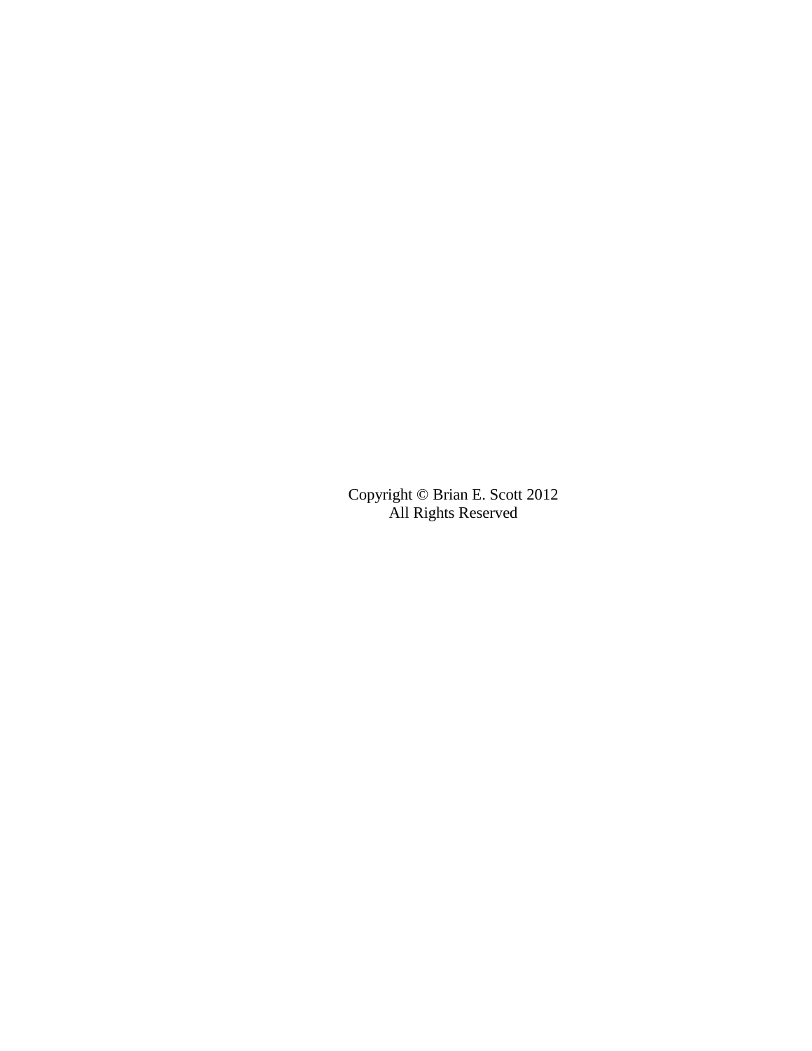Copyright © Brian E. Scott 2012
All Rights Reserved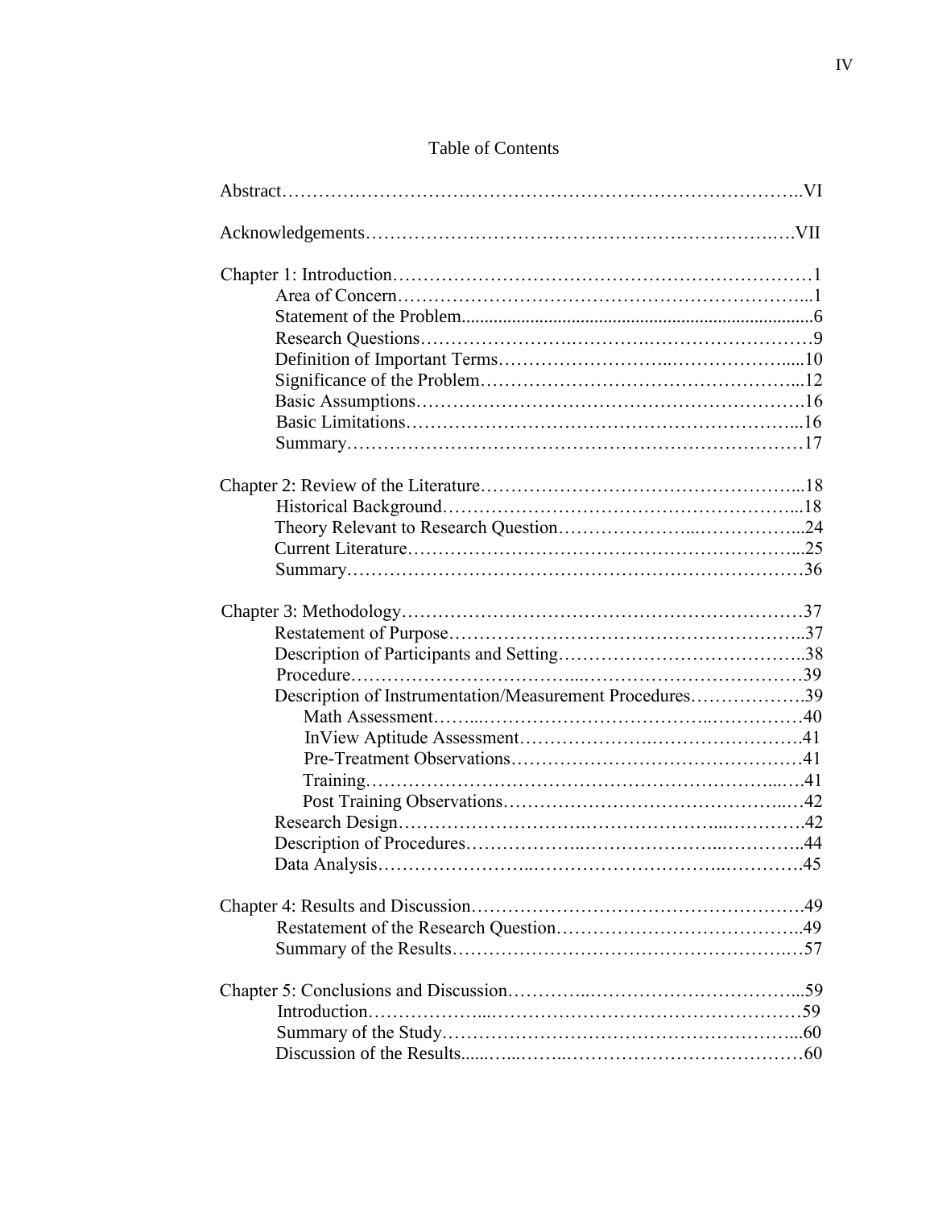# Table of Contents

Abstract……………………………………………………………………………..VI

Acknowledgements…………………………………………………………….…VII

Chapter 1: Introduction……………………………………………………………1
- Area of Concern…………………………………………………………...1
- Statement of the Problem...........................................................................6
- Research Questions…………………………………………………………9
- Definition of Important Terms…………………………………….....10
- Significance of the Problem…………………………………………...12
- Basic Assumptions………………………………………………………16
- Basic Limitations………………………………………………………...16
- Summary…………………………………………………………………17

Chapter 2: Review of the Literature……………………………………………...18
- Historical Background…………………………………………………...18
- Theory Relevant to Research Question……………………...……………...24
- Current Literature………………………………………………………...25
- Summary…………………………………………………………………36

Chapter 3: Methodology…………………………………………………………37
- Restatement of Purpose…………………………………………………..37
- Description of Participants and Setting…………………………………..38
- Procedure…………………………………………………………………39
- Description of Instrumentation/Measurement Procedures……………….39
  - Math Assessment……...…………………………………..……………40
  - InView Aptitude Assessment……………………………………….41
  - Pre-Treatment Observations…………………………………………41
  - Training……………………………………………………………...…41
  - Post Training Observations…………………………………….…42
- Research Design……………………………………………...…………42
- Description of Procedures………………..…………………...…………..44
- Data Analysis……………………..…………………………..………….45

Chapter 4: Results and Discussion………………………………………………49
- Restatement of the Research Question…………………………………..49
- Summary of the Results…………………………………………….…57

Chapter 5: Conclusions and Discussion…………..……………………………...59
- Introduction………………...……………………………………………59
- Summary of the Study……………………………………………………...60
- Discussion of the Results......…...……..…………………………………60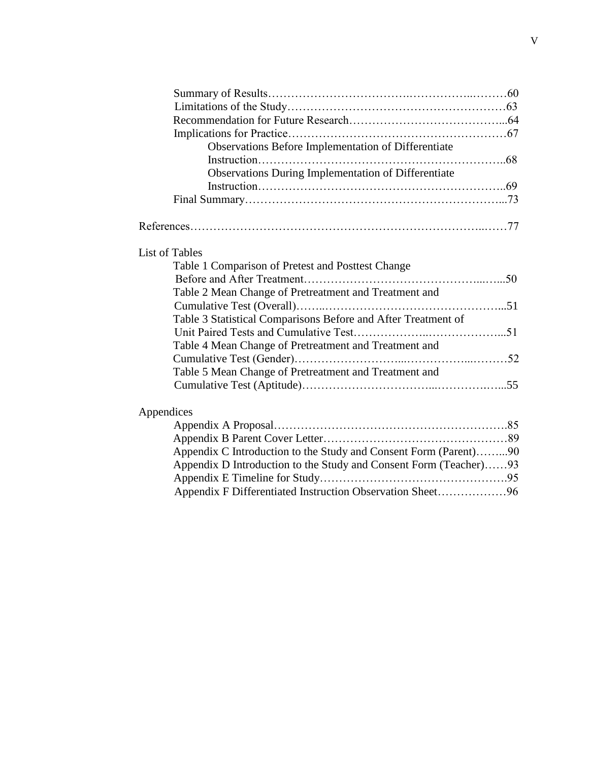Summary of Results……………………………….……………..………60
Limitations of the Study…………………………………………………63
Recommendation for Future Research………………………………...64
Implications for Practice…………………………………………………67
Observations Before Implementation of Differentiate Instruction………………………………………………………..68
Observations During Implementation of Differentiate Instruction………………………………………………………..69
Final Summary………………………………………………………...73

References……………………………………………………………...……77

List of Tables
Table 1 Comparison of Pretest and Posttest Change Before and After Treatment……………………………………...…...50
Table 2 Mean Change of Pretreatment and Treatment and Cumulative Test (Overall)……..………………………………………...51
Table 3 Statistical Comparisons Before and After Treatment of Unit Paired Tests and Cumulative Test………………..………………...51
Table 4 Mean Change of Pretreatment and Treatment and Cumulative Test (Gender)………………………...……………...………52
Table 5 Mean Change of Pretreatment and Treatment and Cumulative Test (Aptitude)……………………………...…………….…...55

Appendices
Appendix A Proposal…………………………………………………….85
Appendix B Parent Cover Letter…………………………………………89
Appendix C Introduction to the Study and Consent Form (Parent)……...90
Appendix D Introduction to the Study and Consent Form (Teacher)……93
Appendix E Timeline for Study………………………………………….95
Appendix F Differentiated Instruction Observation Sheet………………96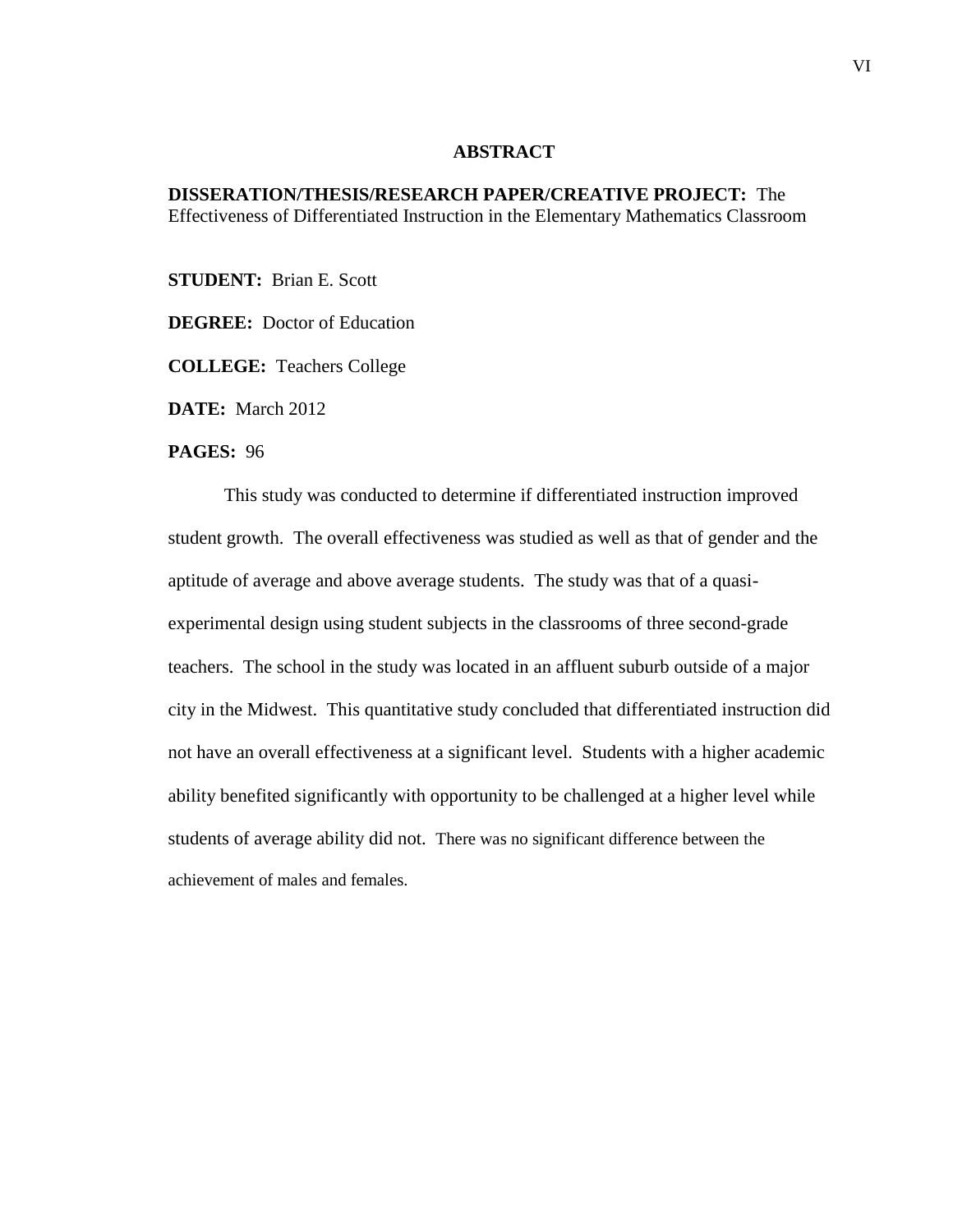# ABSTRACT

**DISSERATION/THESIS/RESEARCH PAPER/CREATIVE PROJECT:** The Effectiveness of Differentiated Instruction in the Elementary Mathematics Classroom

**STUDENT:** Brian E. Scott

**DEGREE:** Doctor of Education

**COLLEGE:** Teachers College

**DATE:** March 2012

**PAGES:** 96

This study was conducted to determine if differentiated instruction improved student growth. The overall effectiveness was studied as well as that of gender and the aptitude of average and above average students. The study was that of a quasi-experimental design using student subjects in the classrooms of three second-grade teachers. The school in the study was located in an affluent suburb outside of a major city in the Midwest. This quantitative study concluded that differentiated instruction did not have an overall effectiveness at a significant level. Students with a higher academic ability benefited significantly with opportunity to be challenged at a higher level while students of average ability did not. There was no significant difference between the achievement of males and females.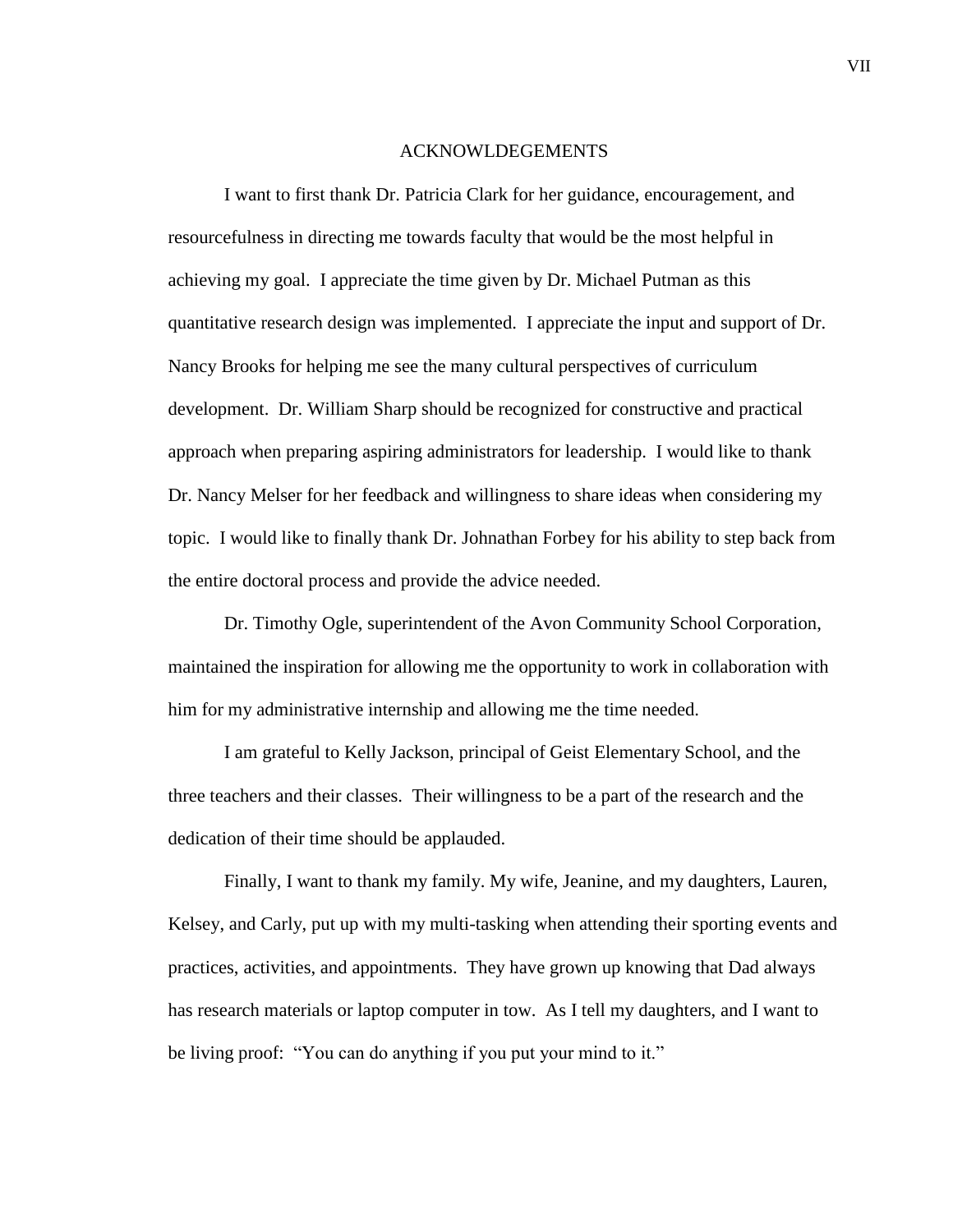# ACKNOWLDEGEMENTS

I want to first thank Dr. Patricia Clark for her guidance, encouragement, and resourcefulness in directing me towards faculty that would be the most helpful in achieving my goal. I appreciate the time given by Dr. Michael Putman as this quantitative research design was implemented. I appreciate the input and support of Dr. Nancy Brooks for helping me see the many cultural perspectives of curriculum development. Dr. William Sharp should be recognized for constructive and practical approach when preparing aspiring administrators for leadership. I would like to thank Dr. Nancy Melser for her feedback and willingness to share ideas when considering my topic. I would like to finally thank Dr. Johnathan Forbey for his ability to step back from the entire doctoral process and provide the advice needed.

Dr. Timothy Ogle, superintendent of the Avon Community School Corporation, maintained the inspiration for allowing me the opportunity to work in collaboration with him for my administrative internship and allowing me the time needed.

I am grateful to Kelly Jackson, principal of Geist Elementary School, and the three teachers and their classes. Their willingness to be a part of the research and the dedication of their time should be applauded.

Finally, I want to thank my family. My wife, Jeanine, and my daughters, Lauren, Kelsey, and Carly, put up with my multi-tasking when attending their sporting events and practices, activities, and appointments. They have grown up knowing that Dad always has research materials or laptop computer in tow. As I tell my daughters, and I want to be living proof: "You can do anything if you put your mind to it."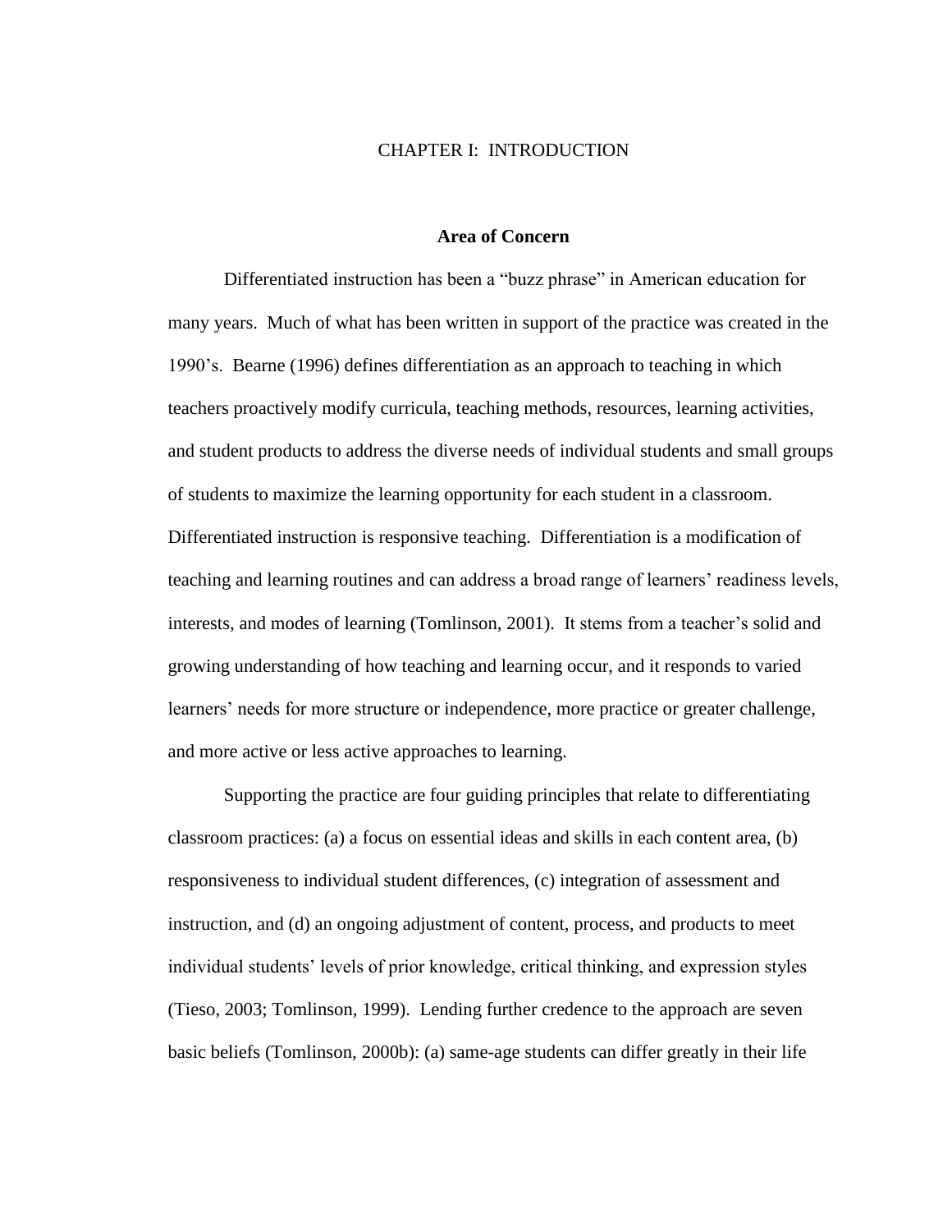# CHAPTER I: INTRODUCTION

## Area of Concern

Differentiated instruction has been a "buzz phrase" in American education for many years. Much of what has been written in support of the practice was created in the 1990's. Bearne (1996) defines differentiation as an approach to teaching in which teachers proactively modify curricula, teaching methods, resources, learning activities, and student products to address the diverse needs of individual students and small groups of students to maximize the learning opportunity for each student in a classroom. Differentiated instruction is responsive teaching. Differentiation is a modification of teaching and learning routines and can address a broad range of learners' readiness levels, interests, and modes of learning (Tomlinson, 2001). It stems from a teacher's solid and growing understanding of how teaching and learning occur, and it responds to varied learners' needs for more structure or independence, more practice or greater challenge, and more active or less active approaches to learning.

Supporting the practice are four guiding principles that relate to differentiating classroom practices: (a) a focus on essential ideas and skills in each content area, (b) responsiveness to individual student differences, (c) integration of assessment and instruction, and (d) an ongoing adjustment of content, process, and products to meet individual students' levels of prior knowledge, critical thinking, and expression styles (Tieso, 2003; Tomlinson, 1999). Lending further credence to the approach are seven basic beliefs (Tomlinson, 2000b): (a) same-age students can differ greatly in their life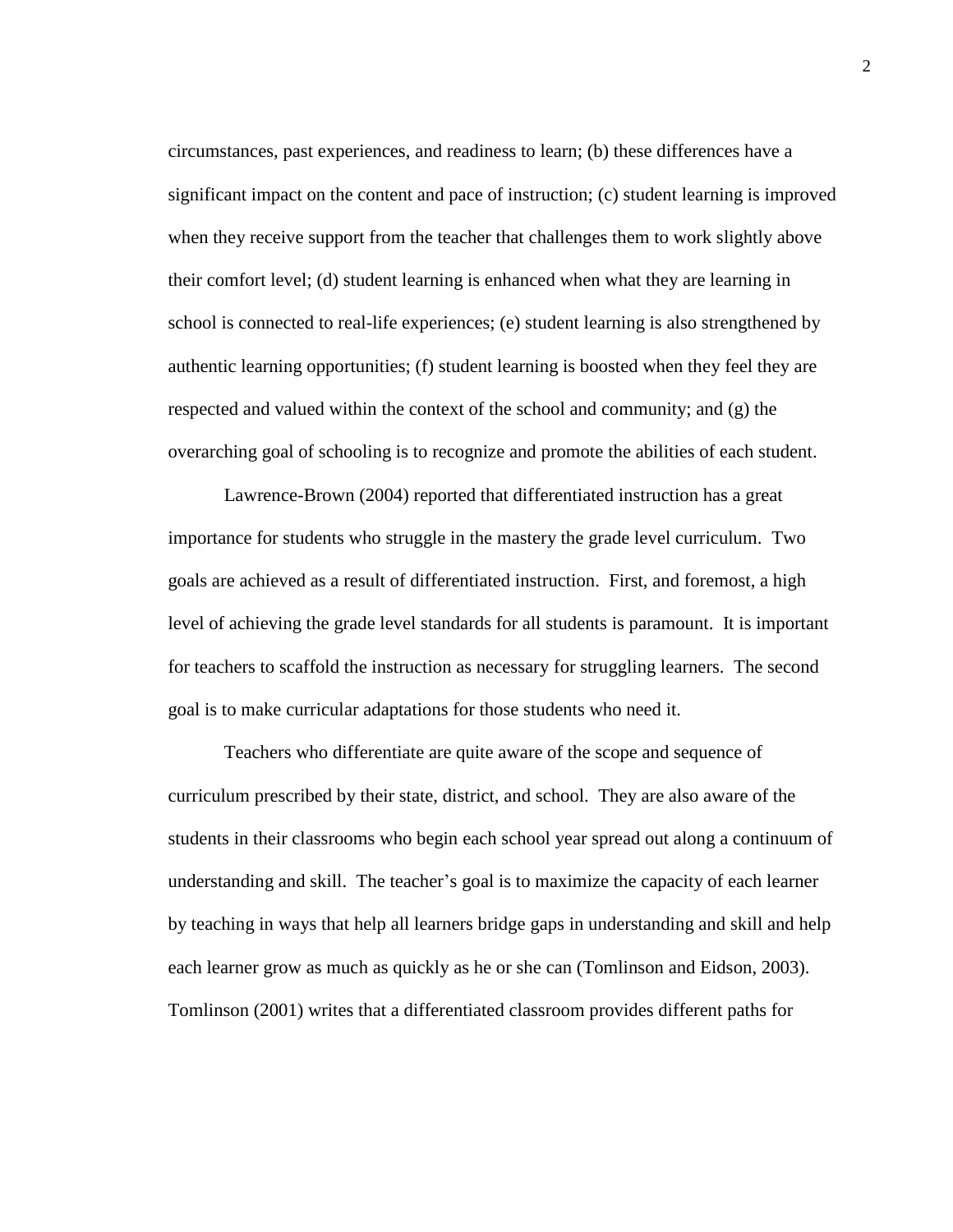circumstances, past experiences, and readiness to learn; (b) these differences have a significant impact on the content and pace of instruction; (c) student learning is improved when they receive support from the teacher that challenges them to work slightly above their comfort level; (d) student learning is enhanced when what they are learning in school is connected to real-life experiences; (e) student learning is also strengthened by authentic learning opportunities; (f) student learning is boosted when they feel they are respected and valued within the context of the school and community; and (g) the overarching goal of schooling is to recognize and promote the abilities of each student.

Lawrence-Brown (2004) reported that differentiated instruction has a great importance for students who struggle in the mastery the grade level curriculum. Two goals are achieved as a result of differentiated instruction. First, and foremost, a high level of achieving the grade level standards for all students is paramount. It is important for teachers to scaffold the instruction as necessary for struggling learners. The second goal is to make curricular adaptations for those students who need it.

Teachers who differentiate are quite aware of the scope and sequence of curriculum prescribed by their state, district, and school. They are also aware of the students in their classrooms who begin each school year spread out along a continuum of understanding and skill. The teacher's goal is to maximize the capacity of each learner by teaching in ways that help all learners bridge gaps in understanding and skill and help each learner grow as much as quickly as he or she can (Tomlinson and Eidson, 2003). Tomlinson (2001) writes that a differentiated classroom provides different paths for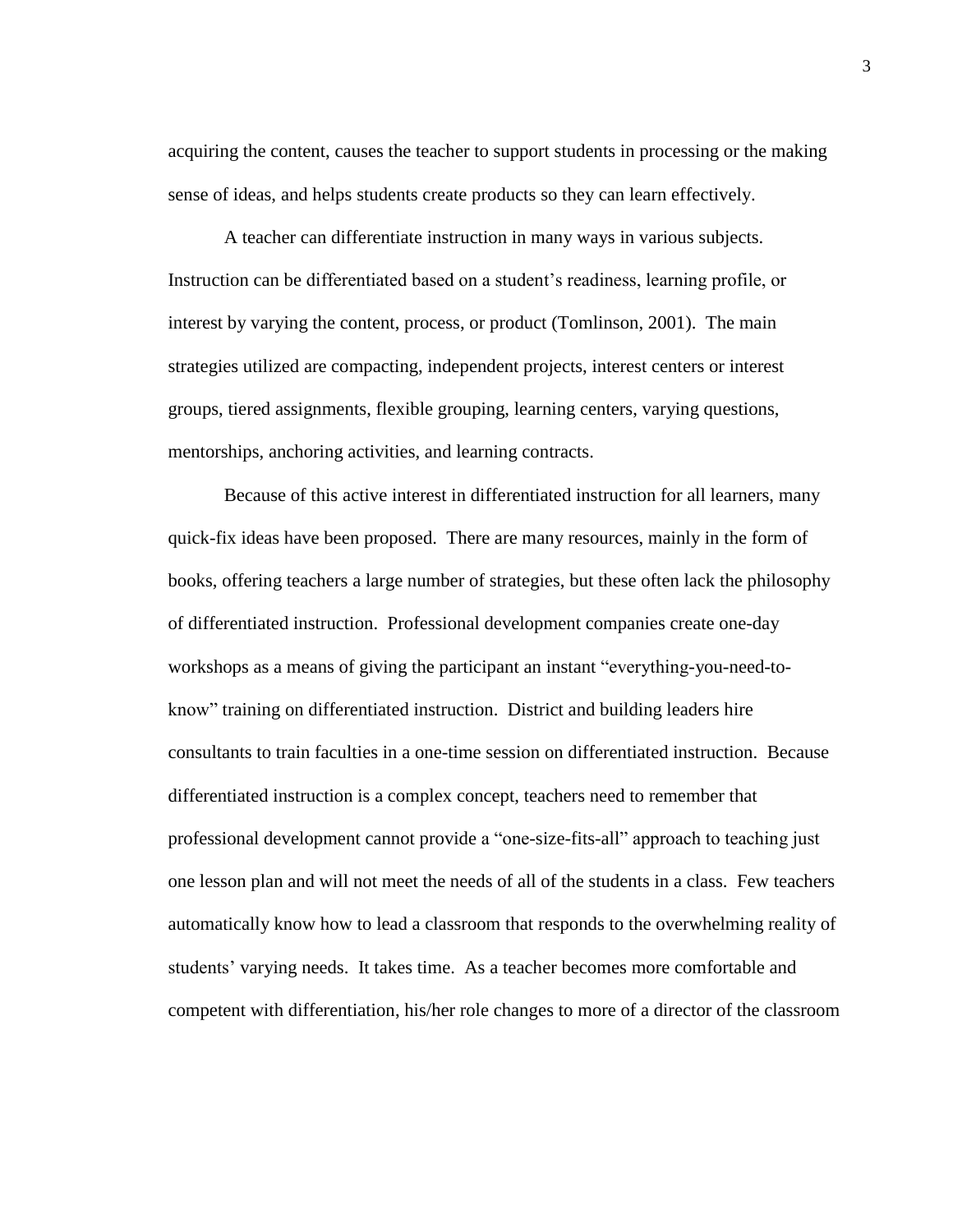acquiring the content, causes the teacher to support students in processing or the making sense of ideas, and helps students create products so they can learn effectively.

A teacher can differentiate instruction in many ways in various subjects. Instruction can be differentiated based on a student's readiness, learning profile, or interest by varying the content, process, or product (Tomlinson, 2001). The main strategies utilized are compacting, independent projects, interest centers or interest groups, tiered assignments, flexible grouping, learning centers, varying questions, mentorships, anchoring activities, and learning contracts.

Because of this active interest in differentiated instruction for all learners, many quick-fix ideas have been proposed. There are many resources, mainly in the form of books, offering teachers a large number of strategies, but these often lack the philosophy of differentiated instruction. Professional development companies create one-day workshops as a means of giving the participant an instant "everything-you-need-to-know" training on differentiated instruction. District and building leaders hire consultants to train faculties in a one-time session on differentiated instruction. Because differentiated instruction is a complex concept, teachers need to remember that professional development cannot provide a "one-size-fits-all" approach to teaching just one lesson plan and will not meet the needs of all of the students in a class. Few teachers automatically know how to lead a classroom that responds to the overwhelming reality of students' varying needs. It takes time. As a teacher becomes more comfortable and competent with differentiation, his/her role changes to more of a director of the classroom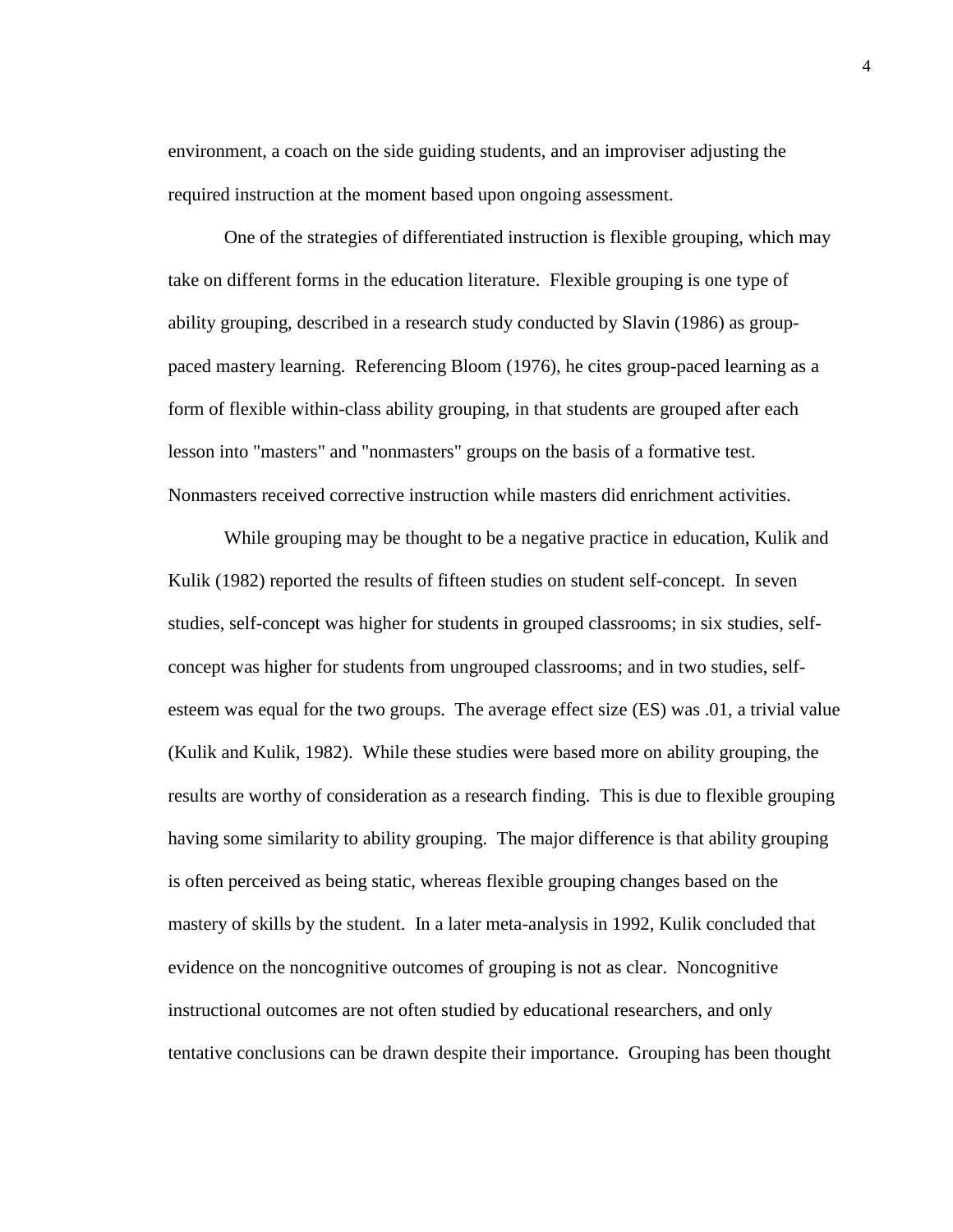environment, a coach on the side guiding students, and an improviser adjusting the required instruction at the moment based upon ongoing assessment.

One of the strategies of differentiated instruction is flexible grouping, which may take on different forms in the education literature. Flexible grouping is one type of ability grouping, described in a research study conducted by Slavin (1986) as group-paced mastery learning. Referencing Bloom (1976), he cites group-paced learning as a form of flexible within-class ability grouping, in that students are grouped after each lesson into "masters" and "nonmasters" groups on the basis of a formative test. Nonmasters received corrective instruction while masters did enrichment activities.

While grouping may be thought to be a negative practice in education, Kulik and Kulik (1982) reported the results of fifteen studies on student self-concept. In seven studies, self-concept was higher for students in grouped classrooms; in six studies, self-concept was higher for students from ungrouped classrooms; and in two studies, self-esteem was equal for the two groups. The average effect size (ES) was .01, a trivial value (Kulik and Kulik, 1982). While these studies were based more on ability grouping, the results are worthy of consideration as a research finding. This is due to flexible grouping having some similarity to ability grouping. The major difference is that ability grouping is often perceived as being static, whereas flexible grouping changes based on the mastery of skills by the student. In a later meta-analysis in 1992, Kulik concluded that evidence on the noncognitive outcomes of grouping is not as clear. Noncognitive instructional outcomes are not often studied by educational researchers, and only tentative conclusions can be drawn despite their importance. Grouping has been thought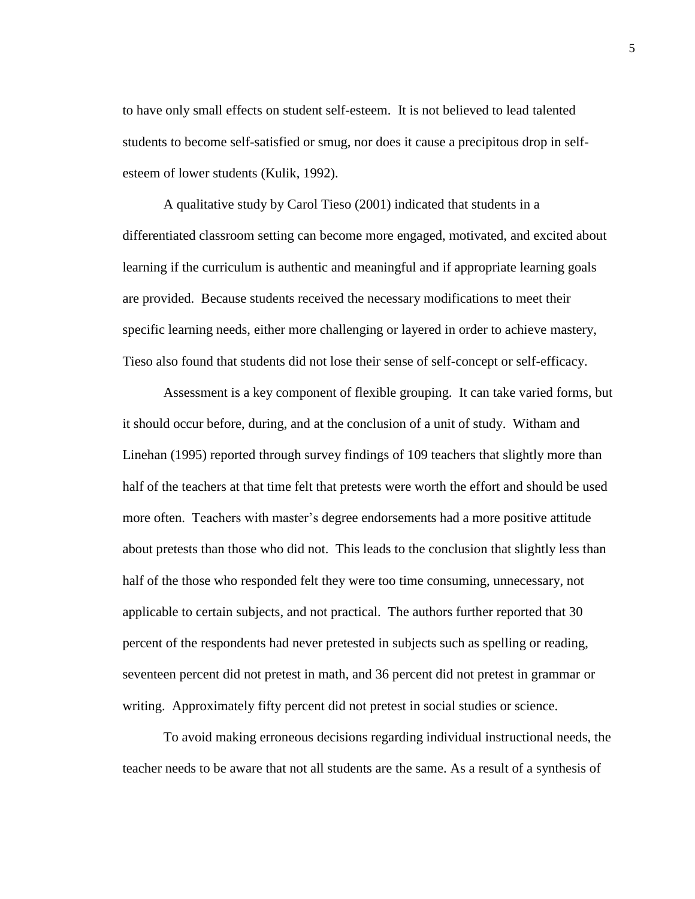to have only small effects on student self-esteem. It is not believed to lead talented students to become self-satisfied or smug, nor does it cause a precipitous drop in self-esteem of lower students (Kulik, 1992).

A qualitative study by Carol Tieso (2001) indicated that students in a differentiated classroom setting can become more engaged, motivated, and excited about learning if the curriculum is authentic and meaningful and if appropriate learning goals are provided. Because students received the necessary modifications to meet their specific learning needs, either more challenging or layered in order to achieve mastery, Tieso also found that students did not lose their sense of self-concept or self-efficacy.

Assessment is a key component of flexible grouping. It can take varied forms, but it should occur before, during, and at the conclusion of a unit of study. Witham and Linehan (1995) reported through survey findings of 109 teachers that slightly more than half of the teachers at that time felt that pretests were worth the effort and should be used more often. Teachers with master's degree endorsements had a more positive attitude about pretests than those who did not. This leads to the conclusion that slightly less than half of the those who responded felt they were too time consuming, unnecessary, not applicable to certain subjects, and not practical. The authors further reported that 30 percent of the respondents had never pretested in subjects such as spelling or reading, seventeen percent did not pretest in math, and 36 percent did not pretest in grammar or writing. Approximately fifty percent did not pretest in social studies or science.

To avoid making erroneous decisions regarding individual instructional needs, the teacher needs to be aware that not all students are the same. As a result of a synthesis of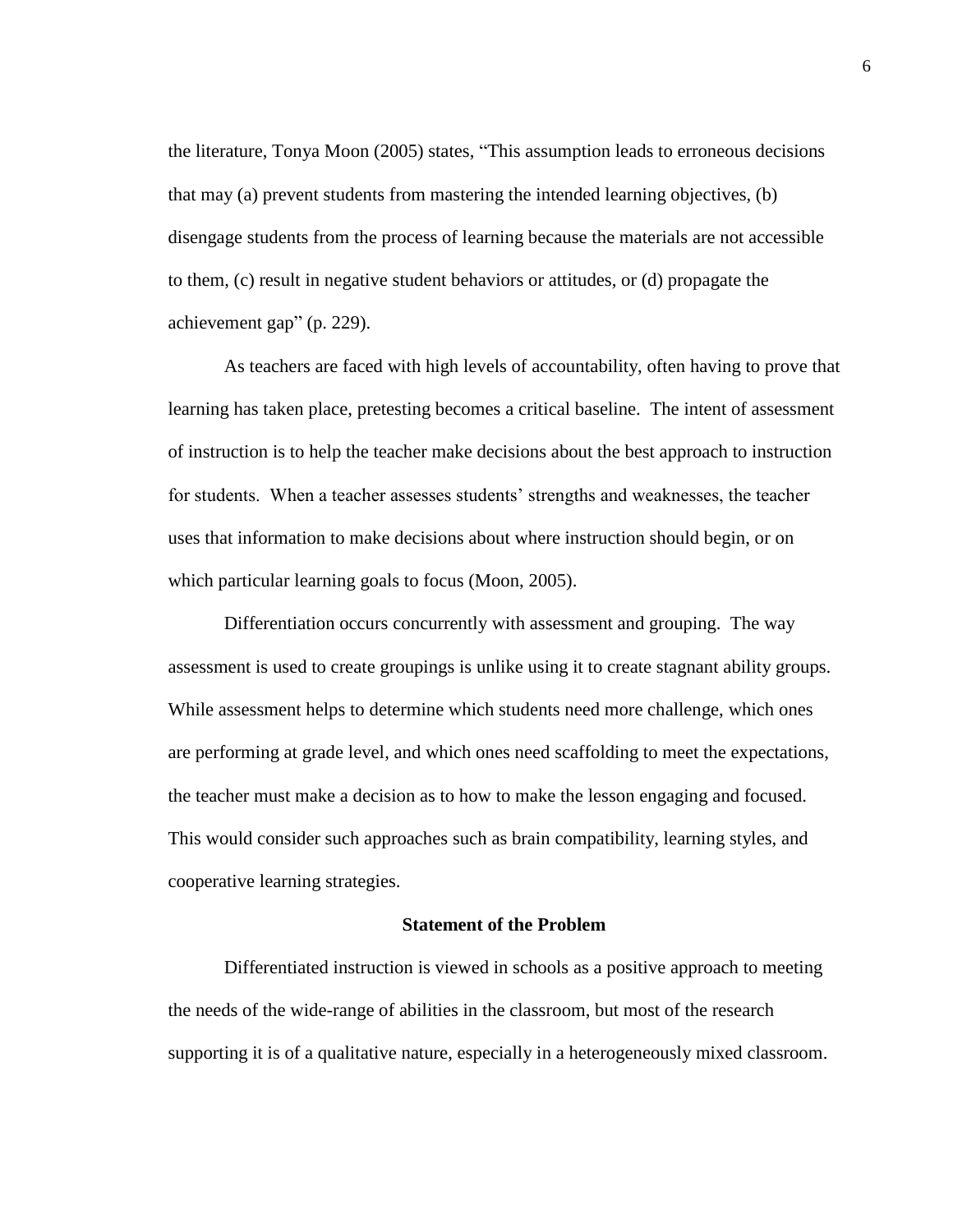the literature, Tonya Moon (2005) states, "This assumption leads to erroneous decisions that may (a) prevent students from mastering the intended learning objectives, (b) disengage students from the process of learning because the materials are not accessible to them, (c) result in negative student behaviors or attitudes, or (d) propagate the achievement gap" (p. 229).

As teachers are faced with high levels of accountability, often having to prove that learning has taken place, pretesting becomes a critical baseline. The intent of assessment of instruction is to help the teacher make decisions about the best approach to instruction for students. When a teacher assesses students' strengths and weaknesses, the teacher uses that information to make decisions about where instruction should begin, or on which particular learning goals to focus (Moon, 2005).

Differentiation occurs concurrently with assessment and grouping. The way assessment is used to create groupings is unlike using it to create stagnant ability groups. While assessment helps to determine which students need more challenge, which ones are performing at grade level, and which ones need scaffolding to meet the expectations, the teacher must make a decision as to how to make the lesson engaging and focused. This would consider such approaches such as brain compatibility, learning styles, and cooperative learning strategies.

## Statement of the Problem

Differentiated instruction is viewed in schools as a positive approach to meeting the needs of the wide-range of abilities in the classroom, but most of the research supporting it is of a qualitative nature, especially in a heterogeneously mixed classroom.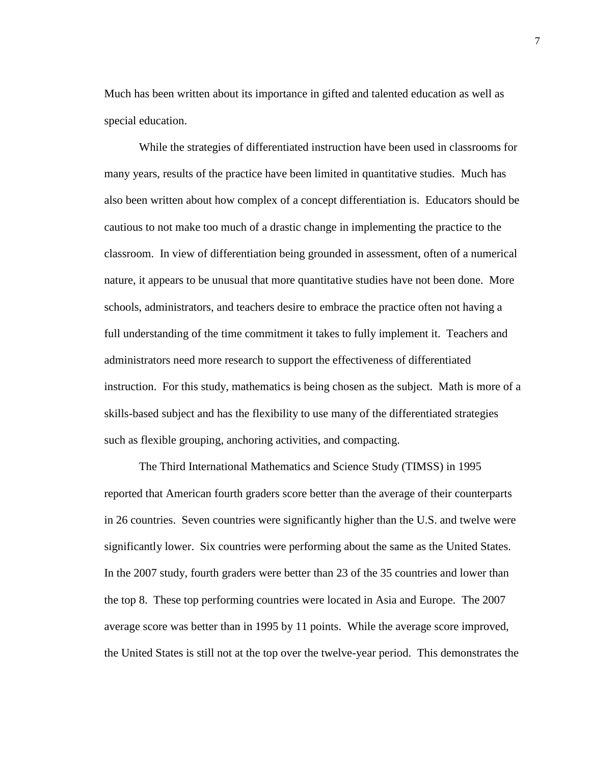Much has been written about its importance in gifted and talented education as well as special education.

While the strategies of differentiated instruction have been used in classrooms for many years, results of the practice have been limited in quantitative studies. Much has also been written about how complex of a concept differentiation is. Educators should be cautious to not make too much of a drastic change in implementing the practice to the classroom. In view of differentiation being grounded in assessment, often of a numerical nature, it appears to be unusual that more quantitative studies have not been done. More schools, administrators, and teachers desire to embrace the practice often not having a full understanding of the time commitment it takes to fully implement it. Teachers and administrators need more research to support the effectiveness of differentiated instruction. For this study, mathematics is being chosen as the subject. Math is more of a skills-based subject and has the flexibility to use many of the differentiated strategies such as flexible grouping, anchoring activities, and compacting.

The Third International Mathematics and Science Study (TIMSS) in 1995 reported that American fourth graders score better than the average of their counterparts in 26 countries. Seven countries were significantly higher than the U.S. and twelve were significantly lower. Six countries were performing about the same as the United States. In the 2007 study, fourth graders were better than 23 of the 35 countries and lower than the top 8. These top performing countries were located in Asia and Europe. The 2007 average score was better than in 1995 by 11 points. While the average score improved, the United States is still not at the top over the twelve-year period. This demonstrates the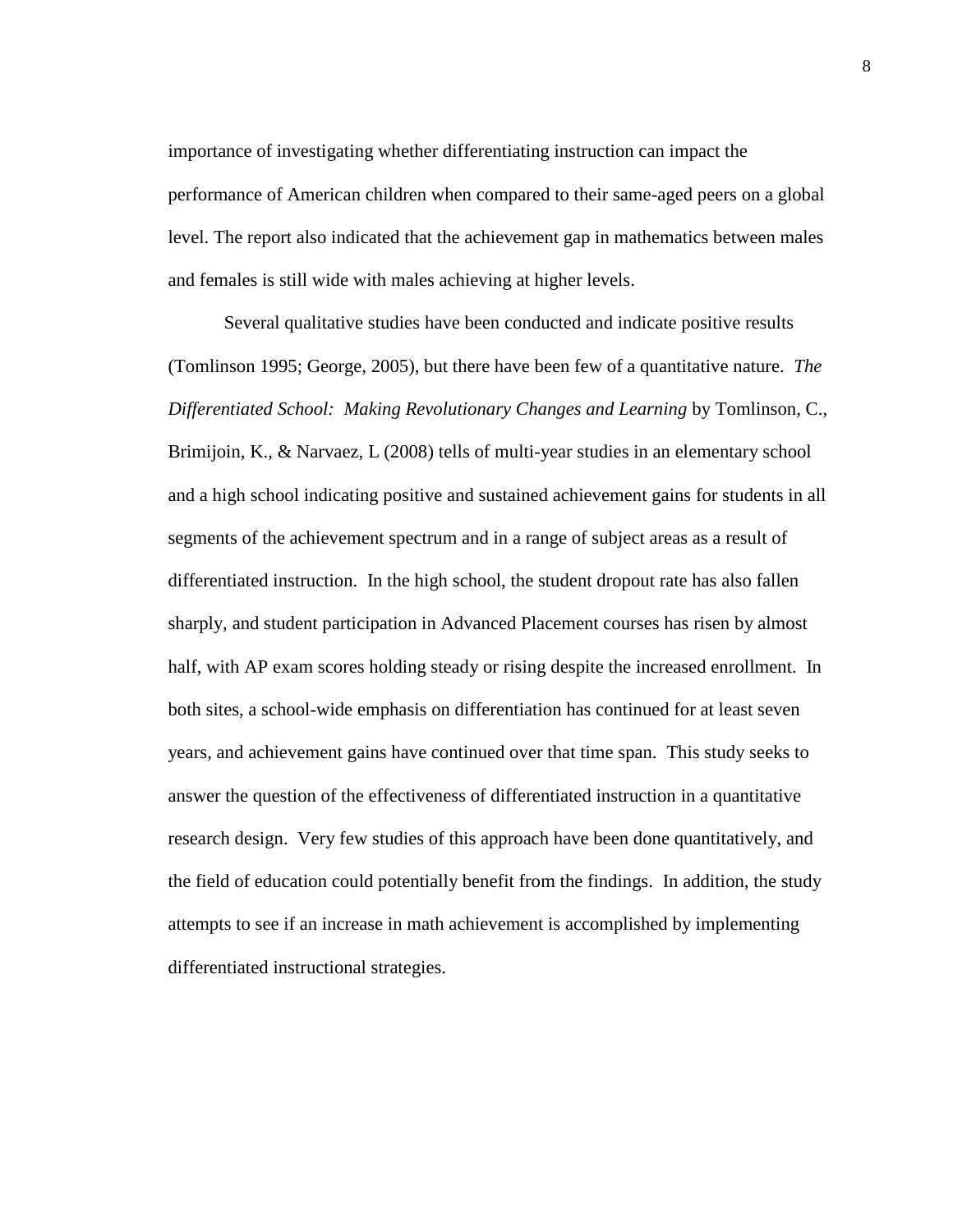importance of investigating whether differentiating instruction can impact the performance of American children when compared to their same-aged peers on a global level. The report also indicated that the achievement gap in mathematics between males and females is still wide with males achieving at higher levels.

Several qualitative studies have been conducted and indicate positive results (Tomlinson 1995; George, 2005), but there have been few of a quantitative nature. *The Differentiated School: Making Revolutionary Changes and Learning* by Tomlinson, C., Brimijoin, K., & Narvaez, L (2008) tells of multi-year studies in an elementary school and a high school indicating positive and sustained achievement gains for students in all segments of the achievement spectrum and in a range of subject areas as a result of differentiated instruction. In the high school, the student dropout rate has also fallen sharply, and student participation in Advanced Placement courses has risen by almost half, with AP exam scores holding steady or rising despite the increased enrollment. In both sites, a school-wide emphasis on differentiation has continued for at least seven years, and achievement gains have continued over that time span. This study seeks to answer the question of the effectiveness of differentiated instruction in a quantitative research design. Very few studies of this approach have been done quantitatively, and the field of education could potentially benefit from the findings. In addition, the study attempts to see if an increase in math achievement is accomplished by implementing differentiated instructional strategies.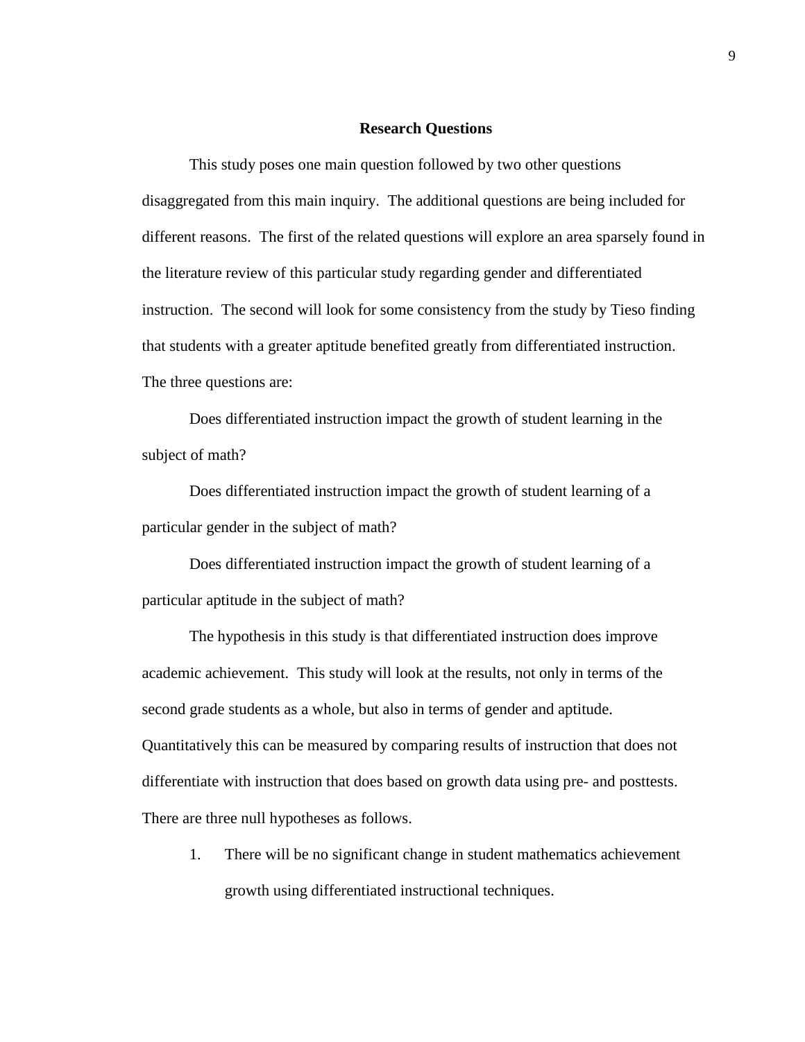## Research Questions

This study poses one main question followed by two other questions disaggregated from this main inquiry. The additional questions are being included for different reasons. The first of the related questions will explore an area sparsely found in the literature review of this particular study regarding gender and differentiated instruction. The second will look for some consistency from the study by Tieso finding that students with a greater aptitude benefited greatly from differentiated instruction. The three questions are:

Does differentiated instruction impact the growth of student learning in the subject of math?

Does differentiated instruction impact the growth of student learning of a particular gender in the subject of math?

Does differentiated instruction impact the growth of student learning of a particular aptitude in the subject of math?

The hypothesis in this study is that differentiated instruction does improve academic achievement. This study will look at the results, not only in terms of the second grade students as a whole, but also in terms of gender and aptitude. Quantitatively this can be measured by comparing results of instruction that does not differentiate with instruction that does based on growth data using pre- and posttests. There are three null hypotheses as follows.

1. There will be no significant change in student mathematics achievement growth using differentiated instructional techniques.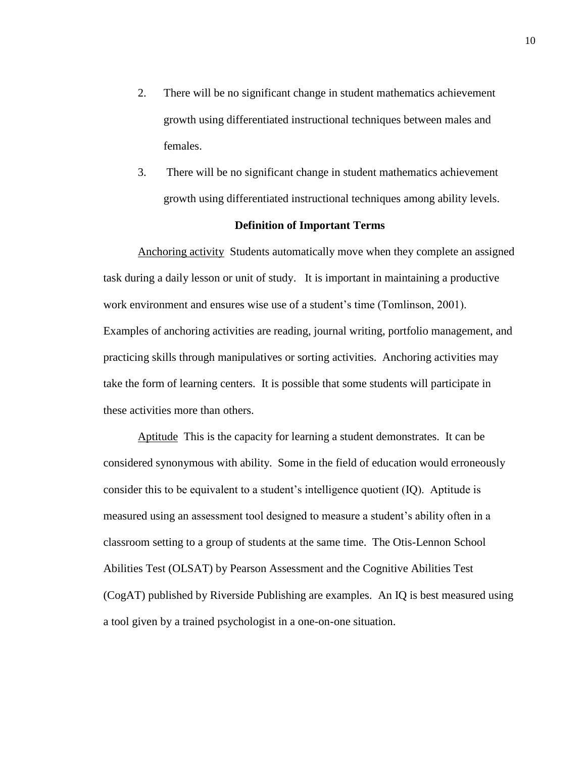2. There will be no significant change in student mathematics achievement growth using differentiated instructional techniques between males and females.

3. There will be no significant change in student mathematics achievement growth using differentiated instructional techniques among ability levels.

### Definition of Important Terms

Anchoring activity Students automatically move when they complete an assigned task during a daily lesson or unit of study. It is important in maintaining a productive work environment and ensures wise use of a student's time (Tomlinson, 2001). Examples of anchoring activities are reading, journal writing, portfolio management, and practicing skills through manipulatives or sorting activities. Anchoring activities may take the form of learning centers. It is possible that some students will participate in these activities more than others.

Aptitude This is the capacity for learning a student demonstrates. It can be considered synonymous with ability. Some in the field of education would erroneously consider this to be equivalent to a student's intelligence quotient (IQ). Aptitude is measured using an assessment tool designed to measure a student's ability often in a classroom setting to a group of students at the same time. The Otis-Lennon School Abilities Test (OLSAT) by Pearson Assessment and the Cognitive Abilities Test (CogAT) published by Riverside Publishing are examples. An IQ is best measured using a tool given by a trained psychologist in a one-on-one situation.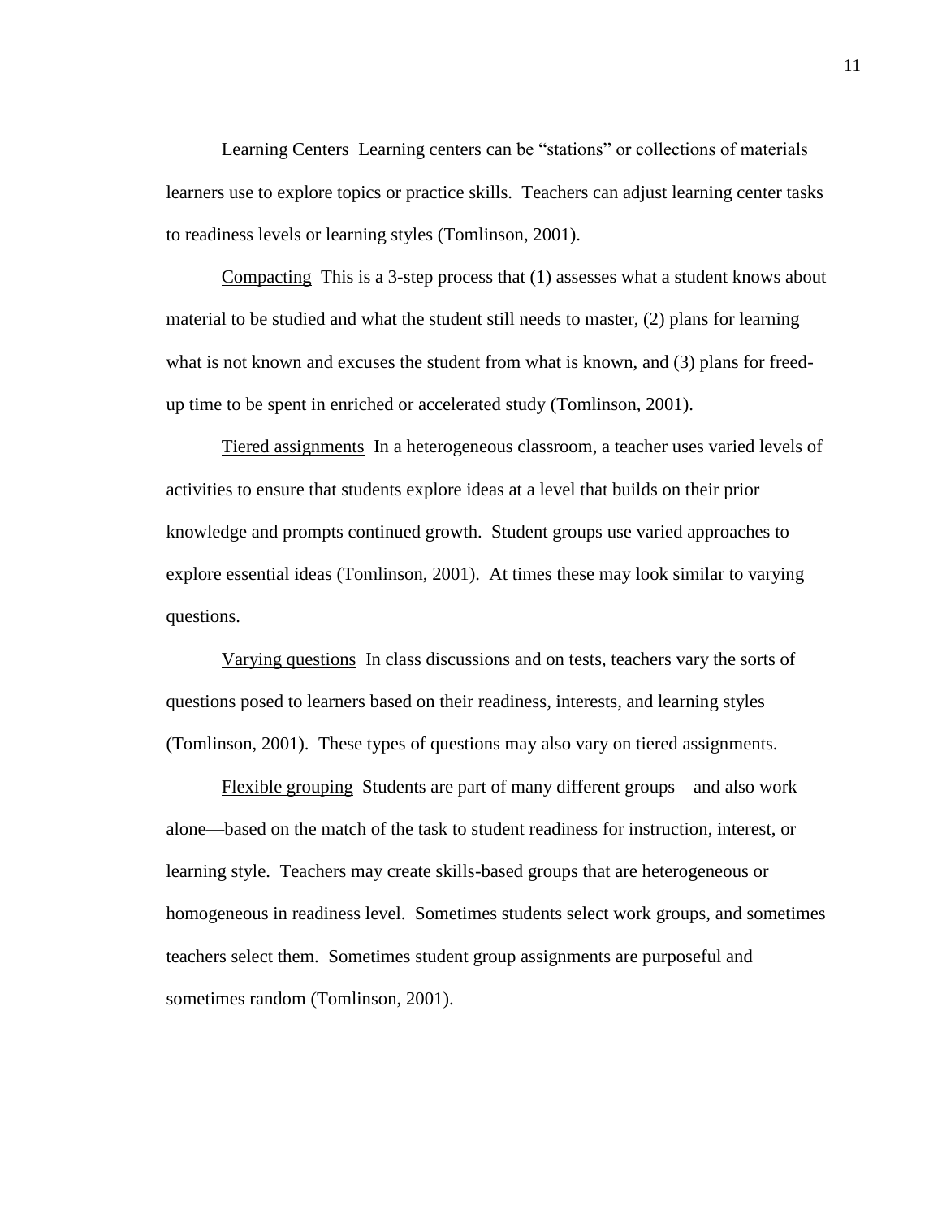Learning Centers  Learning centers can be "stations" or collections of materials learners use to explore topics or practice skills.  Teachers can adjust learning center tasks to readiness levels or learning styles (Tomlinson, 2001).

Compacting  This is a 3-step process that (1) assesses what a student knows about material to be studied and what the student still needs to master, (2) plans for learning what is not known and excuses the student from what is known, and (3) plans for freed-up time to be spent in enriched or accelerated study (Tomlinson, 2001).

Tiered assignments  In a heterogeneous classroom, a teacher uses varied levels of activities to ensure that students explore ideas at a level that builds on their prior knowledge and prompts continued growth.  Student groups use varied approaches to explore essential ideas (Tomlinson, 2001).  At times these may look similar to varying questions.

Varying questions  In class discussions and on tests, teachers vary the sorts of questions posed to learners based on their readiness, interests, and learning styles (Tomlinson, 2001).  These types of questions may also vary on tiered assignments.

Flexible grouping  Students are part of many different groups—and also work alone—based on the match of the task to student readiness for instruction, interest, or learning style.  Teachers may create skills-based groups that are heterogeneous or homogeneous in readiness level.  Sometimes students select work groups, and sometimes teachers select them.  Sometimes student group assignments are purposeful and sometimes random (Tomlinson, 2001).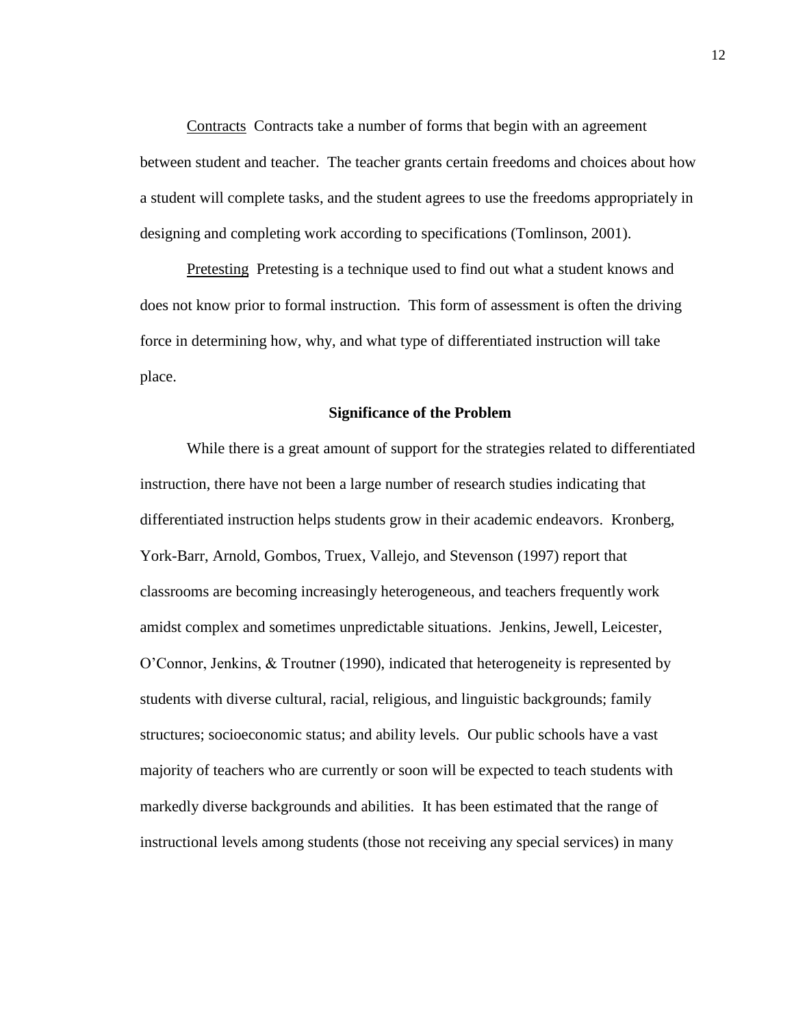Contracts Contracts take a number of forms that begin with an agreement between student and teacher. The teacher grants certain freedoms and choices about how a student will complete tasks, and the student agrees to use the freedoms appropriately in designing and completing work according to specifications (Tomlinson, 2001).

Pretesting Pretesting is a technique used to find out what a student knows and does not know prior to formal instruction. This form of assessment is often the driving force in determining how, why, and what type of differentiated instruction will take place.

## Significance of the Problem

While there is a great amount of support for the strategies related to differentiated instruction, there have not been a large number of research studies indicating that differentiated instruction helps students grow in their academic endeavors. Kronberg, York-Barr, Arnold, Gombos, Truex, Vallejo, and Stevenson (1997) report that classrooms are becoming increasingly heterogeneous, and teachers frequently work amidst complex and sometimes unpredictable situations. Jenkins, Jewell, Leicester, O'Connor, Jenkins, & Troutner (1990), indicated that heterogeneity is represented by students with diverse cultural, racial, religious, and linguistic backgrounds; family structures; socioeconomic status; and ability levels. Our public schools have a vast majority of teachers who are currently or soon will be expected to teach students with markedly diverse backgrounds and abilities. It has been estimated that the range of instructional levels among students (those not receiving any special services) in many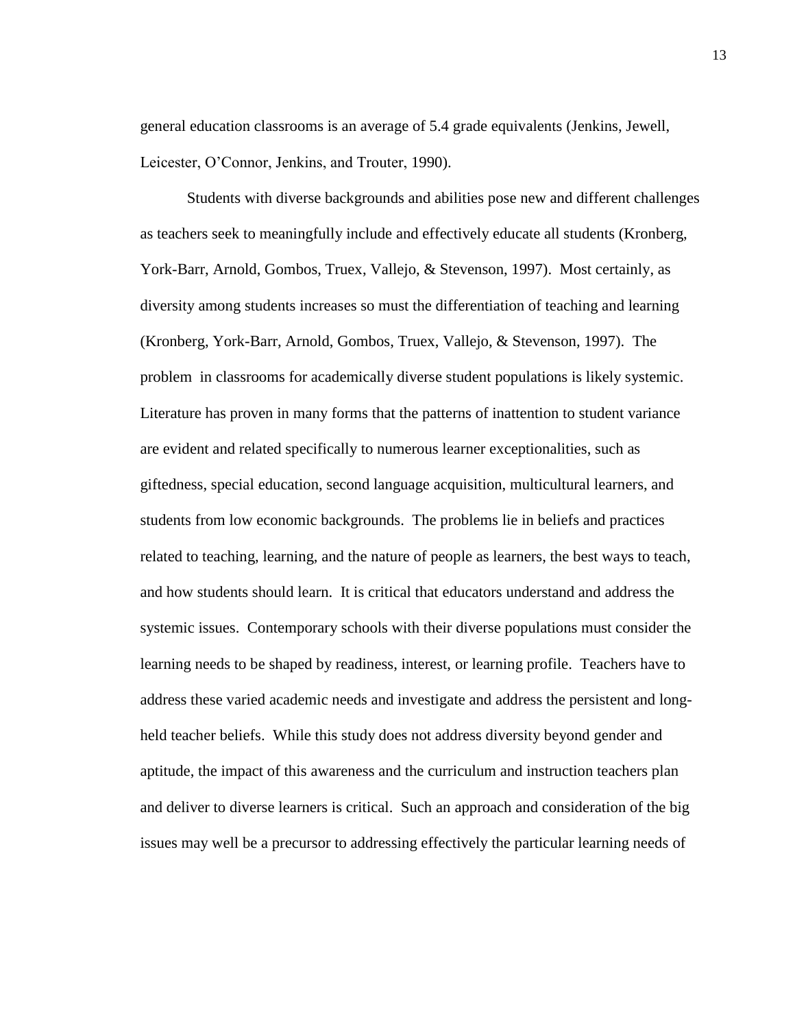general education classrooms is an average of 5.4 grade equivalents (Jenkins, Jewell, Leicester, O'Connor, Jenkins, and Trouter, 1990).

Students with diverse backgrounds and abilities pose new and different challenges as teachers seek to meaningfully include and effectively educate all students (Kronberg, York-Barr, Arnold, Gombos, Truex, Vallejo, & Stevenson, 1997). Most certainly, as diversity among students increases so must the differentiation of teaching and learning (Kronberg, York-Barr, Arnold, Gombos, Truex, Vallejo, & Stevenson, 1997). The problem in classrooms for academically diverse student populations is likely systemic. Literature has proven in many forms that the patterns of inattention to student variance are evident and related specifically to numerous learner exceptionalities, such as giftedness, special education, second language acquisition, multicultural learners, and students from low economic backgrounds. The problems lie in beliefs and practices related to teaching, learning, and the nature of people as learners, the best ways to teach, and how students should learn. It is critical that educators understand and address the systemic issues. Contemporary schools with their diverse populations must consider the learning needs to be shaped by readiness, interest, or learning profile. Teachers have to address these varied academic needs and investigate and address the persistent and long-held teacher beliefs. While this study does not address diversity beyond gender and aptitude, the impact of this awareness and the curriculum and instruction teachers plan and deliver to diverse learners is critical. Such an approach and consideration of the big issues may well be a precursor to addressing effectively the particular learning needs of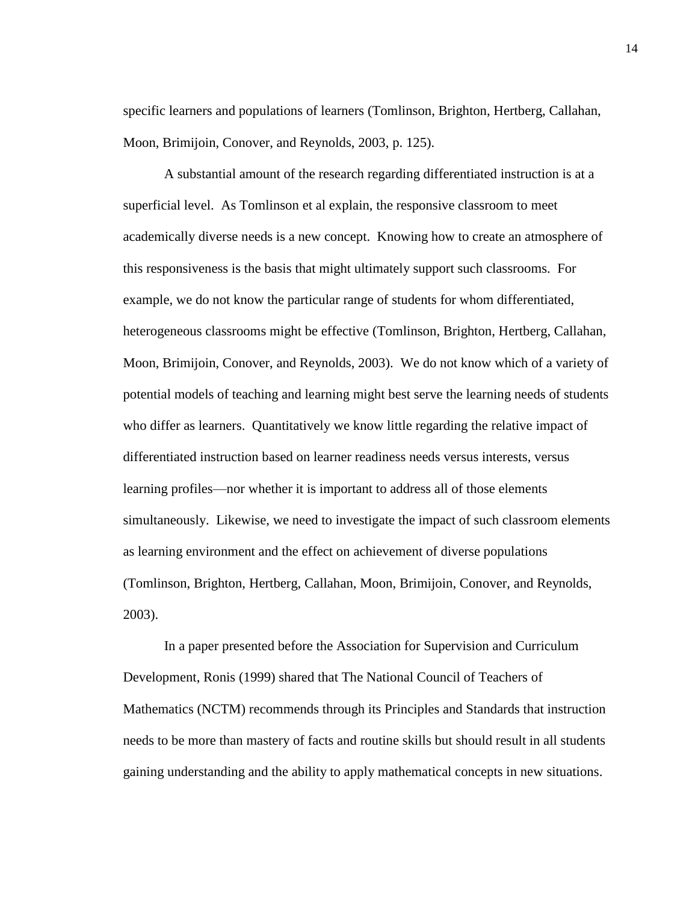specific learners and populations of learners (Tomlinson, Brighton, Hertberg, Callahan, Moon, Brimijoin, Conover, and Reynolds, 2003, p. 125).

A substantial amount of the research regarding differentiated instruction is at a superficial level. As Tomlinson et al explain, the responsive classroom to meet academically diverse needs is a new concept. Knowing how to create an atmosphere of this responsiveness is the basis that might ultimately support such classrooms. For example, we do not know the particular range of students for whom differentiated, heterogeneous classrooms might be effective (Tomlinson, Brighton, Hertberg, Callahan, Moon, Brimijoin, Conover, and Reynolds, 2003). We do not know which of a variety of potential models of teaching and learning might best serve the learning needs of students who differ as learners. Quantitatively we know little regarding the relative impact of differentiated instruction based on learner readiness needs versus interests, versus learning profiles—nor whether it is important to address all of those elements simultaneously. Likewise, we need to investigate the impact of such classroom elements as learning environment and the effect on achievement of diverse populations (Tomlinson, Brighton, Hertberg, Callahan, Moon, Brimijoin, Conover, and Reynolds, 2003).

In a paper presented before the Association for Supervision and Curriculum Development, Ronis (1999) shared that The National Council of Teachers of Mathematics (NCTM) recommends through its Principles and Standards that instruction needs to be more than mastery of facts and routine skills but should result in all students gaining understanding and the ability to apply mathematical concepts in new situations.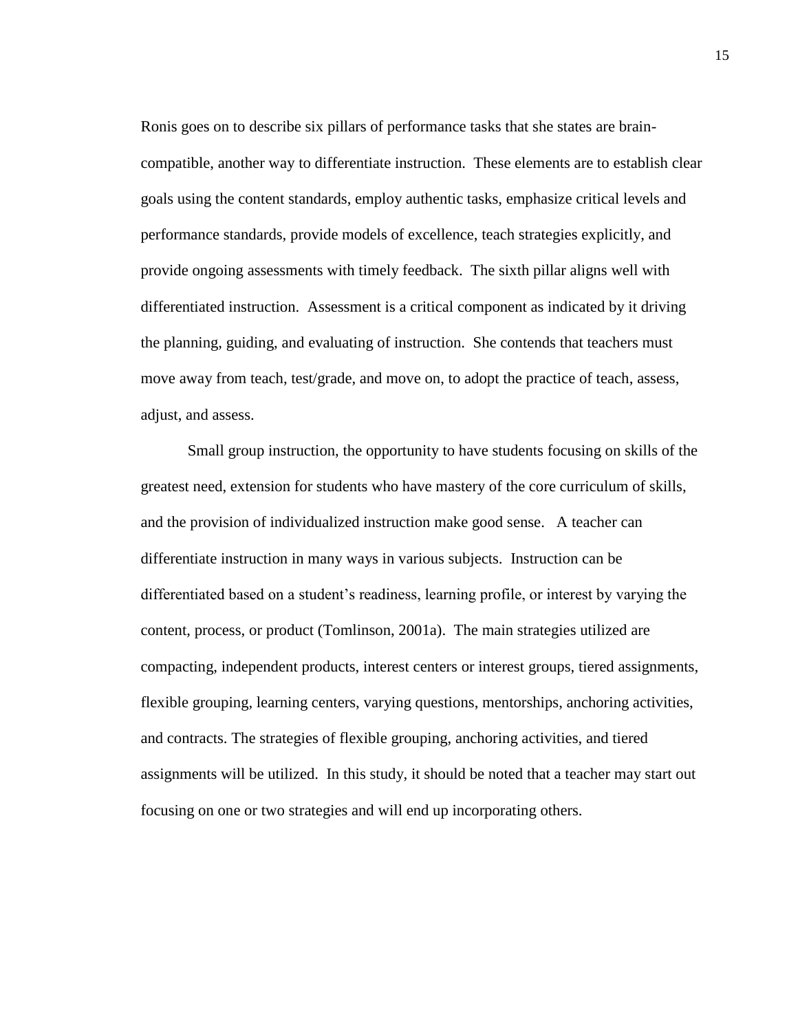Ronis goes on to describe six pillars of performance tasks that she states are brain-compatible, another way to differentiate instruction. These elements are to establish clear goals using the content standards, employ authentic tasks, emphasize critical levels and performance standards, provide models of excellence, teach strategies explicitly, and provide ongoing assessments with timely feedback. The sixth pillar aligns well with differentiated instruction. Assessment is a critical component as indicated by it driving the planning, guiding, and evaluating of instruction. She contends that teachers must move away from teach, test/grade, and move on, to adopt the practice of teach, assess, adjust, and assess.

Small group instruction, the opportunity to have students focusing on skills of the greatest need, extension for students who have mastery of the core curriculum of skills, and the provision of individualized instruction make good sense. A teacher can differentiate instruction in many ways in various subjects. Instruction can be differentiated based on a student's readiness, learning profile, or interest by varying the content, process, or product (Tomlinson, 2001a). The main strategies utilized are compacting, independent products, interest centers or interest groups, tiered assignments, flexible grouping, learning centers, varying questions, mentorships, anchoring activities, and contracts. The strategies of flexible grouping, anchoring activities, and tiered assignments will be utilized. In this study, it should be noted that a teacher may start out focusing on one or two strategies and will end up incorporating others.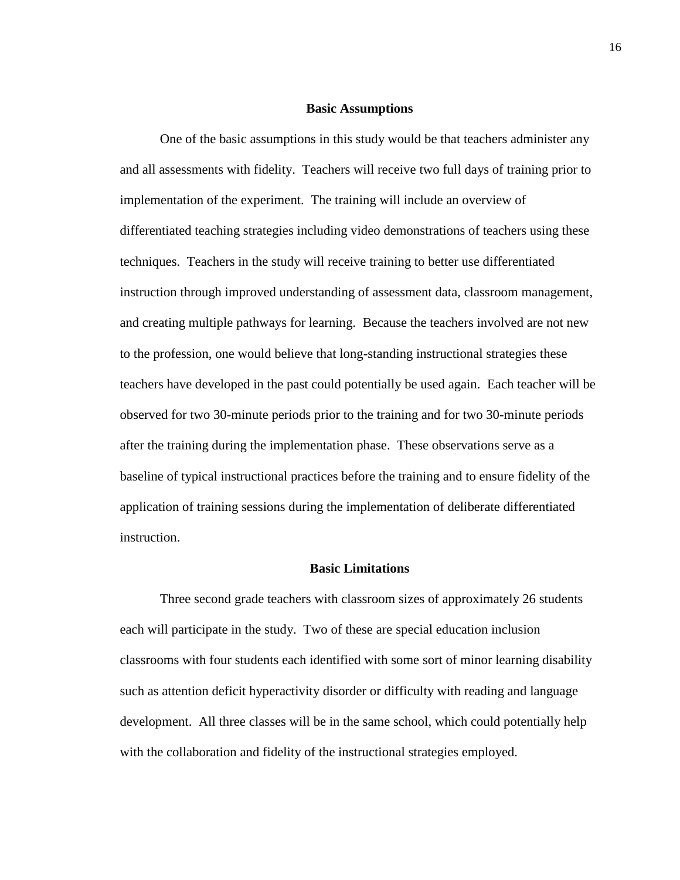## Basic Assumptions

One of the basic assumptions in this study would be that teachers administer any and all assessments with fidelity. Teachers will receive two full days of training prior to implementation of the experiment. The training will include an overview of differentiated teaching strategies including video demonstrations of teachers using these techniques. Teachers in the study will receive training to better use differentiated instruction through improved understanding of assessment data, classroom management, and creating multiple pathways for learning. Because the teachers involved are not new to the profession, one would believe that long-standing instructional strategies these teachers have developed in the past could potentially be used again. Each teacher will be observed for two 30-minute periods prior to the training and for two 30-minute periods after the training during the implementation phase. These observations serve as a baseline of typical instructional practices before the training and to ensure fidelity of the application of training sessions during the implementation of deliberate differentiated instruction.

## Basic Limitations

Three second grade teachers with classroom sizes of approximately 26 students each will participate in the study. Two of these are special education inclusion classrooms with four students each identified with some sort of minor learning disability such as attention deficit hyperactivity disorder or difficulty with reading and language development. All three classes will be in the same school, which could potentially help with the collaboration and fidelity of the instructional strategies employed.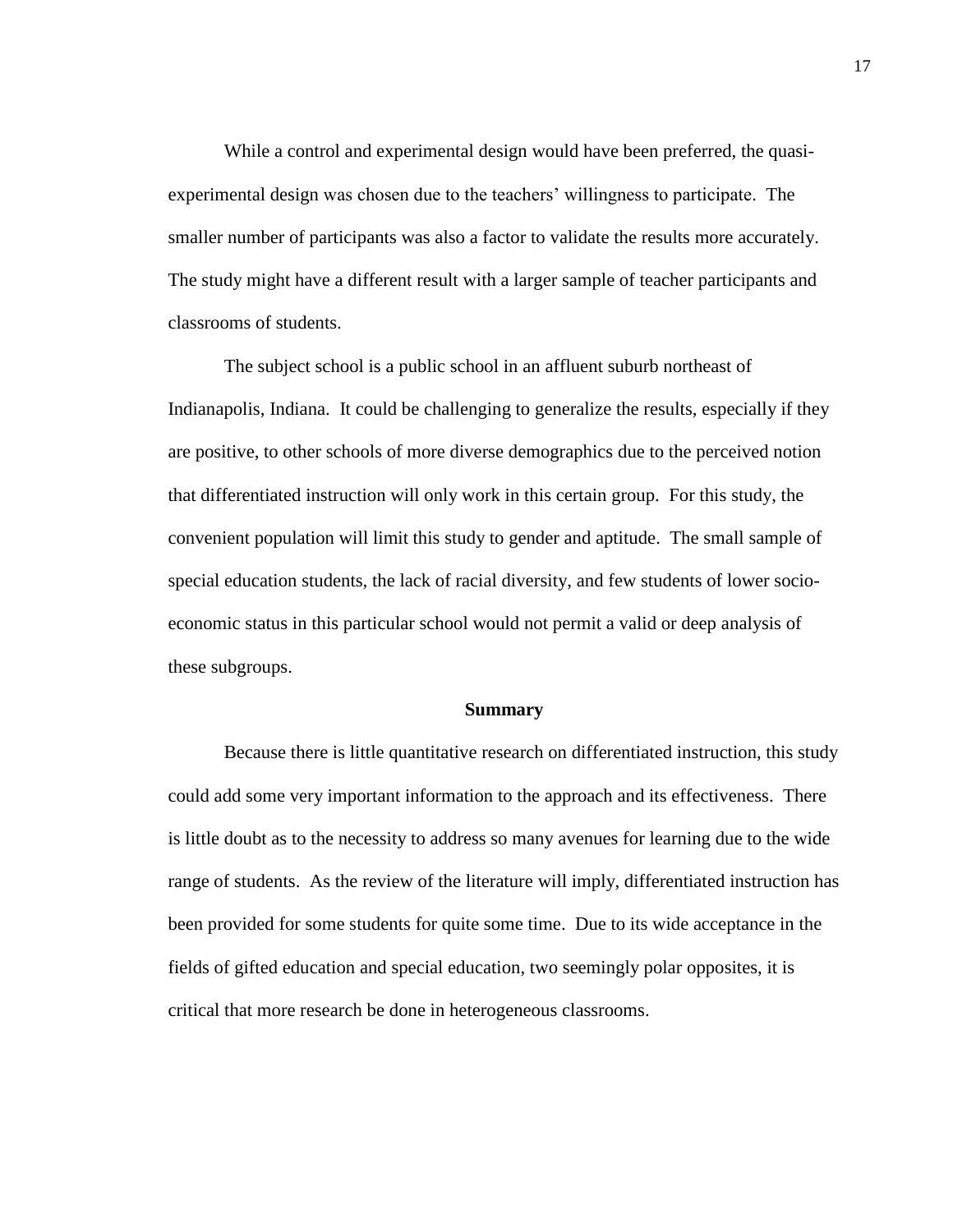While a control and experimental design would have been preferred, the quasi-experimental design was chosen due to the teachers' willingness to participate. The smaller number of participants was also a factor to validate the results more accurately. The study might have a different result with a larger sample of teacher participants and classrooms of students.

The subject school is a public school in an affluent suburb northeast of Indianapolis, Indiana. It could be challenging to generalize the results, especially if they are positive, to other schools of more diverse demographics due to the perceived notion that differentiated instruction will only work in this certain group. For this study, the convenient population will limit this study to gender and aptitude. The small sample of special education students, the lack of racial diversity, and few students of lower socio-economic status in this particular school would not permit a valid or deep analysis of these subgroups.

## Summary

Because there is little quantitative research on differentiated instruction, this study could add some very important information to the approach and its effectiveness. There is little doubt as to the necessity to address so many avenues for learning due to the wide range of students. As the review of the literature will imply, differentiated instruction has been provided for some students for quite some time. Due to its wide acceptance in the fields of gifted education and special education, two seemingly polar opposites, it is critical that more research be done in heterogeneous classrooms.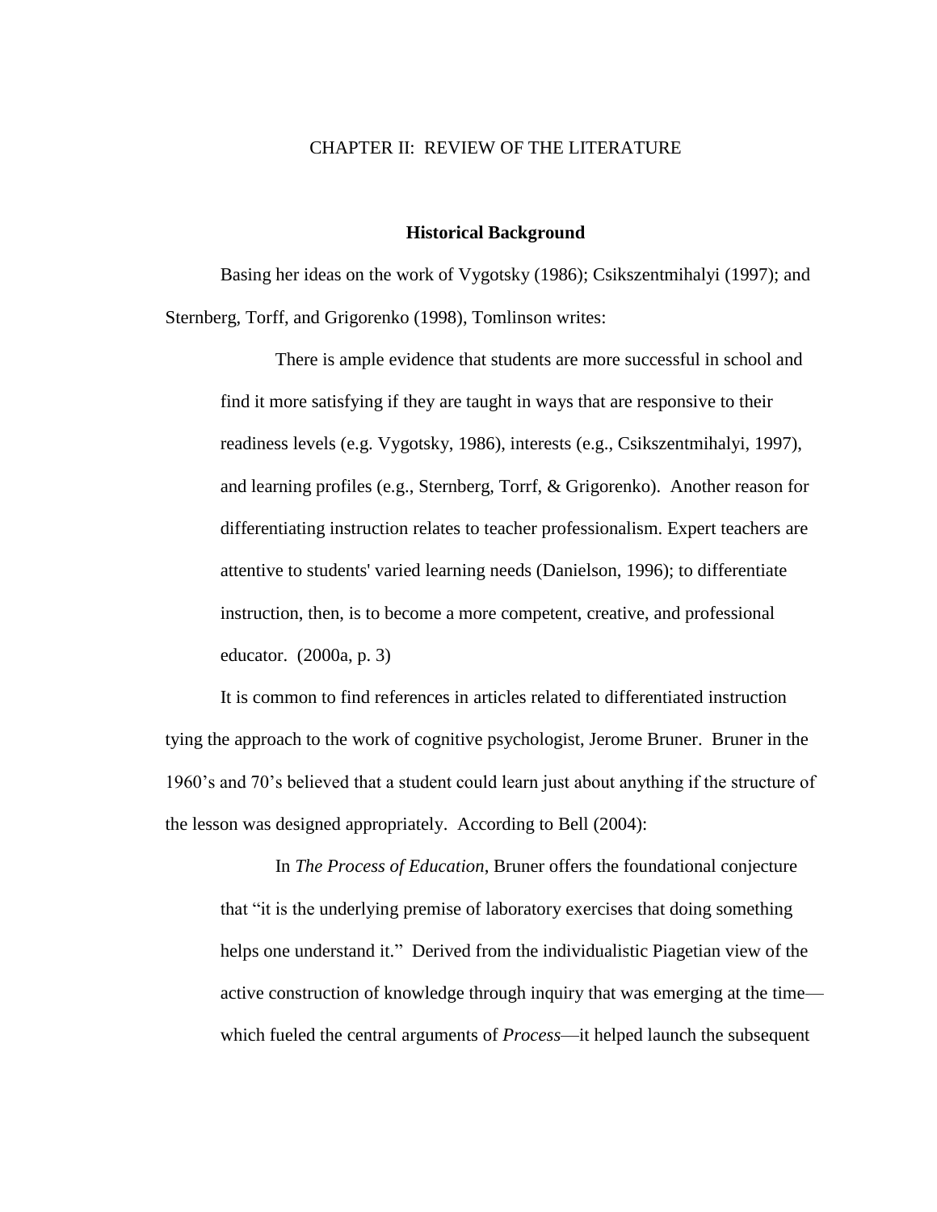# CHAPTER II: REVIEW OF THE LITERATURE

## Historical Background

Basing her ideas on the work of Vygotsky (1986); Csikszentmihalyi (1997); and Sternberg, Torff, and Grigorenko (1998), Tomlinson writes:

> There is ample evidence that students are more successful in school and find it more satisfying if they are taught in ways that are responsive to their readiness levels (e.g. Vygotsky, 1986), interests (e.g., Csikszentmihalyi, 1997), and learning profiles (e.g., Sternberg, Torrf, & Grigorenko). Another reason for differentiating instruction relates to teacher professionalism. Expert teachers are attentive to students' varied learning needs (Danielson, 1996); to differentiate instruction, then, is to become a more competent, creative, and professional educator. (2000a, p. 3)

It is common to find references in articles related to differentiated instruction tying the approach to the work of cognitive psychologist, Jerome Bruner. Bruner in the 1960's and 70's believed that a student could learn just about anything if the structure of the lesson was designed appropriately. According to Bell (2004):

> In *The Process of Education*, Bruner offers the foundational conjecture that "it is the underlying premise of laboratory exercises that doing something helps one understand it." Derived from the individualistic Piagetian view of the active construction of knowledge through inquiry that was emerging at the time—which fueled the central arguments of *Process*—it helped launch the subsequent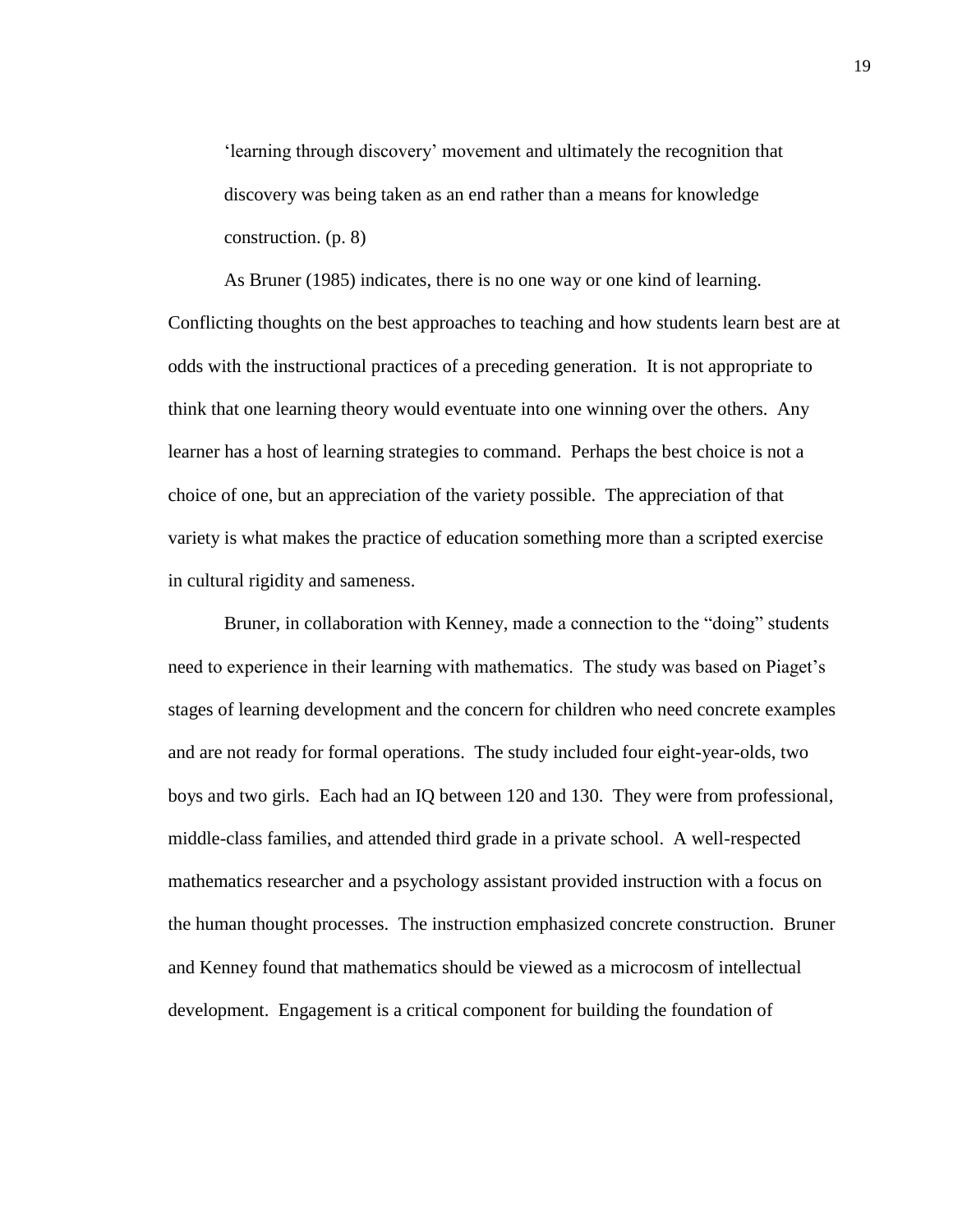> 'learning through discovery' movement and ultimately the recognition that discovery was being taken as an end rather than a means for knowledge construction. (p. 8)

As Bruner (1985) indicates, there is no one way or one kind of learning. Conflicting thoughts on the best approaches to teaching and how students learn best are at odds with the instructional practices of a preceding generation. It is not appropriate to think that one learning theory would eventuate into one winning over the others. Any learner has a host of learning strategies to command. Perhaps the best choice is not a choice of one, but an appreciation of the variety possible. The appreciation of that variety is what makes the practice of education something more than a scripted exercise in cultural rigidity and sameness.

Bruner, in collaboration with Kenney, made a connection to the "doing" students need to experience in their learning with mathematics. The study was based on Piaget's stages of learning development and the concern for children who need concrete examples and are not ready for formal operations. The study included four eight-year-olds, two boys and two girls. Each had an IQ between 120 and 130. They were from professional, middle-class families, and attended third grade in a private school. A well-respected mathematics researcher and a psychology assistant provided instruction with a focus on the human thought processes. The instruction emphasized concrete construction. Bruner and Kenney found that mathematics should be viewed as a microcosm of intellectual development. Engagement is a critical component for building the foundation of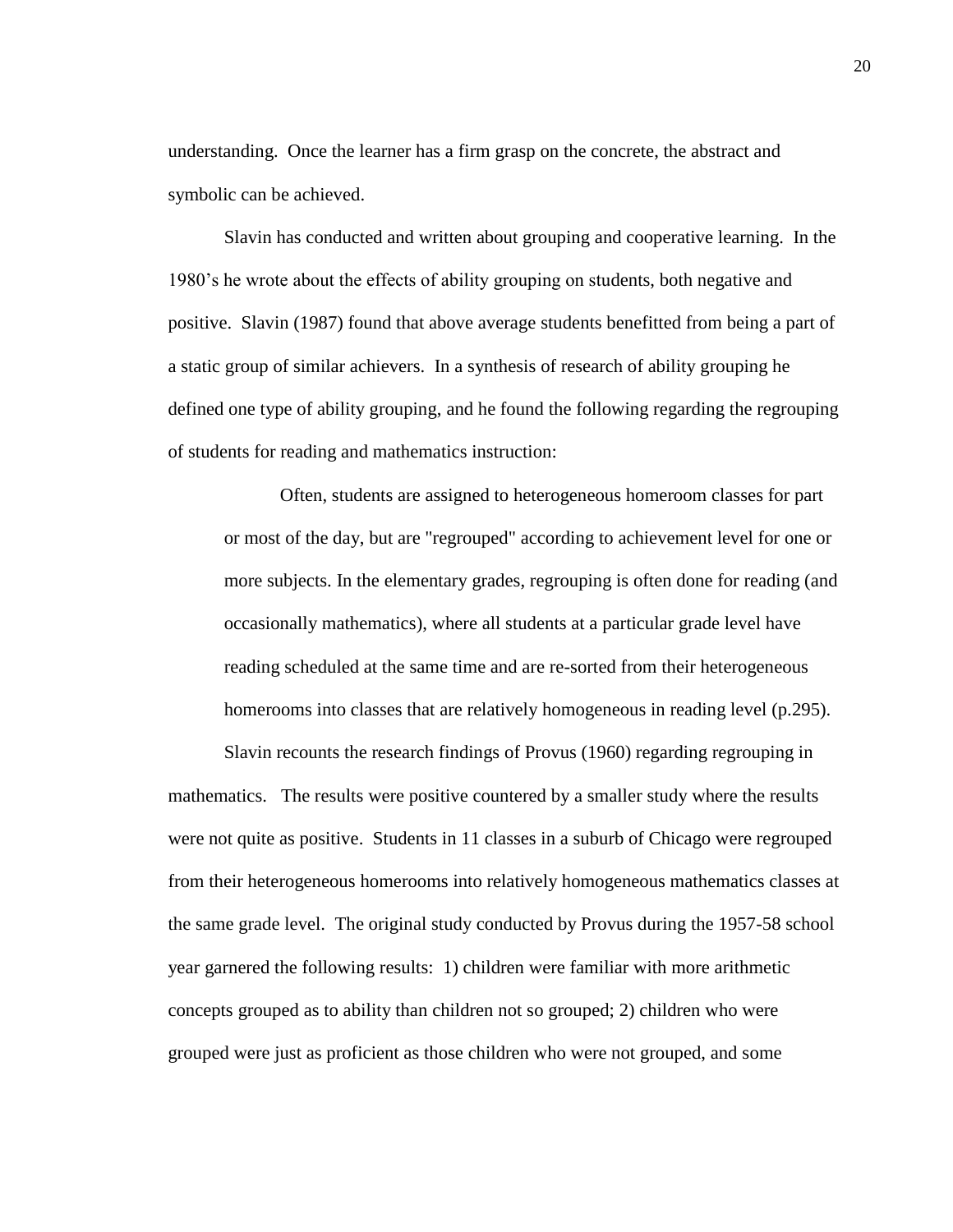understanding. Once the learner has a firm grasp on the concrete, the abstract and symbolic can be achieved.

Slavin has conducted and written about grouping and cooperative learning. In the 1980's he wrote about the effects of ability grouping on students, both negative and positive. Slavin (1987) found that above average students benefitted from being a part of a static group of similar achievers. In a synthesis of research of ability grouping he defined one type of ability grouping, and he found the following regarding the regrouping of students for reading and mathematics instruction:

> Often, students are assigned to heterogeneous homeroom classes for part or most of the day, but are "regrouped" according to achievement level for one or more subjects. In the elementary grades, regrouping is often done for reading (and occasionally mathematics), where all students at a particular grade level have reading scheduled at the same time and are re-sorted from their heterogeneous homerooms into classes that are relatively homogeneous in reading level (p.295).

Slavin recounts the research findings of Provus (1960) regarding regrouping in mathematics. The results were positive countered by a smaller study where the results were not quite as positive. Students in 11 classes in a suburb of Chicago were regrouped from their heterogeneous homerooms into relatively homogeneous mathematics classes at the same grade level. The original study conducted by Provus during the 1957-58 school year garnered the following results: 1) children were familiar with more arithmetic concepts grouped as to ability than children not so grouped; 2) children who were grouped were just as proficient as those children who were not grouped, and some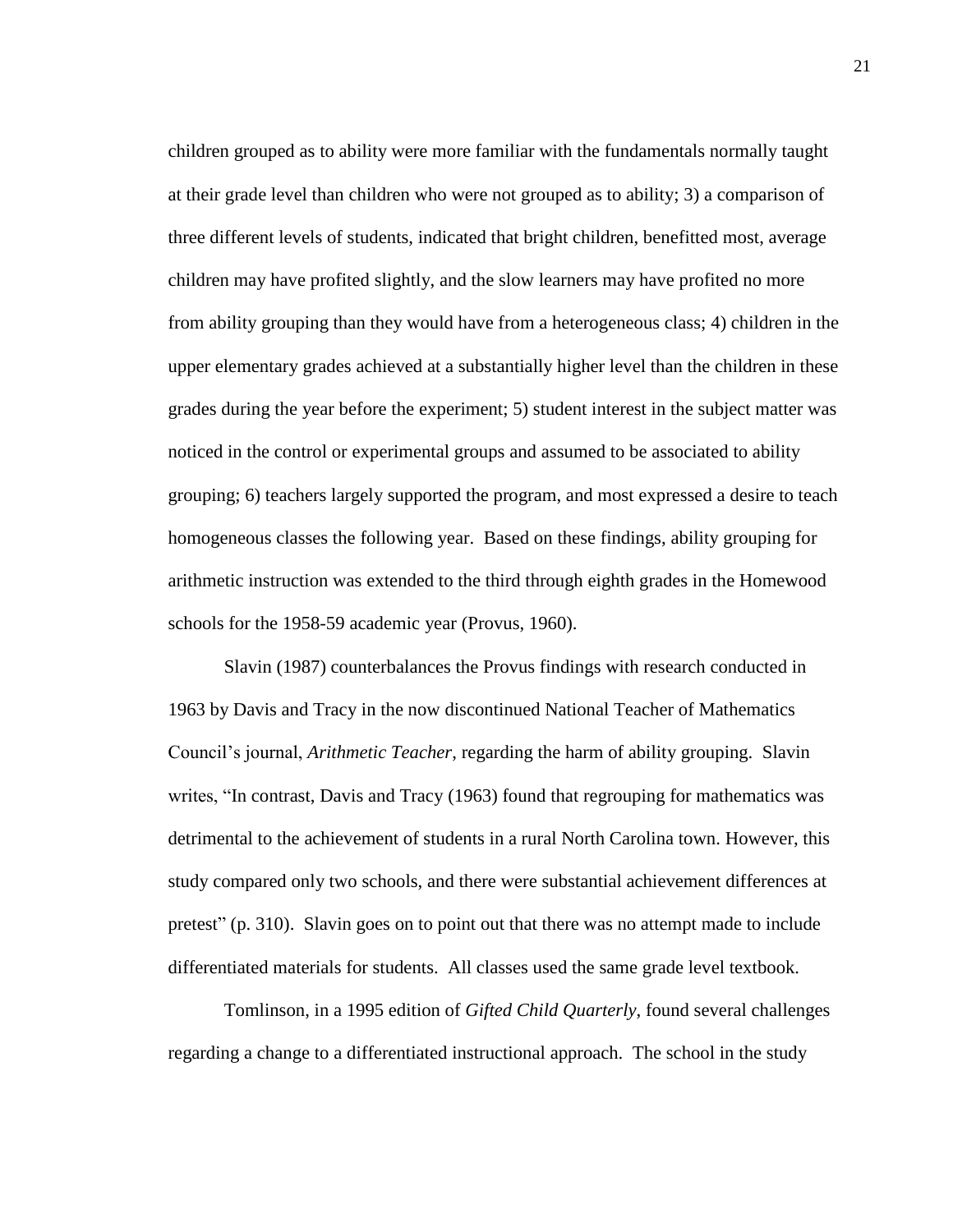children grouped as to ability were more familiar with the fundamentals normally taught at their grade level than children who were not grouped as to ability; 3) a comparison of three different levels of students, indicated that bright children, benefitted most, average children may have profited slightly, and the slow learners may have profited no more from ability grouping than they would have from a heterogeneous class; 4) children in the upper elementary grades achieved at a substantially higher level than the children in these grades during the year before the experiment; 5) student interest in the subject matter was noticed in the control or experimental groups and assumed to be associated to ability grouping; 6) teachers largely supported the program, and most expressed a desire to teach homogeneous classes the following year. Based on these findings, ability grouping for arithmetic instruction was extended to the third through eighth grades in the Homewood schools for the 1958-59 academic year (Provus, 1960).

Slavin (1987) counterbalances the Provus findings with research conducted in 1963 by Davis and Tracy in the now discontinued National Teacher of Mathematics Council's journal, *Arithmetic Teacher*, regarding the harm of ability grouping. Slavin writes, "In contrast, Davis and Tracy (1963) found that regrouping for mathematics was detrimental to the achievement of students in a rural North Carolina town. However, this study compared only two schools, and there were substantial achievement differences at pretest" (p. 310). Slavin goes on to point out that there was no attempt made to include differentiated materials for students. All classes used the same grade level textbook.

Tomlinson, in a 1995 edition of *Gifted Child Quarterly*, found several challenges regarding a change to a differentiated instructional approach. The school in the study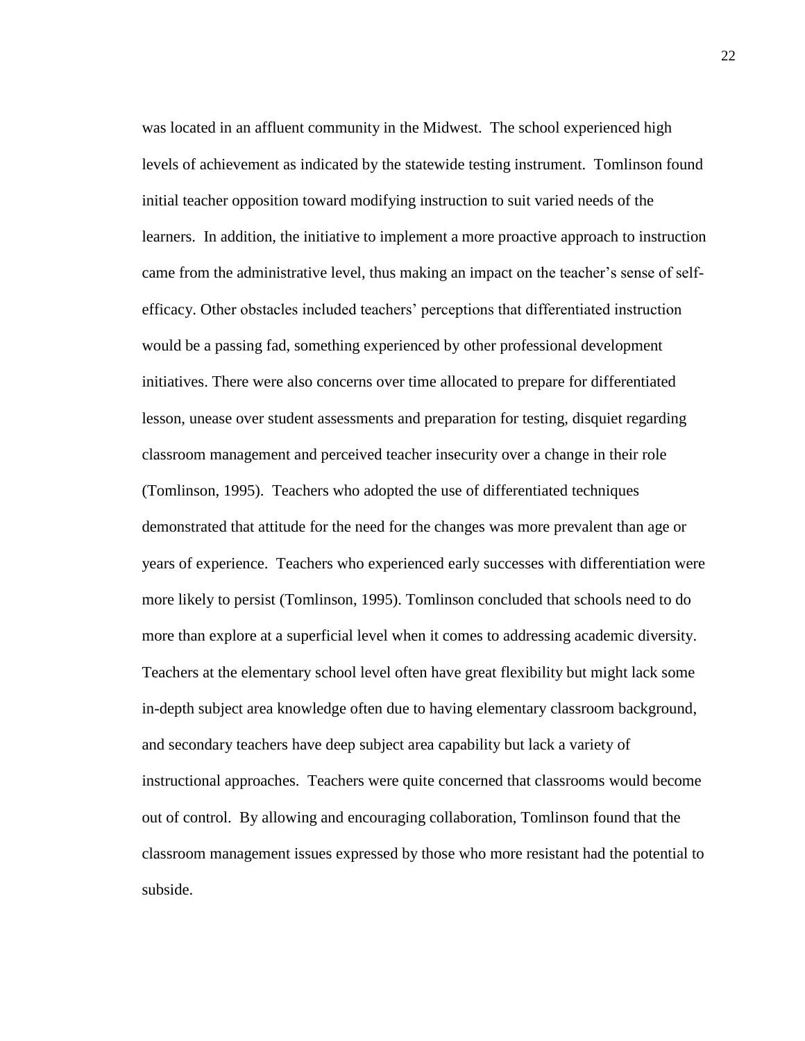was located in an affluent community in the Midwest. The school experienced high levels of achievement as indicated by the statewide testing instrument. Tomlinson found initial teacher opposition toward modifying instruction to suit varied needs of the learners. In addition, the initiative to implement a more proactive approach to instruction came from the administrative level, thus making an impact on the teacher's sense of self-efficacy. Other obstacles included teachers' perceptions that differentiated instruction would be a passing fad, something experienced by other professional development initiatives. There were also concerns over time allocated to prepare for differentiated lesson, unease over student assessments and preparation for testing, disquiet regarding classroom management and perceived teacher insecurity over a change in their role (Tomlinson, 1995). Teachers who adopted the use of differentiated techniques demonstrated that attitude for the need for the changes was more prevalent than age or years of experience. Teachers who experienced early successes with differentiation were more likely to persist (Tomlinson, 1995). Tomlinson concluded that schools need to do more than explore at a superficial level when it comes to addressing academic diversity. Teachers at the elementary school level often have great flexibility but might lack some in-depth subject area knowledge often due to having elementary classroom background, and secondary teachers have deep subject area capability but lack a variety of instructional approaches. Teachers were quite concerned that classrooms would become out of control. By allowing and encouraging collaboration, Tomlinson found that the classroom management issues expressed by those who more resistant had the potential to subside.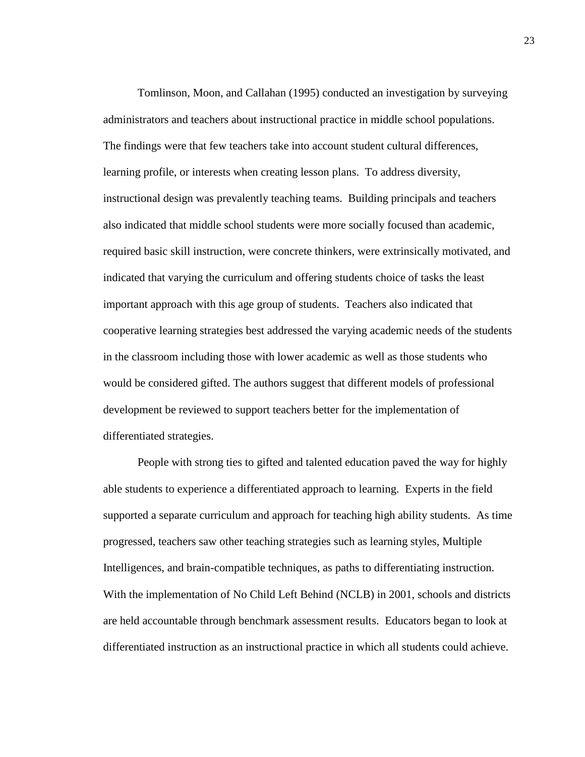Tomlinson, Moon, and Callahan (1995) conducted an investigation by surveying administrators and teachers about instructional practice in middle school populations. The findings were that few teachers take into account student cultural differences, learning profile, or interests when creating lesson plans. To address diversity, instructional design was prevalently teaching teams. Building principals and teachers also indicated that middle school students were more socially focused than academic, required basic skill instruction, were concrete thinkers, were extrinsically motivated, and indicated that varying the curriculum and offering students choice of tasks the least important approach with this age group of students. Teachers also indicated that cooperative learning strategies best addressed the varying academic needs of the students in the classroom including those with lower academic as well as those students who would be considered gifted. The authors suggest that different models of professional development be reviewed to support teachers better for the implementation of differentiated strategies.

People with strong ties to gifted and talented education paved the way for highly able students to experience a differentiated approach to learning. Experts in the field supported a separate curriculum and approach for teaching high ability students. As time progressed, teachers saw other teaching strategies such as learning styles, Multiple Intelligences, and brain-compatible techniques, as paths to differentiating instruction. With the implementation of No Child Left Behind (NCLB) in 2001, schools and districts are held accountable through benchmark assessment results. Educators began to look at differentiated instruction as an instructional practice in which all students could achieve.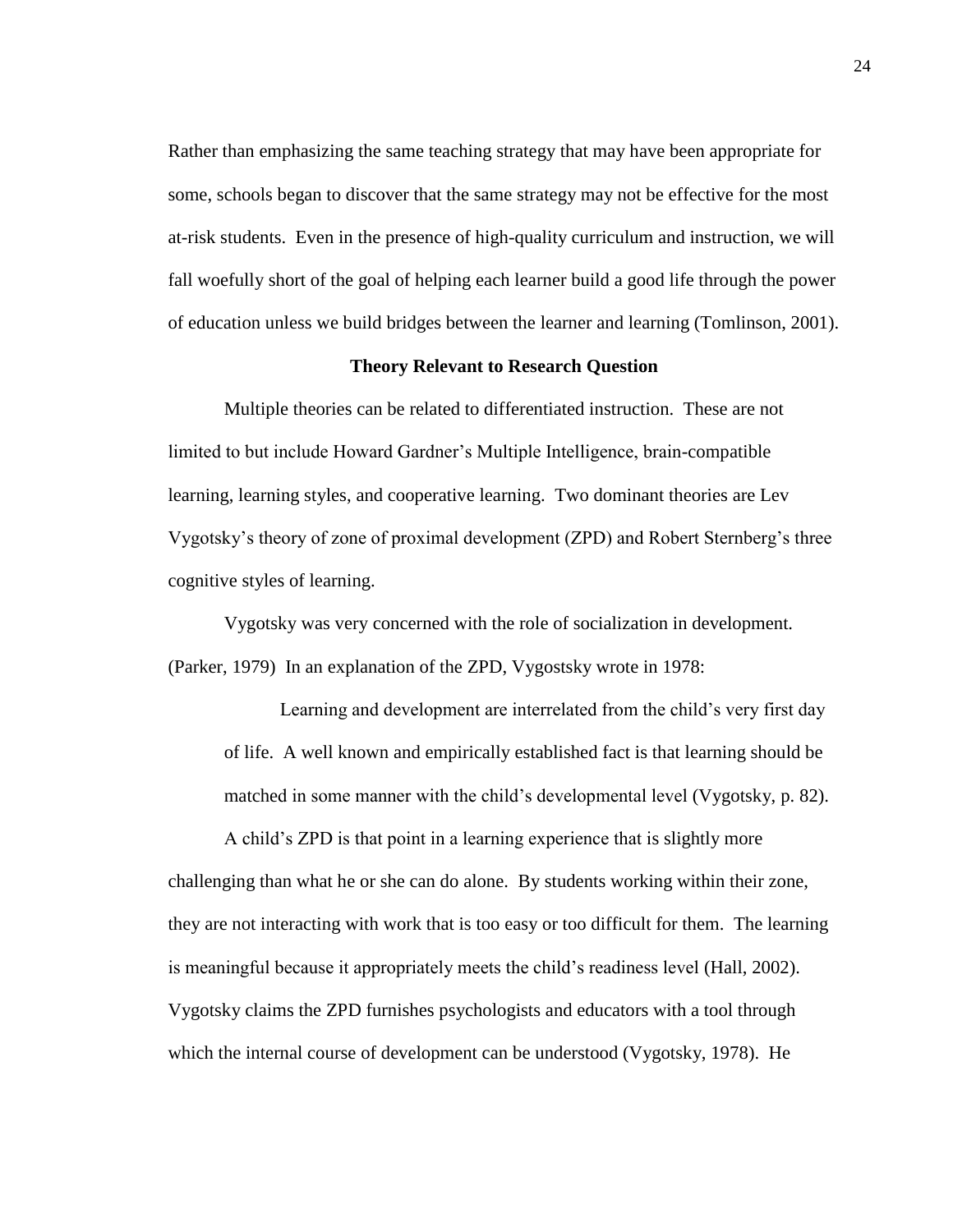Rather than emphasizing the same teaching strategy that may have been appropriate for some, schools began to discover that the same strategy may not be effective for the most at-risk students. Even in the presence of high-quality curriculum and instruction, we will fall woefully short of the goal of helping each learner build a good life through the power of education unless we build bridges between the learner and learning (Tomlinson, 2001).

### Theory Relevant to Research Question

Multiple theories can be related to differentiated instruction. These are not limited to but include Howard Gardner's Multiple Intelligence, brain-compatible learning, learning styles, and cooperative learning. Two dominant theories are Lev Vygotsky's theory of zone of proximal development (ZPD) and Robert Sternberg's three cognitive styles of learning.

Vygotsky was very concerned with the role of socialization in development. (Parker, 1979) In an explanation of the ZPD, Vygostsky wrote in 1978:

> Learning and development are interrelated from the child's very first day of life. A well known and empirically established fact is that learning should be matched in some manner with the child's developmental level (Vygotsky, p. 82).

A child's ZPD is that point in a learning experience that is slightly more challenging than what he or she can do alone. By students working within their zone, they are not interacting with work that is too easy or too difficult for them. The learning is meaningful because it appropriately meets the child's readiness level (Hall, 2002). Vygotsky claims the ZPD furnishes psychologists and educators with a tool through which the internal course of development can be understood (Vygotsky, 1978). He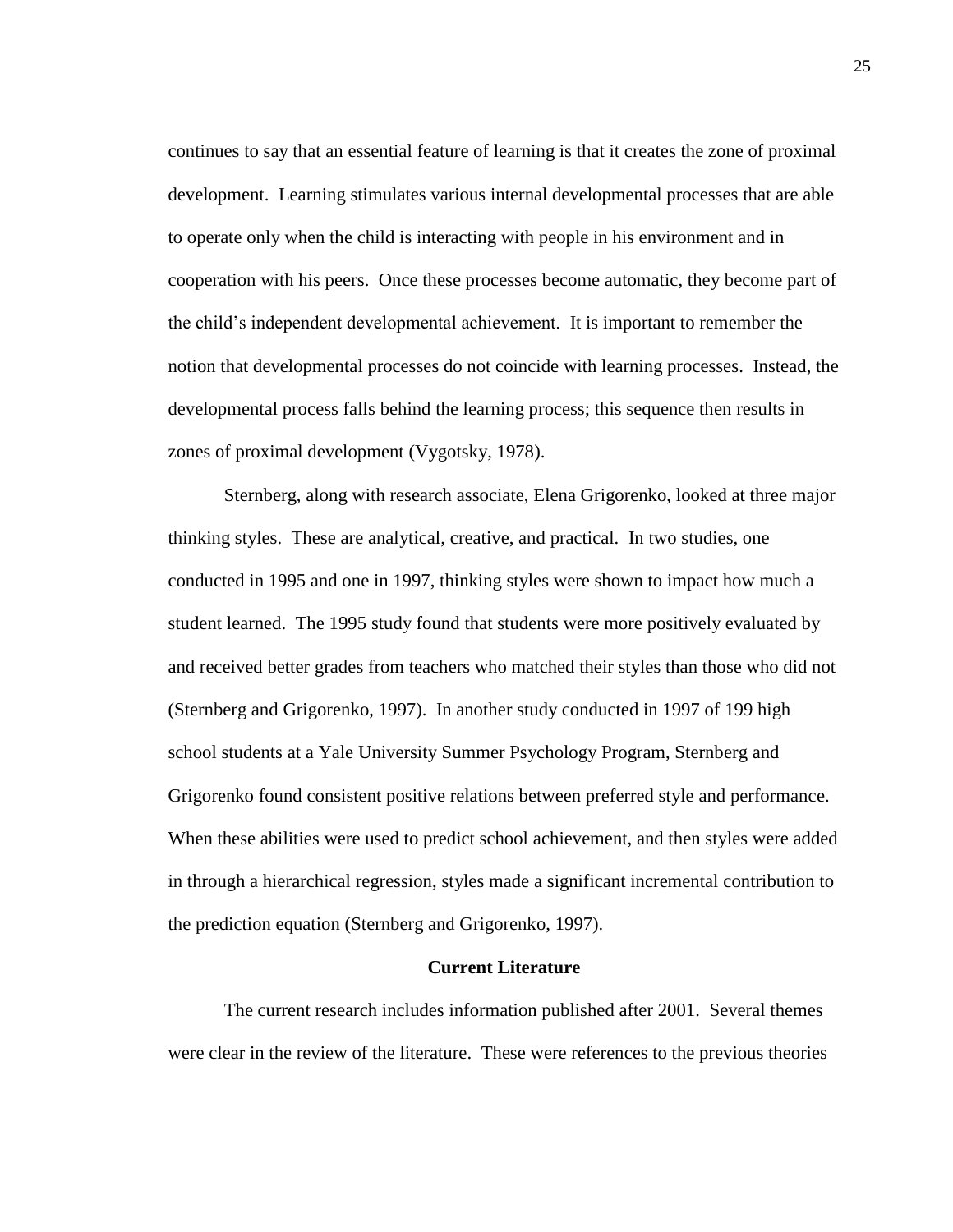continues to say that an essential feature of learning is that it creates the zone of proximal development. Learning stimulates various internal developmental processes that are able to operate only when the child is interacting with people in his environment and in cooperation with his peers. Once these processes become automatic, they become part of the child's independent developmental achievement. It is important to remember the notion that developmental processes do not coincide with learning processes. Instead, the developmental process falls behind the learning process; this sequence then results in zones of proximal development (Vygotsky, 1978).

Sternberg, along with research associate, Elena Grigorenko, looked at three major thinking styles. These are analytical, creative, and practical. In two studies, one conducted in 1995 and one in 1997, thinking styles were shown to impact how much a student learned. The 1995 study found that students were more positively evaluated by and received better grades from teachers who matched their styles than those who did not (Sternberg and Grigorenko, 1997). In another study conducted in 1997 of 199 high school students at a Yale University Summer Psychology Program, Sternberg and Grigorenko found consistent positive relations between preferred style and performance. When these abilities were used to predict school achievement, and then styles were added in through a hierarchical regression, styles made a significant incremental contribution to the prediction equation (Sternberg and Grigorenko, 1997).

## Current Literature

The current research includes information published after 2001. Several themes were clear in the review of the literature. These were references to the previous theories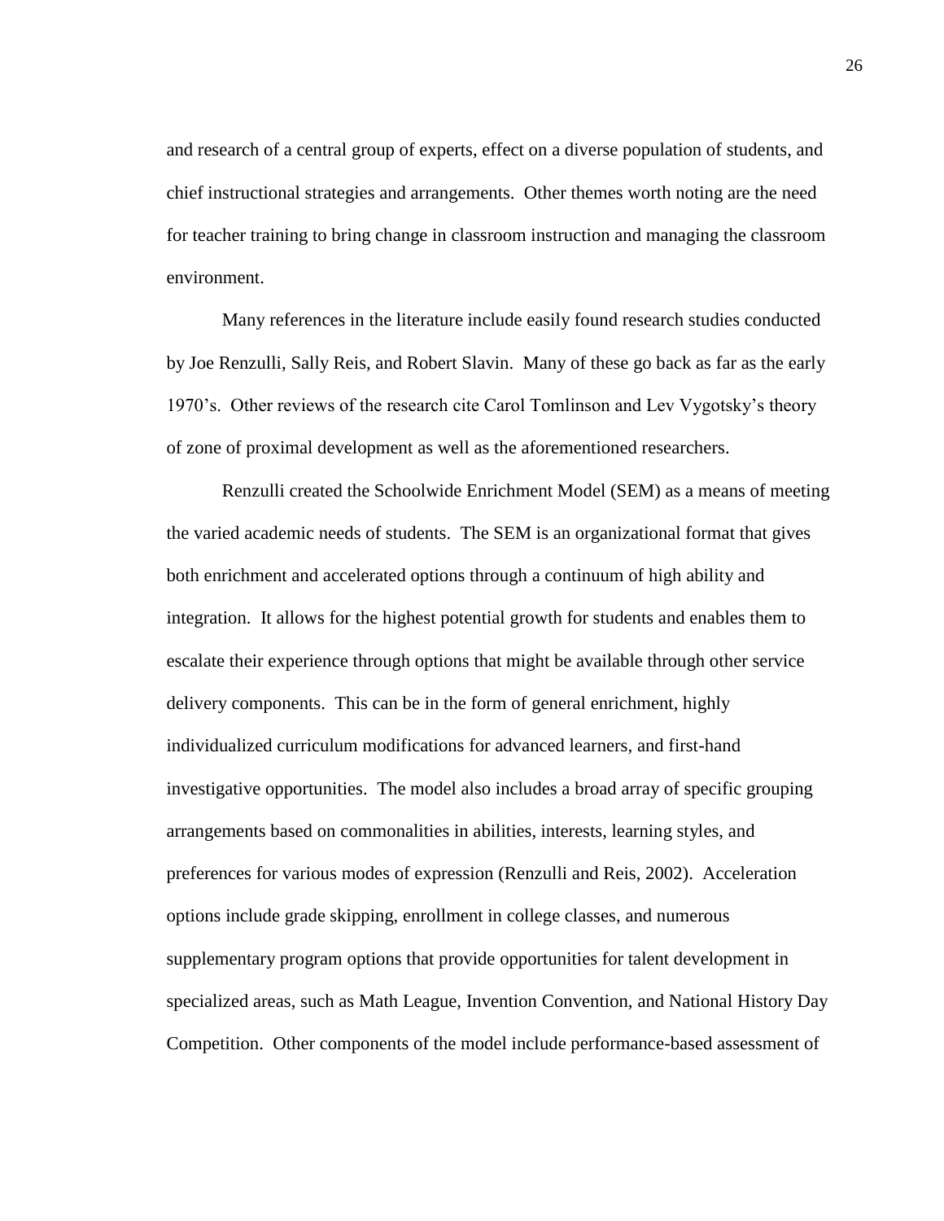and research of a central group of experts, effect on a diverse population of students, and chief instructional strategies and arrangements. Other themes worth noting are the need for teacher training to bring change in classroom instruction and managing the classroom environment.

Many references in the literature include easily found research studies conducted by Joe Renzulli, Sally Reis, and Robert Slavin. Many of these go back as far as the early 1970's. Other reviews of the research cite Carol Tomlinson and Lev Vygotsky's theory of zone of proximal development as well as the aforementioned researchers.

Renzulli created the Schoolwide Enrichment Model (SEM) as a means of meeting the varied academic needs of students. The SEM is an organizational format that gives both enrichment and accelerated options through a continuum of high ability and integration. It allows for the highest potential growth for students and enables them to escalate their experience through options that might be available through other service delivery components. This can be in the form of general enrichment, highly individualized curriculum modifications for advanced learners, and first-hand investigative opportunities. The model also includes a broad array of specific grouping arrangements based on commonalities in abilities, interests, learning styles, and preferences for various modes of expression (Renzulli and Reis, 2002). Acceleration options include grade skipping, enrollment in college classes, and numerous supplementary program options that provide opportunities for talent development in specialized areas, such as Math League, Invention Convention, and National History Day Competition. Other components of the model include performance-based assessment of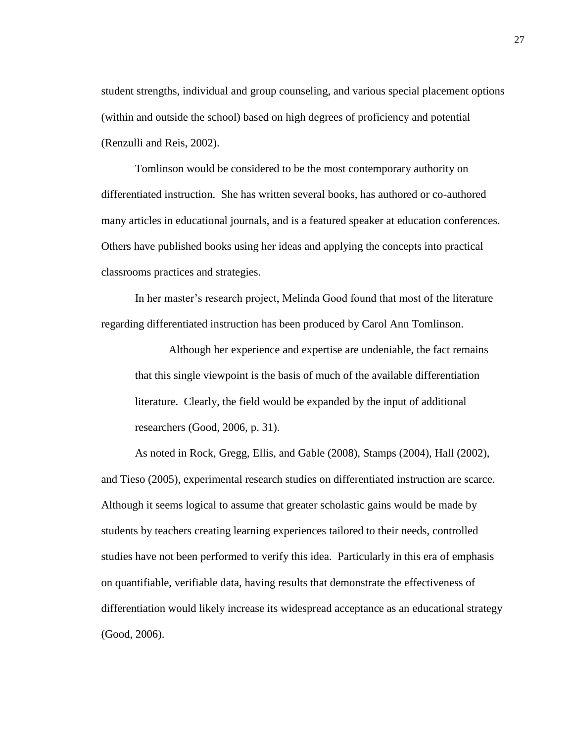student strengths, individual and group counseling, and various special placement options (within and outside the school) based on high degrees of proficiency and potential (Renzulli and Reis, 2002).

Tomlinson would be considered to be the most contemporary authority on differentiated instruction. She has written several books, has authored or co-authored many articles in educational journals, and is a featured speaker at education conferences. Others have published books using her ideas and applying the concepts into practical classrooms practices and strategies.

In her master's research project, Melinda Good found that most of the literature regarding differentiated instruction has been produced by Carol Ann Tomlinson.

> Although her experience and expertise are undeniable, the fact remains that this single viewpoint is the basis of much of the available differentiation literature. Clearly, the field would be expanded by the input of additional researchers (Good, 2006, p. 31).

As noted in Rock, Gregg, Ellis, and Gable (2008), Stamps (2004), Hall (2002), and Tieso (2005), experimental research studies on differentiated instruction are scarce. Although it seems logical to assume that greater scholastic gains would be made by students by teachers creating learning experiences tailored to their needs, controlled studies have not been performed to verify this idea. Particularly in this era of emphasis on quantifiable, verifiable data, having results that demonstrate the effectiveness of differentiation would likely increase its widespread acceptance as an educational strategy (Good, 2006).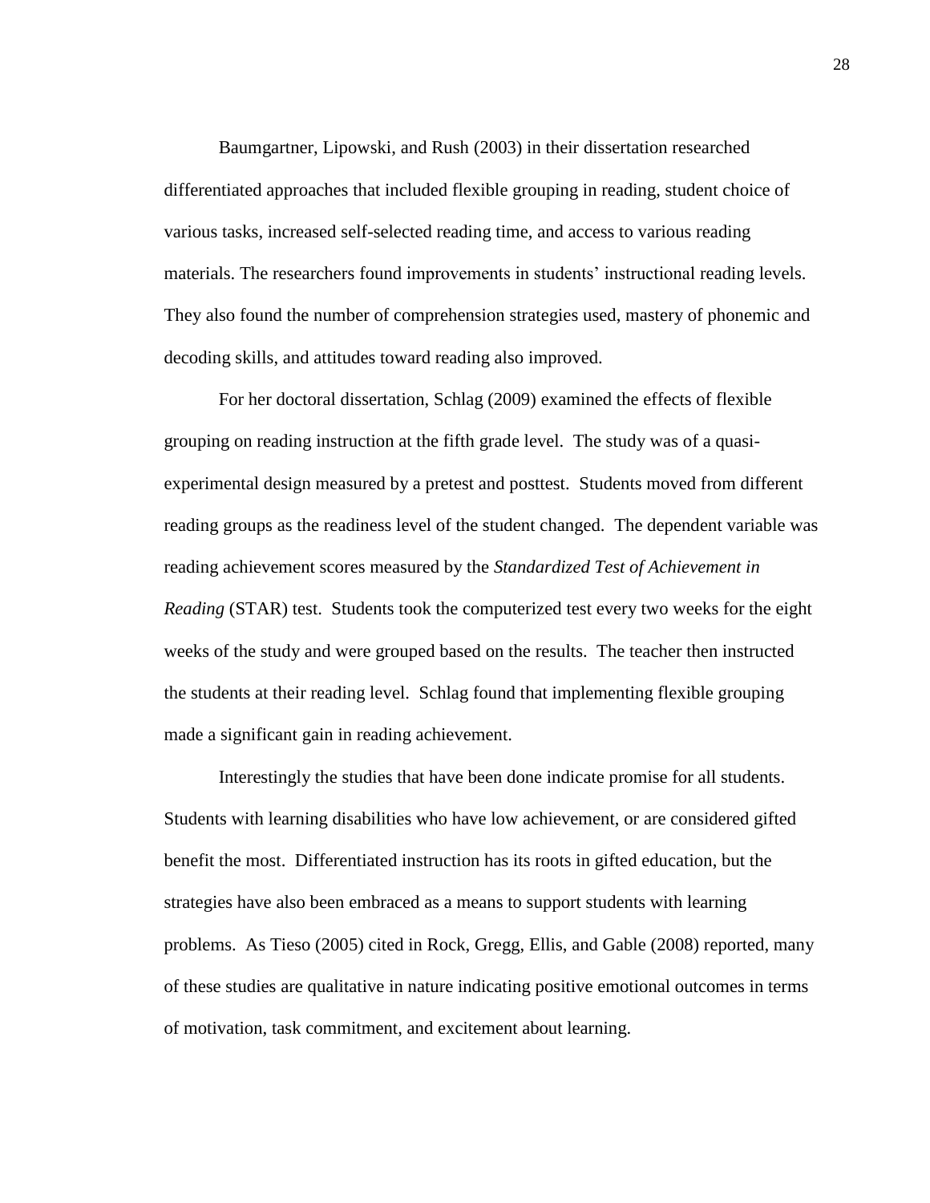Baumgartner, Lipowski, and Rush (2003) in their dissertation researched differentiated approaches that included flexible grouping in reading, student choice of various tasks, increased self-selected reading time, and access to various reading materials. The researchers found improvements in students' instructional reading levels. They also found the number of comprehension strategies used, mastery of phonemic and decoding skills, and attitudes toward reading also improved.

For her doctoral dissertation, Schlag (2009) examined the effects of flexible grouping on reading instruction at the fifth grade level. The study was of a quasi-experimental design measured by a pretest and posttest. Students moved from different reading groups as the readiness level of the student changed. The dependent variable was reading achievement scores measured by the *Standardized Test of Achievement in Reading* (STAR) test. Students took the computerized test every two weeks for the eight weeks of the study and were grouped based on the results. The teacher then instructed the students at their reading level. Schlag found that implementing flexible grouping made a significant gain in reading achievement.

Interestingly the studies that have been done indicate promise for all students. Students with learning disabilities who have low achievement, or are considered gifted benefit the most. Differentiated instruction has its roots in gifted education, but the strategies have also been embraced as a means to support students with learning problems. As Tieso (2005) cited in Rock, Gregg, Ellis, and Gable (2008) reported, many of these studies are qualitative in nature indicating positive emotional outcomes in terms of motivation, task commitment, and excitement about learning.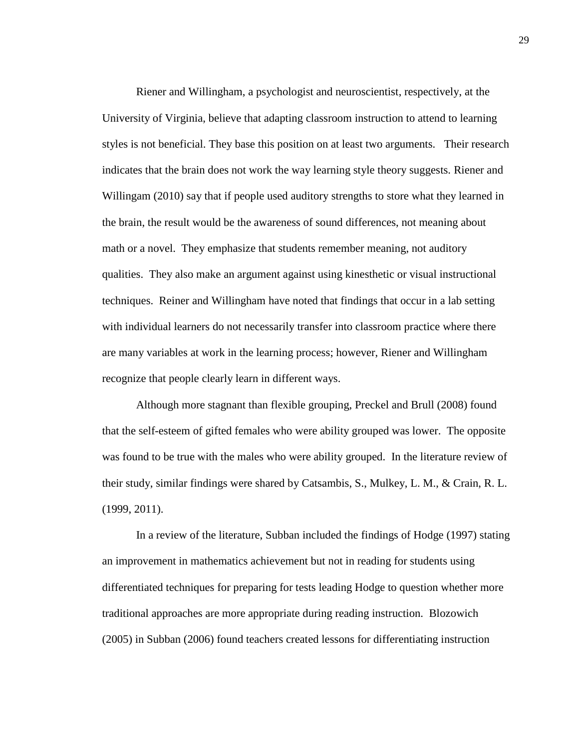Riener and Willingham, a psychologist and neuroscientist, respectively, at the University of Virginia, believe that adapting classroom instruction to attend to learning styles is not beneficial. They base this position on at least two arguments. Their research indicates that the brain does not work the way learning style theory suggests. Riener and Willingam (2010) say that if people used auditory strengths to store what they learned in the brain, the result would be the awareness of sound differences, not meaning about math or a novel. They emphasize that students remember meaning, not auditory qualities. They also make an argument against using kinesthetic or visual instructional techniques. Reiner and Willingham have noted that findings that occur in a lab setting with individual learners do not necessarily transfer into classroom practice where there are many variables at work in the learning process; however, Riener and Willingham recognize that people clearly learn in different ways.

Although more stagnant than flexible grouping, Preckel and Brull (2008) found that the self-esteem of gifted females who were ability grouped was lower. The opposite was found to be true with the males who were ability grouped. In the literature review of their study, similar findings were shared by Catsambis, S., Mulkey, L. M., & Crain, R. L. (1999, 2011).

In a review of the literature, Subban included the findings of Hodge (1997) stating an improvement in mathematics achievement but not in reading for students using differentiated techniques for preparing for tests leading Hodge to question whether more traditional approaches are more appropriate during reading instruction. Blozowich (2005) in Subban (2006) found teachers created lessons for differentiating instruction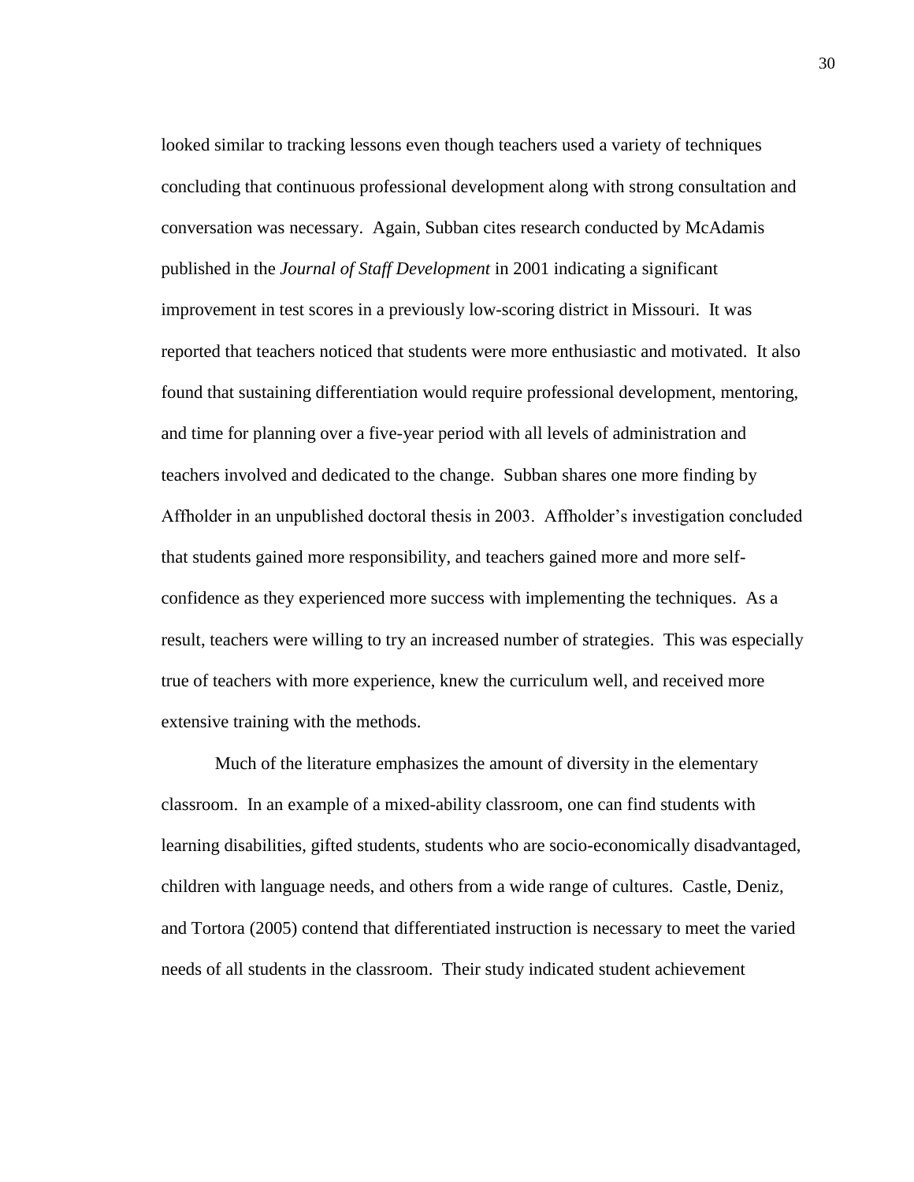looked similar to tracking lessons even though teachers used a variety of techniques concluding that continuous professional development along with strong consultation and conversation was necessary. Again, Subban cites research conducted by McAdamis published in the *Journal of Staff Development* in 2001 indicating a significant improvement in test scores in a previously low-scoring district in Missouri. It was reported that teachers noticed that students were more enthusiastic and motivated. It also found that sustaining differentiation would require professional development, mentoring, and time for planning over a five-year period with all levels of administration and teachers involved and dedicated to the change. Subban shares one more finding by Affholder in an unpublished doctoral thesis in 2003. Affholder's investigation concluded that students gained more responsibility, and teachers gained more and more self-confidence as they experienced more success with implementing the techniques. As a result, teachers were willing to try an increased number of strategies. This was especially true of teachers with more experience, knew the curriculum well, and received more extensive training with the methods.

Much of the literature emphasizes the amount of diversity in the elementary classroom. In an example of a mixed-ability classroom, one can find students with learning disabilities, gifted students, students who are socio-economically disadvantaged, children with language needs, and others from a wide range of cultures. Castle, Deniz, and Tortora (2005) contend that differentiated instruction is necessary to meet the varied needs of all students in the classroom. Their study indicated student achievement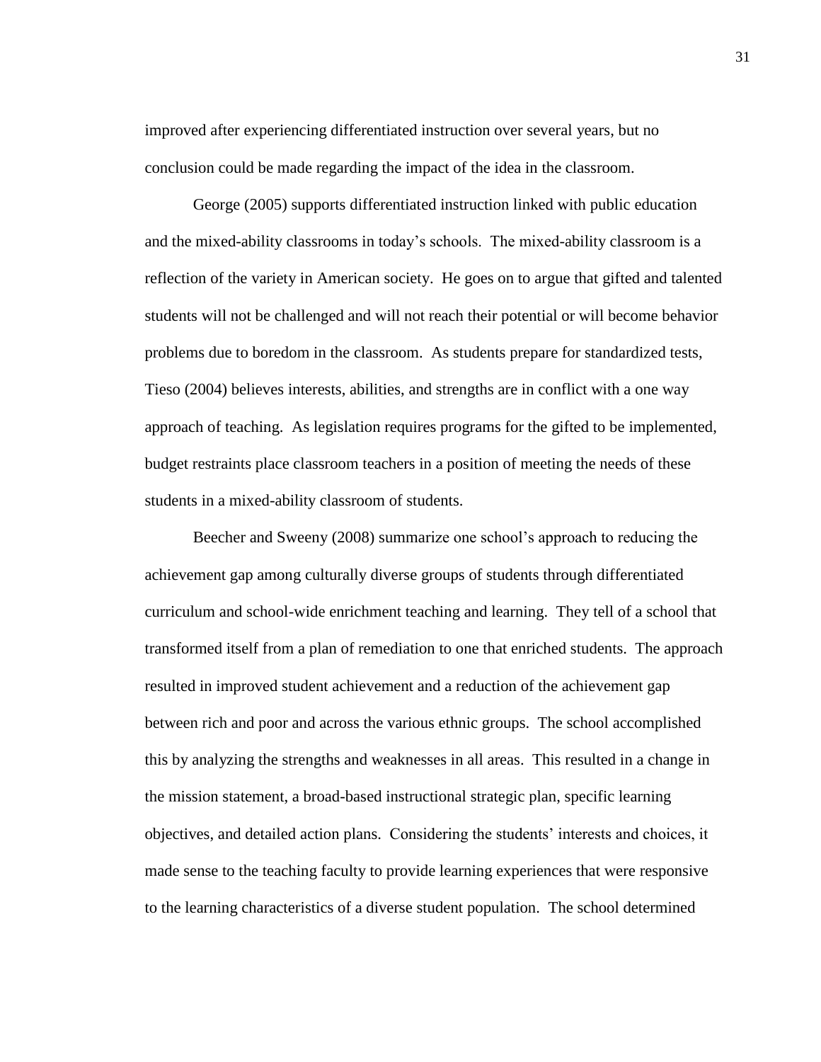improved after experiencing differentiated instruction over several years, but no conclusion could be made regarding the impact of the idea in the classroom.

George (2005) supports differentiated instruction linked with public education and the mixed-ability classrooms in today's schools. The mixed-ability classroom is a reflection of the variety in American society. He goes on to argue that gifted and talented students will not be challenged and will not reach their potential or will become behavior problems due to boredom in the classroom. As students prepare for standardized tests, Tieso (2004) believes interests, abilities, and strengths are in conflict with a one way approach of teaching. As legislation requires programs for the gifted to be implemented, budget restraints place classroom teachers in a position of meeting the needs of these students in a mixed-ability classroom of students.

Beecher and Sweeny (2008) summarize one school's approach to reducing the achievement gap among culturally diverse groups of students through differentiated curriculum and school-wide enrichment teaching and learning. They tell of a school that transformed itself from a plan of remediation to one that enriched students. The approach resulted in improved student achievement and a reduction of the achievement gap between rich and poor and across the various ethnic groups. The school accomplished this by analyzing the strengths and weaknesses in all areas. This resulted in a change in the mission statement, a broad-based instructional strategic plan, specific learning objectives, and detailed action plans. Considering the students' interests and choices, it made sense to the teaching faculty to provide learning experiences that were responsive to the learning characteristics of a diverse student population. The school determined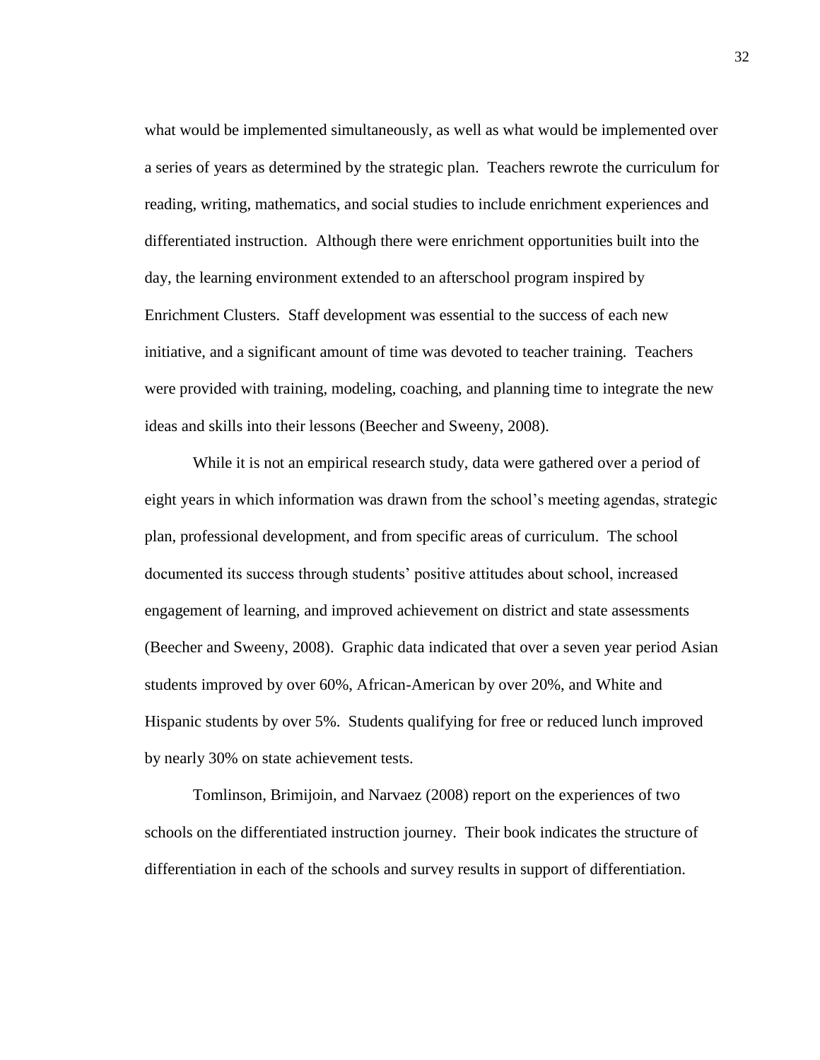what would be implemented simultaneously, as well as what would be implemented over a series of years as determined by the strategic plan. Teachers rewrote the curriculum for reading, writing, mathematics, and social studies to include enrichment experiences and differentiated instruction. Although there were enrichment opportunities built into the day, the learning environment extended to an afterschool program inspired by Enrichment Clusters. Staff development was essential to the success of each new initiative, and a significant amount of time was devoted to teacher training. Teachers were provided with training, modeling, coaching, and planning time to integrate the new ideas and skills into their lessons (Beecher and Sweeny, 2008).

While it is not an empirical research study, data were gathered over a period of eight years in which information was drawn from the school's meeting agendas, strategic plan, professional development, and from specific areas of curriculum. The school documented its success through students' positive attitudes about school, increased engagement of learning, and improved achievement on district and state assessments (Beecher and Sweeny, 2008). Graphic data indicated that over a seven year period Asian students improved by over 60%, African-American by over 20%, and White and Hispanic students by over 5%. Students qualifying for free or reduced lunch improved by nearly 30% on state achievement tests.

Tomlinson, Brimijoin, and Narvaez (2008) report on the experiences of two schools on the differentiated instruction journey. Their book indicates the structure of differentiation in each of the schools and survey results in support of differentiation.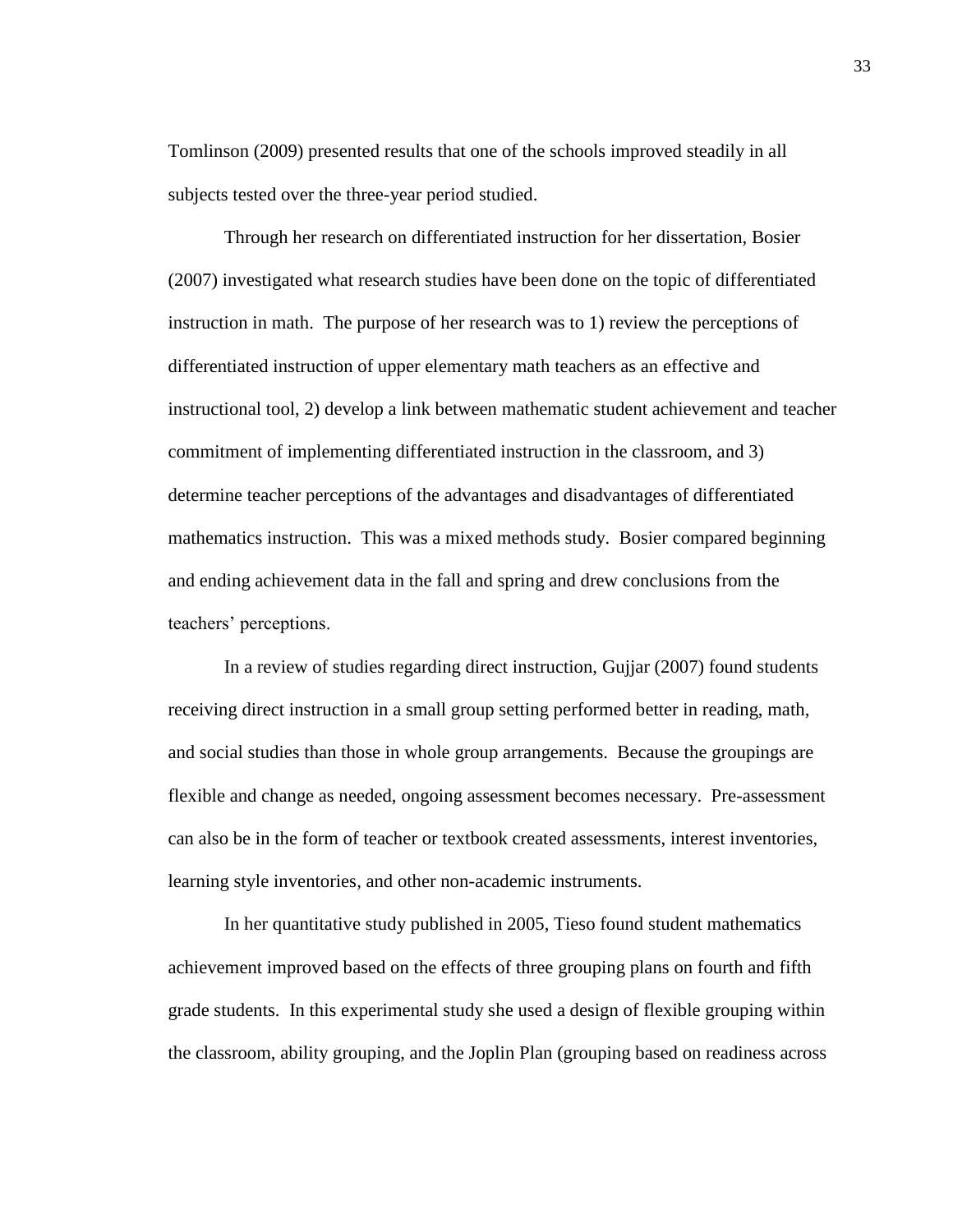Tomlinson (2009) presented results that one of the schools improved steadily in all subjects tested over the three-year period studied.

Through her research on differentiated instruction for her dissertation, Bosier (2007) investigated what research studies have been done on the topic of differentiated instruction in math. The purpose of her research was to 1) review the perceptions of differentiated instruction of upper elementary math teachers as an effective and instructional tool, 2) develop a link between mathematic student achievement and teacher commitment of implementing differentiated instruction in the classroom, and 3) determine teacher perceptions of the advantages and disadvantages of differentiated mathematics instruction. This was a mixed methods study. Bosier compared beginning and ending achievement data in the fall and spring and drew conclusions from the teachers' perceptions.

In a review of studies regarding direct instruction, Gujjar (2007) found students receiving direct instruction in a small group setting performed better in reading, math, and social studies than those in whole group arrangements. Because the groupings are flexible and change as needed, ongoing assessment becomes necessary. Pre-assessment can also be in the form of teacher or textbook created assessments, interest inventories, learning style inventories, and other non-academic instruments.

In her quantitative study published in 2005, Tieso found student mathematics achievement improved based on the effects of three grouping plans on fourth and fifth grade students. In this experimental study she used a design of flexible grouping within the classroom, ability grouping, and the Joplin Plan (grouping based on readiness across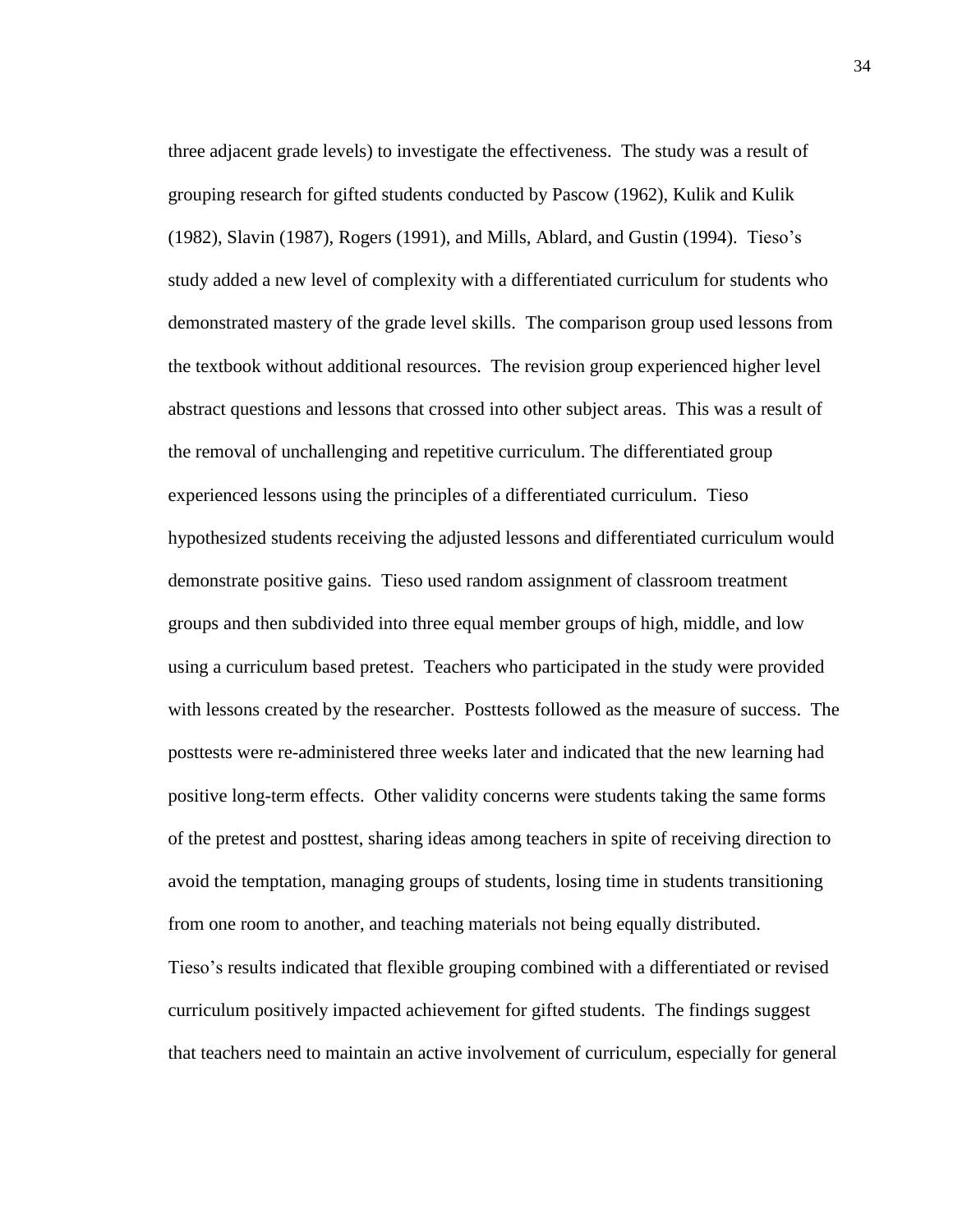three adjacent grade levels) to investigate the effectiveness. The study was a result of grouping research for gifted students conducted by Pascow (1962), Kulik and Kulik (1982), Slavin (1987), Rogers (1991), and Mills, Ablard, and Gustin (1994). Tieso's study added a new level of complexity with a differentiated curriculum for students who demonstrated mastery of the grade level skills. The comparison group used lessons from the textbook without additional resources. The revision group experienced higher level abstract questions and lessons that crossed into other subject areas. This was a result of the removal of unchallenging and repetitive curriculum. The differentiated group experienced lessons using the principles of a differentiated curriculum. Tieso hypothesized students receiving the adjusted lessons and differentiated curriculum would demonstrate positive gains. Tieso used random assignment of classroom treatment groups and then subdivided into three equal member groups of high, middle, and low using a curriculum based pretest. Teachers who participated in the study were provided with lessons created by the researcher. Posttests followed as the measure of success. The posttests were re-administered three weeks later and indicated that the new learning had positive long-term effects. Other validity concerns were students taking the same forms of the pretest and posttest, sharing ideas among teachers in spite of receiving direction to avoid the temptation, managing groups of students, losing time in students transitioning from one room to another, and teaching materials not being equally distributed. Tieso's results indicated that flexible grouping combined with a differentiated or revised curriculum positively impacted achievement for gifted students. The findings suggest that teachers need to maintain an active involvement of curriculum, especially for general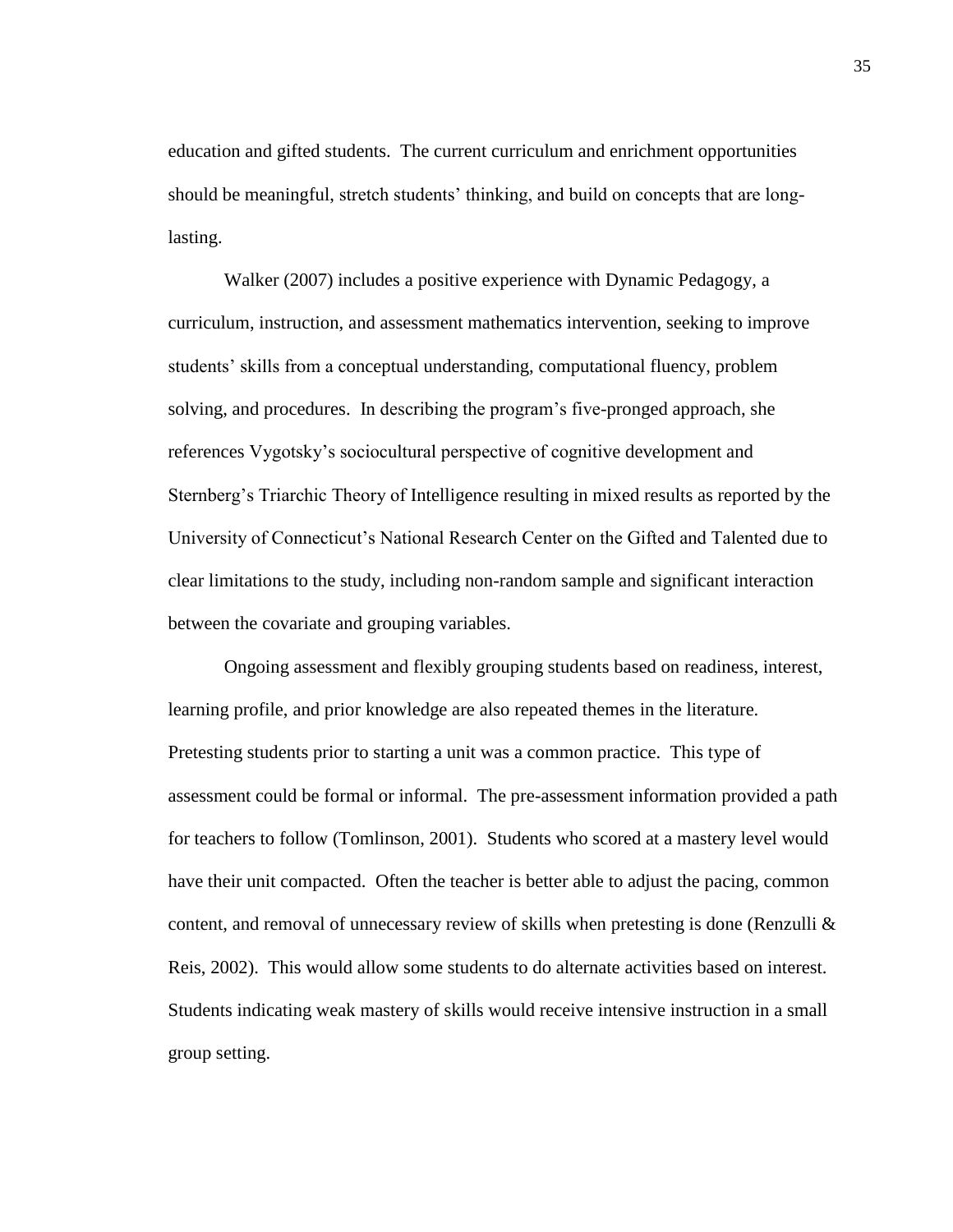education and gifted students. The current curriculum and enrichment opportunities should be meaningful, stretch students' thinking, and build on concepts that are long-lasting.

Walker (2007) includes a positive experience with Dynamic Pedagogy, a curriculum, instruction, and assessment mathematics intervention, seeking to improve students' skills from a conceptual understanding, computational fluency, problem solving, and procedures. In describing the program's five-pronged approach, she references Vygotsky's sociocultural perspective of cognitive development and Sternberg's Triarchic Theory of Intelligence resulting in mixed results as reported by the University of Connecticut's National Research Center on the Gifted and Talented due to clear limitations to the study, including non-random sample and significant interaction between the covariate and grouping variables.

Ongoing assessment and flexibly grouping students based on readiness, interest, learning profile, and prior knowledge are also repeated themes in the literature. Pretesting students prior to starting a unit was a common practice. This type of assessment could be formal or informal. The pre-assessment information provided a path for teachers to follow (Tomlinson, 2001). Students who scored at a mastery level would have their unit compacted. Often the teacher is better able to adjust the pacing, common content, and removal of unnecessary review of skills when pretesting is done (Renzulli & Reis, 2002). This would allow some students to do alternate activities based on interest. Students indicating weak mastery of skills would receive intensive instruction in a small group setting.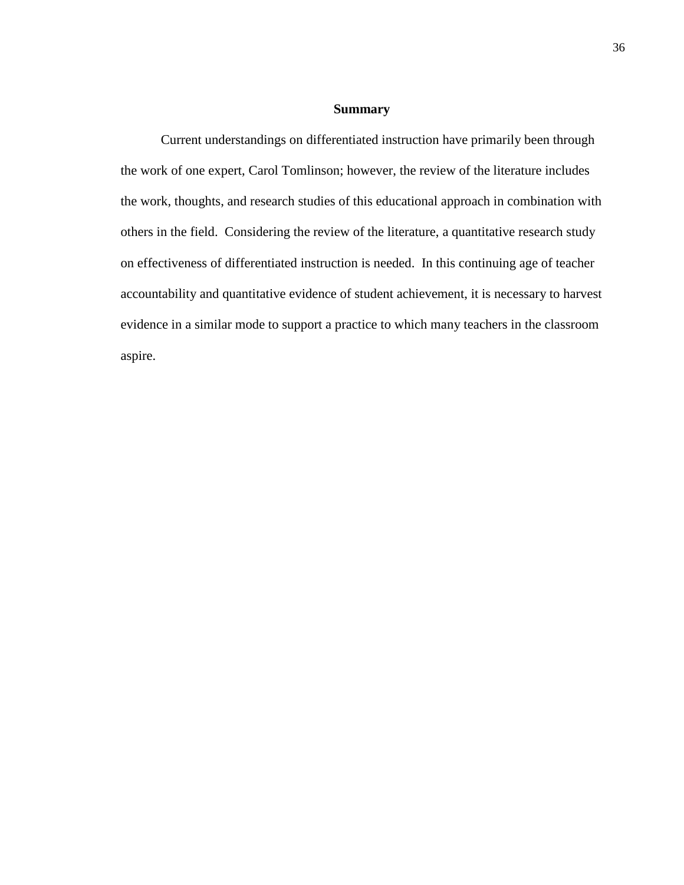## Summary

Current understandings on differentiated instruction have primarily been through the work of one expert, Carol Tomlinson; however, the review of the literature includes the work, thoughts, and research studies of this educational approach in combination with others in the field. Considering the review of the literature, a quantitative research study on effectiveness of differentiated instruction is needed. In this continuing age of teacher accountability and quantitative evidence of student achievement, it is necessary to harvest evidence in a similar mode to support a practice to which many teachers in the classroom aspire.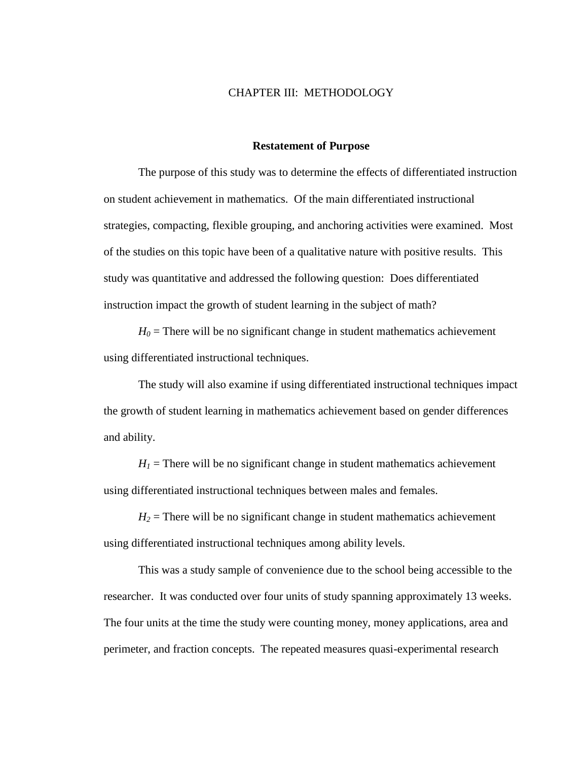# CHAPTER III: METHODOLOGY

## Restatement of Purpose

The purpose of this study was to determine the effects of differentiated instruction on student achievement in mathematics. Of the main differentiated instructional strategies, compacting, flexible grouping, and anchoring activities were examined. Most of the studies on this topic have been of a qualitative nature with positive results. This study was quantitative and addressed the following question: Does differentiated instruction impact the growth of student learning in the subject of math?

$H_0$ = There will be no significant change in student mathematics achievement using differentiated instructional techniques.

The study will also examine if using differentiated instructional techniques impact the growth of student learning in mathematics achievement based on gender differences and ability.

$H_1$ = There will be no significant change in student mathematics achievement using differentiated instructional techniques between males and females.

$H_2$ = There will be no significant change in student mathematics achievement using differentiated instructional techniques among ability levels.

This was a study sample of convenience due to the school being accessible to the researcher. It was conducted over four units of study spanning approximately 13 weeks. The four units at the time the study were counting money, money applications, area and perimeter, and fraction concepts. The repeated measures quasi-experimental research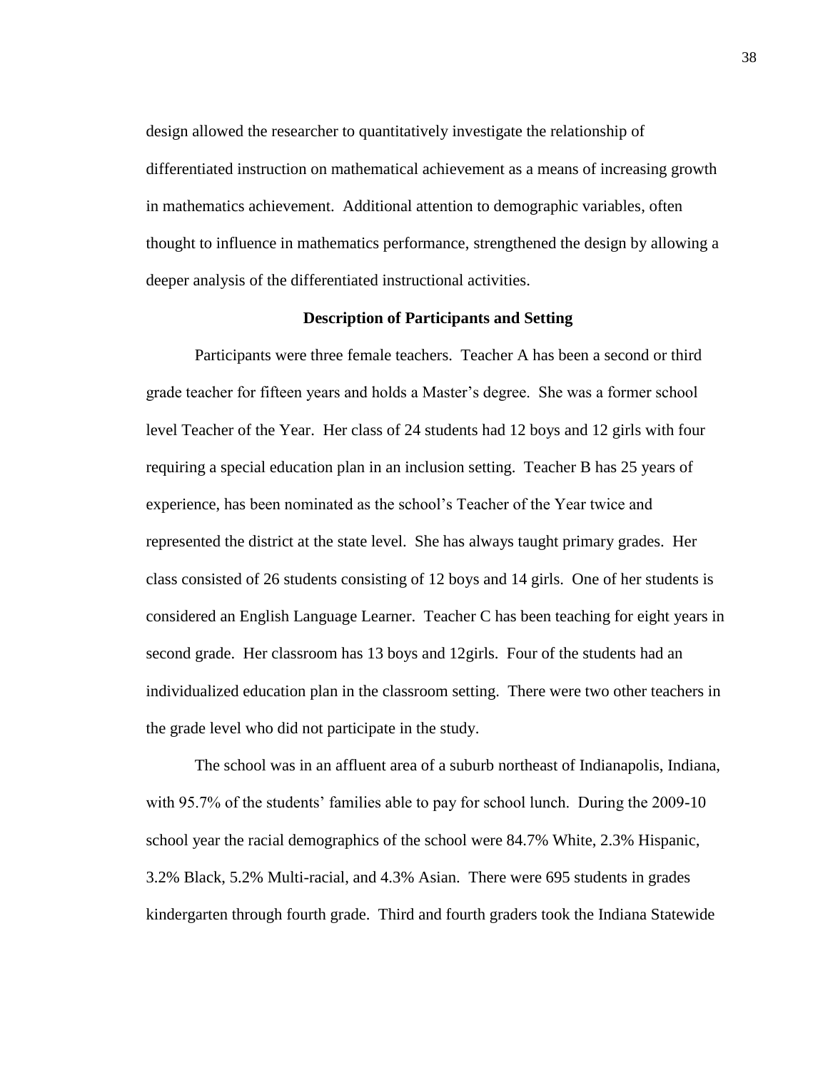design allowed the researcher to quantitatively investigate the relationship of differentiated instruction on mathematical achievement as a means of increasing growth in mathematics achievement. Additional attention to demographic variables, often thought to influence in mathematics performance, strengthened the design by allowing a deeper analysis of the differentiated instructional activities.

## Description of Participants and Setting

Participants were three female teachers. Teacher A has been a second or third grade teacher for fifteen years and holds a Master's degree. She was a former school level Teacher of the Year. Her class of 24 students had 12 boys and 12 girls with four requiring a special education plan in an inclusion setting. Teacher B has 25 years of experience, has been nominated as the school's Teacher of the Year twice and represented the district at the state level. She has always taught primary grades. Her class consisted of 26 students consisting of 12 boys and 14 girls. One of her students is considered an English Language Learner. Teacher C has been teaching for eight years in second grade. Her classroom has 13 boys and 12girls. Four of the students had an individualized education plan in the classroom setting. There were two other teachers in the grade level who did not participate in the study.

The school was in an affluent area of a suburb northeast of Indianapolis, Indiana, with 95.7% of the students' families able to pay for school lunch. During the 2009-10 school year the racial demographics of the school were 84.7% White, 2.3% Hispanic, 3.2% Black, 5.2% Multi-racial, and 4.3% Asian. There were 695 students in grades kindergarten through fourth grade. Third and fourth graders took the Indiana Statewide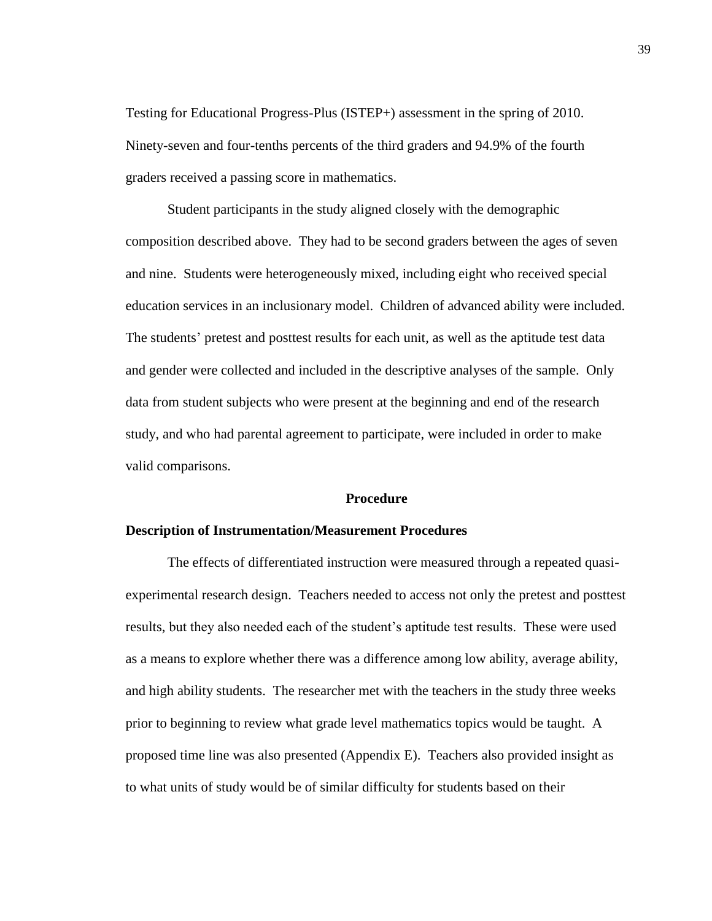Testing for Educational Progress-Plus (ISTEP+) assessment in the spring of 2010. Ninety-seven and four-tenths percents of the third graders and 94.9% of the fourth graders received a passing score in mathematics.

Student participants in the study aligned closely with the demographic composition described above. They had to be second graders between the ages of seven and nine. Students were heterogeneously mixed, including eight who received special education services in an inclusionary model. Children of advanced ability were included. The students' pretest and posttest results for each unit, as well as the aptitude test data and gender were collected and included in the descriptive analyses of the sample. Only data from student subjects who were present at the beginning and end of the research study, and who had parental agreement to participate, were included in order to make valid comparisons.

## Procedure

### Description of Instrumentation/Measurement Procedures

The effects of differentiated instruction were measured through a repeated quasi-experimental research design. Teachers needed to access not only the pretest and posttest results, but they also needed each of the student's aptitude test results. These were used as a means to explore whether there was a difference among low ability, average ability, and high ability students. The researcher met with the teachers in the study three weeks prior to beginning to review what grade level mathematics topics would be taught. A proposed time line was also presented (Appendix E). Teachers also provided insight as to what units of study would be of similar difficulty for students based on their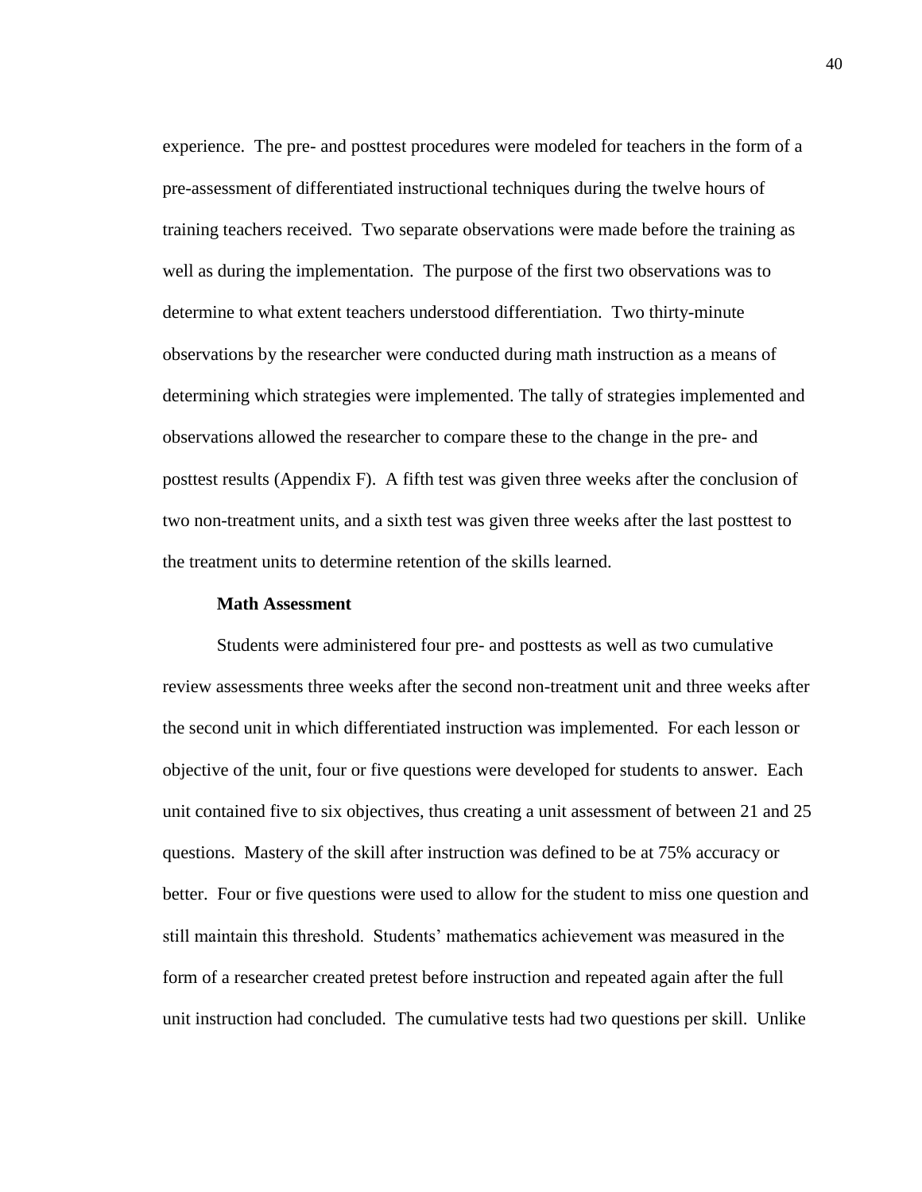experience. The pre- and posttest procedures were modeled for teachers in the form of a pre-assessment of differentiated instructional techniques during the twelve hours of training teachers received. Two separate observations were made before the training as well as during the implementation. The purpose of the first two observations was to determine to what extent teachers understood differentiation. Two thirty-minute observations by the researcher were conducted during math instruction as a means of determining which strategies were implemented. The tally of strategies implemented and observations allowed the researcher to compare these to the change in the pre- and posttest results (Appendix F). A fifth test was given three weeks after the conclusion of two non-treatment units, and a sixth test was given three weeks after the last posttest to the treatment units to determine retention of the skills learned.

**Math Assessment**

Students were administered four pre- and posttests as well as two cumulative review assessments three weeks after the second non-treatment unit and three weeks after the second unit in which differentiated instruction was implemented. For each lesson or objective of the unit, four or five questions were developed for students to answer. Each unit contained five to six objectives, thus creating a unit assessment of between 21 and 25 questions. Mastery of the skill after instruction was defined to be at 75% accuracy or better. Four or five questions were used to allow for the student to miss one question and still maintain this threshold. Students' mathematics achievement was measured in the form of a researcher created pretest before instruction and repeated again after the full unit instruction had concluded. The cumulative tests had two questions per skill. Unlike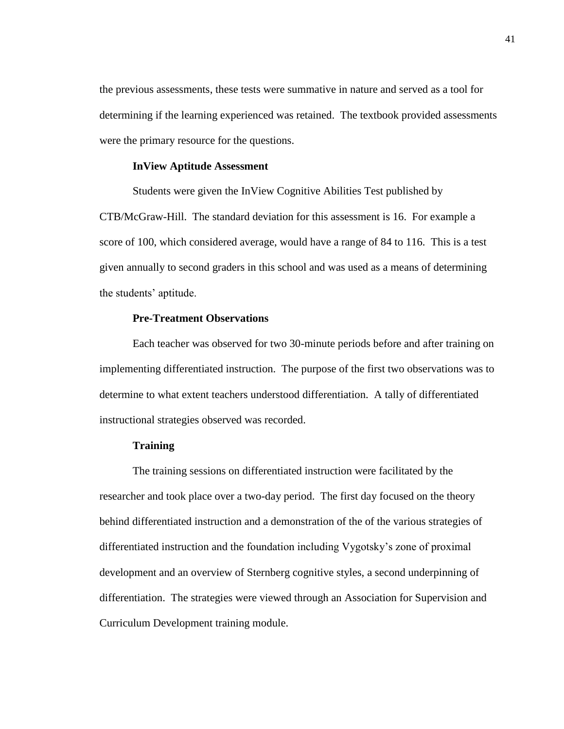the previous assessments, these tests were summative in nature and served as a tool for determining if the learning experienced was retained. The textbook provided assessments were the primary resource for the questions.

**InView Aptitude Assessment**

Students were given the InView Cognitive Abilities Test published by CTB/McGraw-Hill. The standard deviation for this assessment is 16. For example a score of 100, which considered average, would have a range of 84 to 116. This is a test given annually to second graders in this school and was used as a means of determining the students' aptitude.

**Pre-Treatment Observations**

Each teacher was observed for two 30-minute periods before and after training on implementing differentiated instruction. The purpose of the first two observations was to determine to what extent teachers understood differentiation. A tally of differentiated instructional strategies observed was recorded.

**Training**

The training sessions on differentiated instruction were facilitated by the researcher and took place over a two-day period. The first day focused on the theory behind differentiated instruction and a demonstration of the of the various strategies of differentiated instruction and the foundation including Vygotsky's zone of proximal development and an overview of Sternberg cognitive styles, a second underpinning of differentiation. The strategies were viewed through an Association for Supervision and Curriculum Development training module.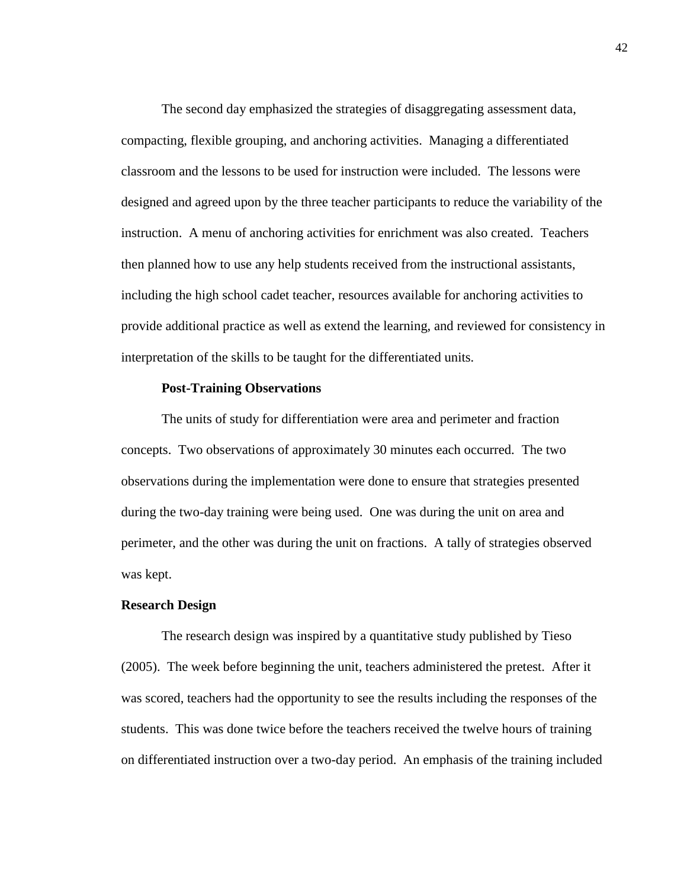The second day emphasized the strategies of disaggregating assessment data, compacting, flexible grouping, and anchoring activities. Managing a differentiated classroom and the lessons to be used for instruction were included. The lessons were designed and agreed upon by the three teacher participants to reduce the variability of the instruction. A menu of anchoring activities for enrichment was also created. Teachers then planned how to use any help students received from the instructional assistants, including the high school cadet teacher, resources available for anchoring activities to provide additional practice as well as extend the learning, and reviewed for consistency in interpretation of the skills to be taught for the differentiated units.

### Post-Training Observations

The units of study for differentiation were area and perimeter and fraction concepts. Two observations of approximately 30 minutes each occurred. The two observations during the implementation were done to ensure that strategies presented during the two-day training were being used. One was during the unit on area and perimeter, and the other was during the unit on fractions. A tally of strategies observed was kept.

## Research Design

The research design was inspired by a quantitative study published by Tieso (2005). The week before beginning the unit, teachers administered the pretest. After it was scored, teachers had the opportunity to see the results including the responses of the students. This was done twice before the teachers received the twelve hours of training on differentiated instruction over a two-day period. An emphasis of the training included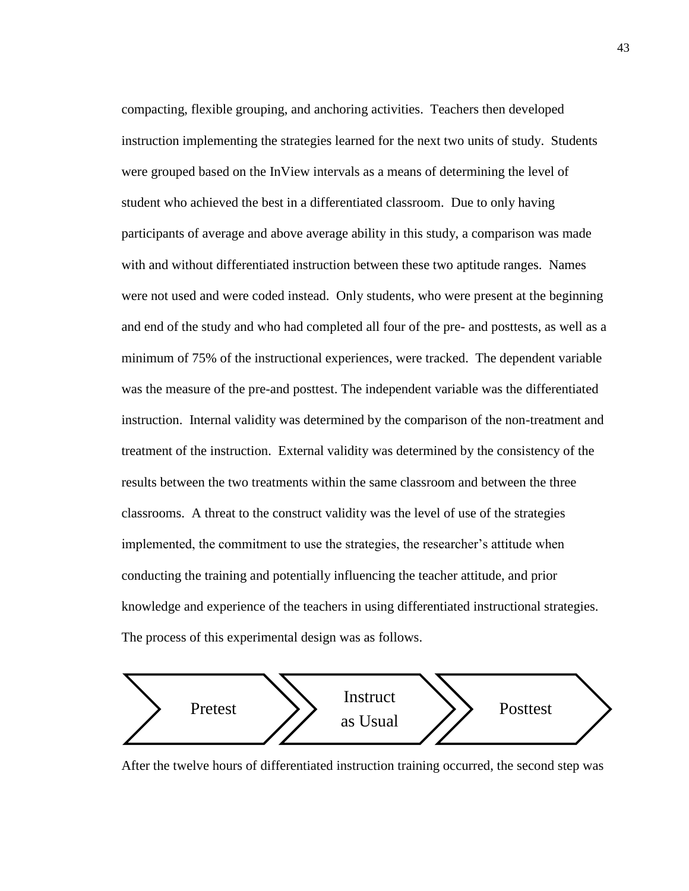compacting, flexible grouping, and anchoring activities. Teachers then developed instruction implementing the strategies learned for the next two units of study. Students were grouped based on the InView intervals as a means of determining the level of student who achieved the best in a differentiated classroom. Due to only having participants of average and above average ability in this study, a comparison was made with and without differentiated instruction between these two aptitude ranges. Names were not used and were coded instead. Only students, who were present at the beginning and end of the study and who had completed all four of the pre- and posttests, as well as a minimum of 75% of the instructional experiences, were tracked. The dependent variable was the measure of the pre-and posttest. The independent variable was the differentiated instruction. Internal validity was determined by the comparison of the non-treatment and treatment of the instruction. External validity was determined by the consistency of the results between the two treatments within the same classroom and between the three classrooms. A threat to the construct validity was the level of use of the strategies implemented, the commitment to use the strategies, the researcher's attitude when conducting the training and potentially influencing the teacher attitude, and prior knowledge and experience of the teachers in using differentiated instructional strategies. The process of this experimental design was as follows.

Pretest → Instruct as Usual → Posttest

After the twelve hours of differentiated instruction training occurred, the second step was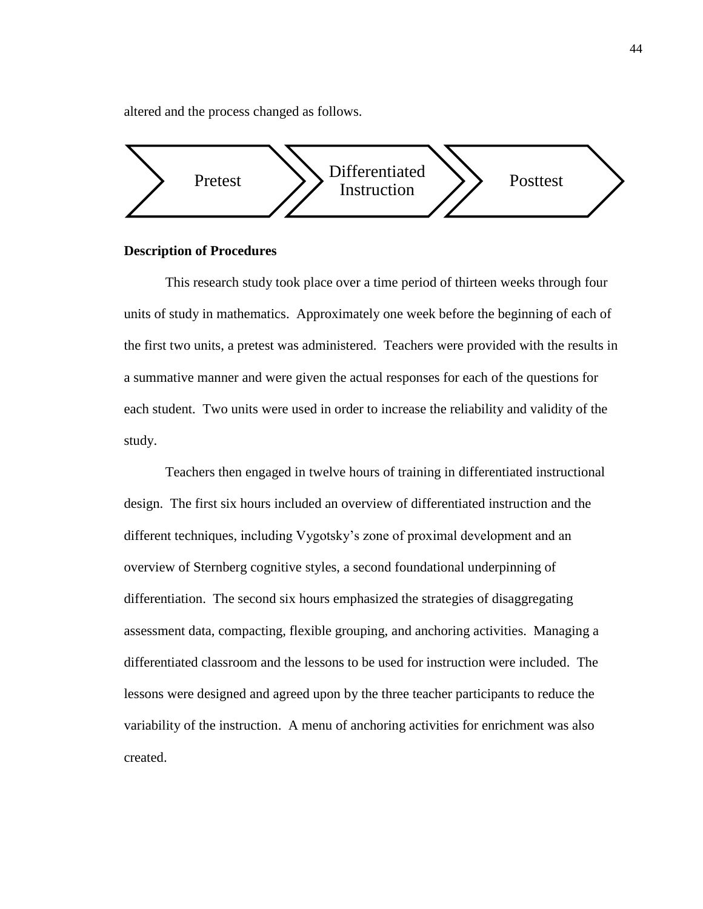altered and the process changed as follows.

Pretest → Differentiated Instruction → Posttest

**Description of Procedures**

This research study took place over a time period of thirteen weeks through four units of study in mathematics. Approximately one week before the beginning of each of the first two units, a pretest was administered. Teachers were provided with the results in a summative manner and were given the actual responses for each of the questions for each student. Two units were used in order to increase the reliability and validity of the study.

Teachers then engaged in twelve hours of training in differentiated instructional design. The first six hours included an overview of differentiated instruction and the different techniques, including Vygotsky's zone of proximal development and an overview of Sternberg cognitive styles, a second foundational underpinning of differentiation. The second six hours emphasized the strategies of disaggregating assessment data, compacting, flexible grouping, and anchoring activities. Managing a differentiated classroom and the lessons to be used for instruction were included. The lessons were designed and agreed upon by the three teacher participants to reduce the variability of the instruction. A menu of anchoring activities for enrichment was also created.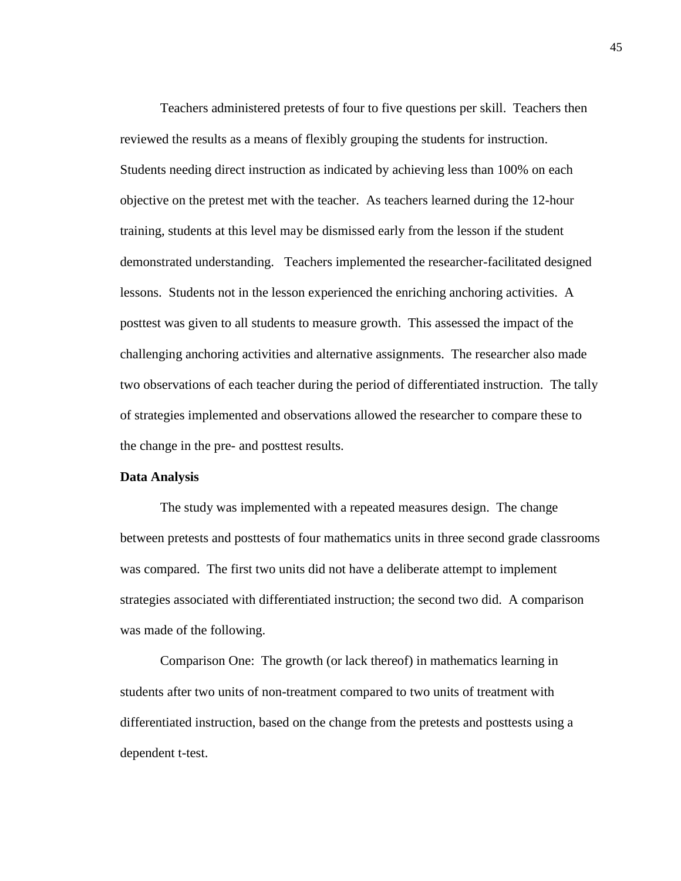Teachers administered pretests of four to five questions per skill. Teachers then reviewed the results as a means of flexibly grouping the students for instruction. Students needing direct instruction as indicated by achieving less than 100% on each objective on the pretest met with the teacher. As teachers learned during the 12-hour training, students at this level may be dismissed early from the lesson if the student demonstrated understanding. Teachers implemented the researcher-facilitated designed lessons. Students not in the lesson experienced the enriching anchoring activities. A posttest was given to all students to measure growth. This assessed the impact of the challenging anchoring activities and alternative assignments. The researcher also made two observations of each teacher during the period of differentiated instruction. The tally of strategies implemented and observations allowed the researcher to compare these to the change in the pre- and posttest results.

**Data Analysis**

The study was implemented with a repeated measures design. The change between pretests and posttests of four mathematics units in three second grade classrooms was compared. The first two units did not have a deliberate attempt to implement strategies associated with differentiated instruction; the second two did. A comparison was made of the following.

Comparison One: The growth (or lack thereof) in mathematics learning in students after two units of non-treatment compared to two units of treatment with differentiated instruction, based on the change from the pretests and posttests using a dependent t-test.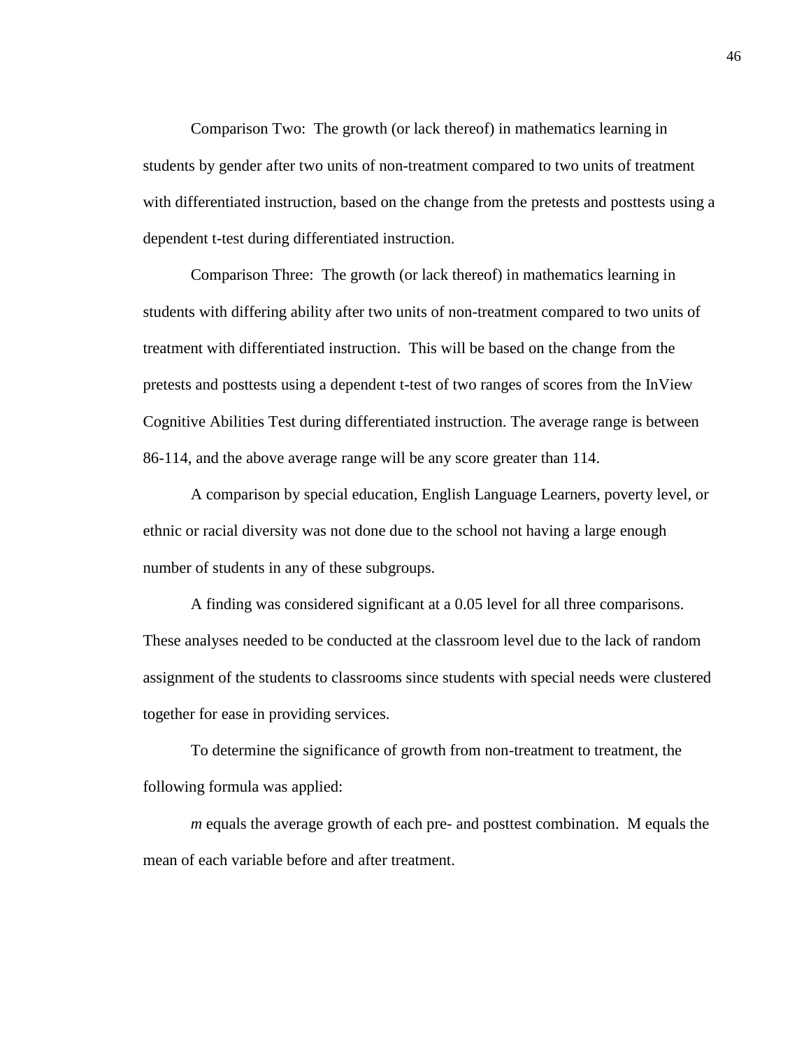Comparison Two: The growth (or lack thereof) in mathematics learning in students by gender after two units of non-treatment compared to two units of treatment with differentiated instruction, based on the change from the pretests and posttests using a dependent t-test during differentiated instruction.

Comparison Three: The growth (or lack thereof) in mathematics learning in students with differing ability after two units of non-treatment compared to two units of treatment with differentiated instruction. This will be based on the change from the pretests and posttests using a dependent t-test of two ranges of scores from the InView Cognitive Abilities Test during differentiated instruction. The average range is between 86-114, and the above average range will be any score greater than 114.

A comparison by special education, English Language Learners, poverty level, or ethnic or racial diversity was not done due to the school not having a large enough number of students in any of these subgroups.

A finding was considered significant at a 0.05 level for all three comparisons. These analyses needed to be conducted at the classroom level due to the lack of random assignment of the students to classrooms since students with special needs were clustered together for ease in providing services.

To determine the significance of growth from non-treatment to treatment, the following formula was applied:

*m* equals the average growth of each pre- and posttest combination. M equals the mean of each variable before and after treatment.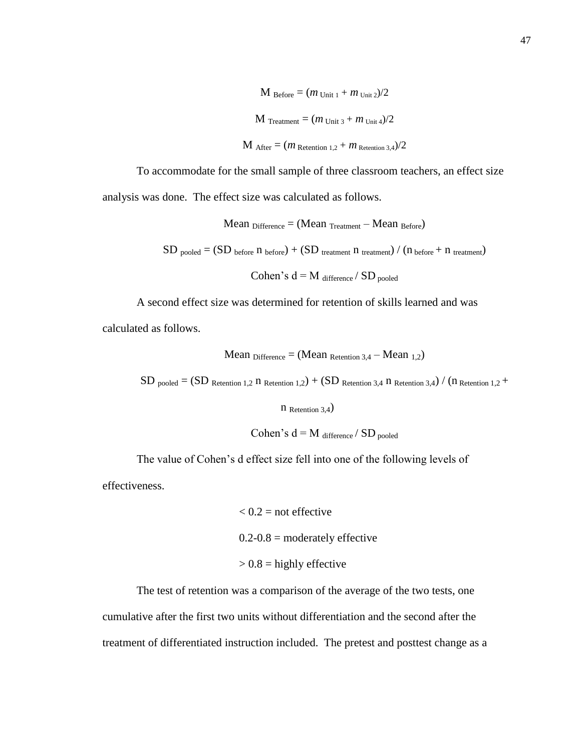$$M_{Before} = (m_{Unit\ 1} + m_{Unit\ 2})/2$$

$$M_{Treatment} = (m_{Unit\ 3} + m_{Unit\ 4})/2$$

$$M_{After} = (m_{Retention\ 1,2} + m_{Retention\ 3,4})/2$$

To accommodate for the small sample of three classroom teachers, an effect size analysis was done. The effect size was calculated as follows.

$$\text{Mean}_{Difference} = (\text{Mean}_{Treatment} - \text{Mean}_{Before})$$

$$SD_{pooled} = (SD_{before}\ n_{before}) + (SD_{treatment}\ n_{treatment}) / (n_{before} + n_{treatment})$$

$$\text{Cohen's } d = M_{difference} / SD_{pooled}$$

A second effect size was determined for retention of skills learned and was calculated as follows.

$$\text{Mean}_{Difference} = (\text{Mean}_{Retention\ 3,4} - \text{Mean}_{1,2})$$

$$SD_{pooled} = (SD_{Retention\ 1,2}\ n_{Retention\ 1,2}) + (SD_{Retention\ 3,4}\ n_{Retention\ 3,4}) / (n_{Retention\ 1,2} + n_{Retention\ 3,4})$$

$$\text{Cohen's } d = M_{difference} / SD_{pooled}$$

The value of Cohen's d effect size fell into one of the following levels of effectiveness.

$< 0.2$ = not effective

0.2-0.8 = moderately effective

$> 0.8$ = highly effective

The test of retention was a comparison of the average of the two tests, one cumulative after the first two units without differentiation and the second after the treatment of differentiated instruction included. The pretest and posttest change as a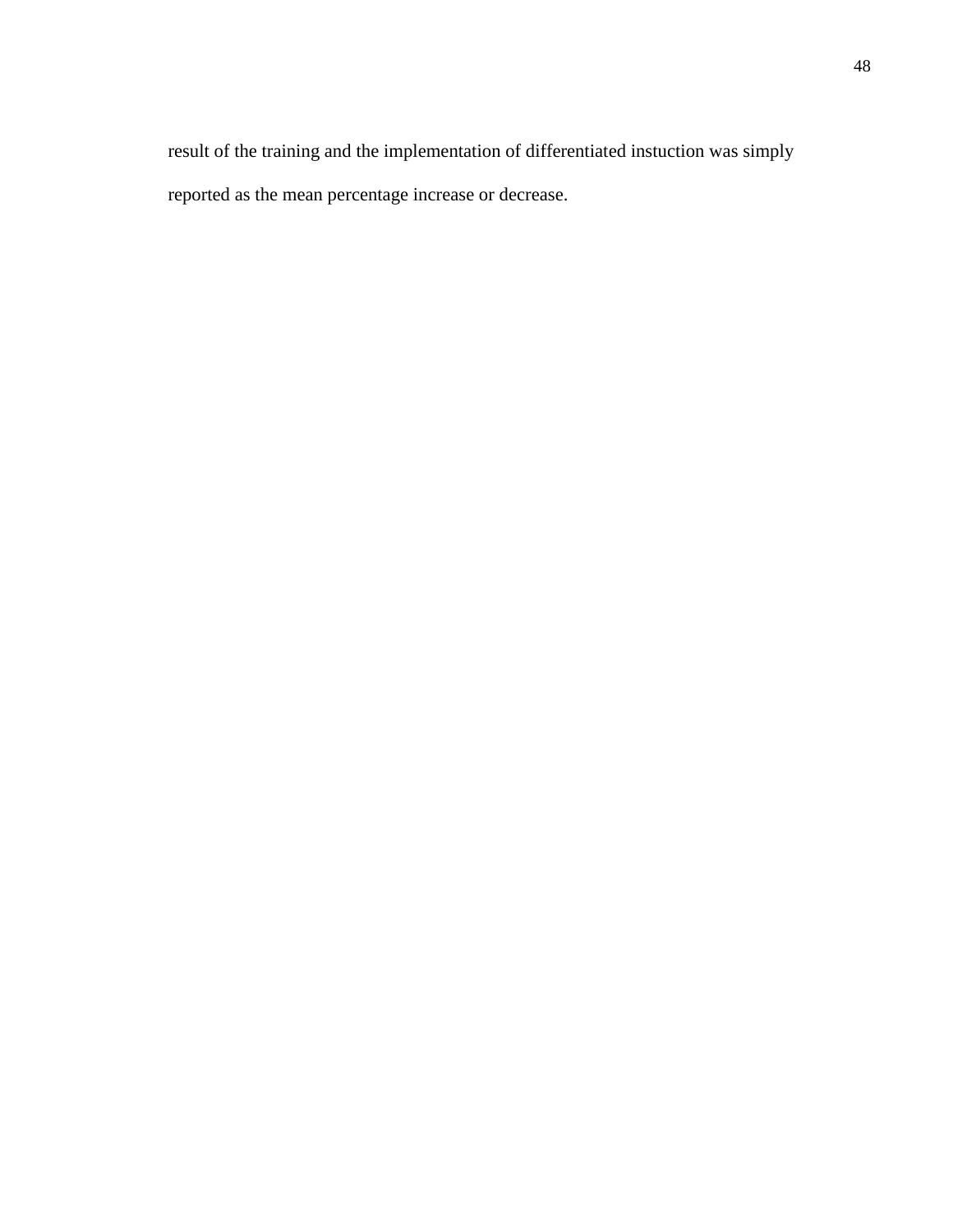result of the training and the implementation of differentiated instuction was simply reported as the mean percentage increase or decrease.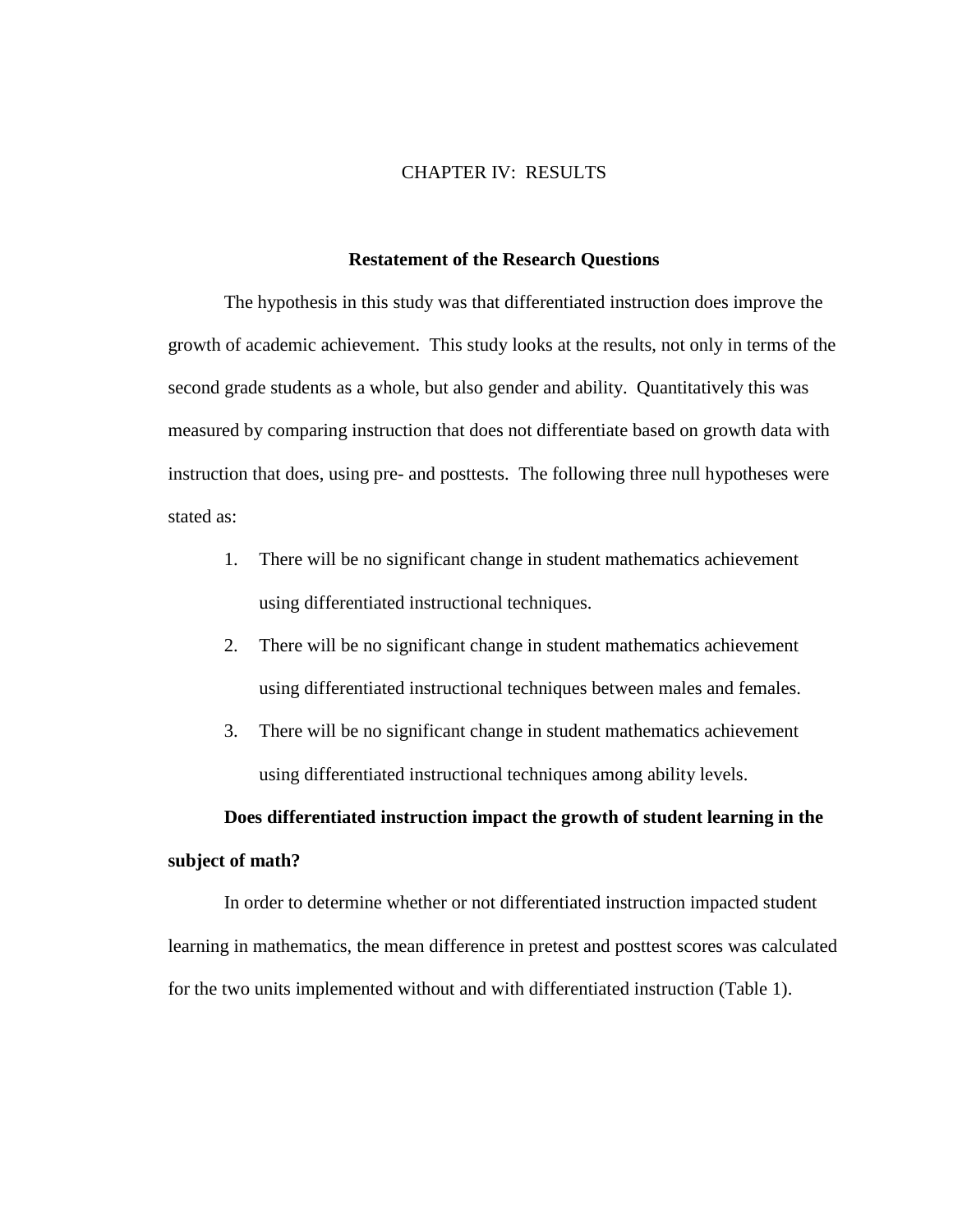# CHAPTER IV: RESULTS

## Restatement of the Research Questions

The hypothesis in this study was that differentiated instruction does improve the growth of academic achievement. This study looks at the results, not only in terms of the second grade students as a whole, but also gender and ability. Quantitatively this was measured by comparing instruction that does not differentiate based on growth data with instruction that does, using pre- and posttests. The following three null hypotheses were stated as:

1. There will be no significant change in student mathematics achievement using differentiated instructional techniques.
2. There will be no significant change in student mathematics achievement using differentiated instructional techniques between males and females.
3. There will be no significant change in student mathematics achievement using differentiated instructional techniques among ability levels.

### Does differentiated instruction impact the growth of student learning in the subject of math?

In order to determine whether or not differentiated instruction impacted student learning in mathematics, the mean difference in pretest and posttest scores was calculated for the two units implemented without and with differentiated instruction (Table 1).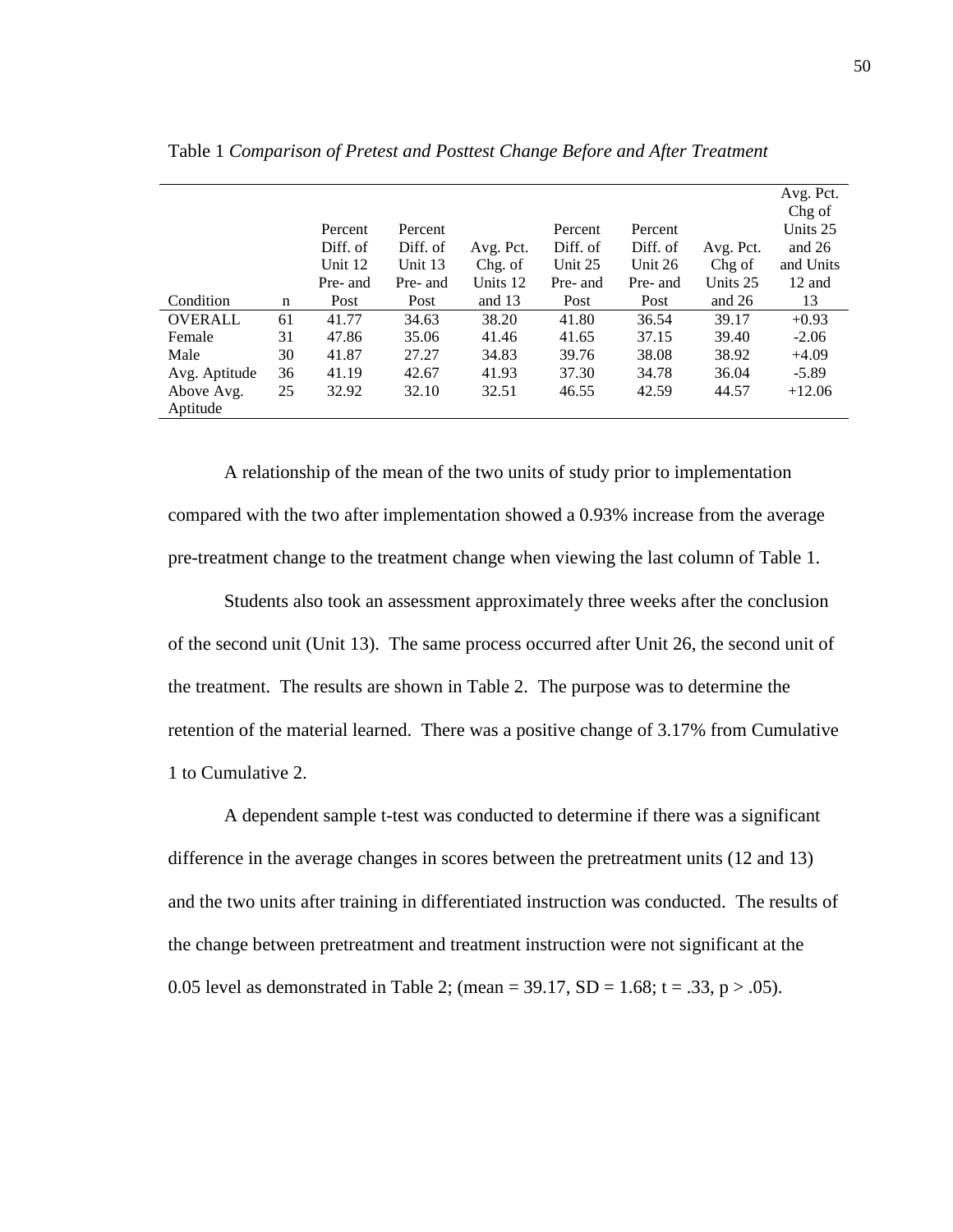Table 1 *Comparison of Pretest and Posttest Change Before and After Treatment*

| Condition | n | Percent Diff. of Unit 12 Pre- and Post | Percent Diff. of Unit 13 Pre- and Post | Avg. Pct. Chg. of Units 12 and 13 | Percent Diff. of Unit 25 Pre- and Post | Percent Diff. of Unit 26 Pre- and Post | Avg. Pct. Chg of Units 25 and 26 | Avg. Pct. Chg of Units 25 and 26 and Units 12 and 13 |
|---|---|---|---|---|---|---|---|---|
| OVERALL | 61 | 41.77 | 34.63 | 38.20 | 41.80 | 36.54 | 39.17 | +0.93 |
| Female | 31 | 47.86 | 35.06 | 41.46 | 41.65 | 37.15 | 39.40 | -2.06 |
| Male | 30 | 41.87 | 27.27 | 34.83 | 39.76 | 38.08 | 38.92 | +4.09 |
| Avg. Aptitude | 36 | 41.19 | 42.67 | 41.93 | 37.30 | 34.78 | 36.04 | -5.89 |
| Above Avg. Aptitude | 25 | 32.92 | 32.10 | 32.51 | 46.55 | 42.59 | 44.57 | +12.06 |

A relationship of the mean of the two units of study prior to implementation compared with the two after implementation showed a 0.93% increase from the average pre-treatment change to the treatment change when viewing the last column of Table 1.

Students also took an assessment approximately three weeks after the conclusion of the second unit (Unit 13). The same process occurred after Unit 26, the second unit of the treatment. The results are shown in Table 2. The purpose was to determine the retention of the material learned. There was a positive change of 3.17% from Cumulative 1 to Cumulative 2.

A dependent sample t-test was conducted to determine if there was a significant difference in the average changes in scores between the pretreatment units (12 and 13) and the two units after training in differentiated instruction was conducted. The results of the change between pretreatment and treatment instruction were not significant at the 0.05 level as demonstrated in Table 2; (mean = 39.17, SD = 1.68; $t = .33$, $p > .05$).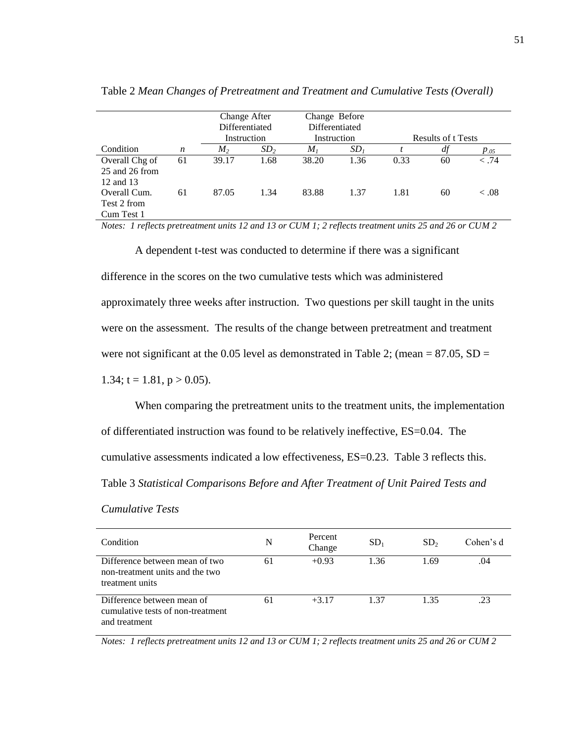Table 2 *Mean Changes of Pretreatment and Treatment and Cumulative Tests (Overall)*

| | | Change After Differentiated Instruction | | Change Before Differentiated Instruction | | Results of t Tests | | |
|---|---|---|---|---|---|---|---|---|
| Condition | *n* | $M_2$ | $SD_2$ | $M_1$ | $SD_1$ | *t* | *df* | $p_{.05}$ |
| Overall Chg of 25 and 26 from 12 and 13 | 61 | 39.17 | 1.68 | 38.20 | 1.36 | 0.33 | 60 | < .74 |
| Overall Cum. Test 2 from Cum Test 1 | 61 | 87.05 | 1.34 | 83.88 | 1.37 | 1.81 | 60 | < .08 |

*Notes: 1 reflects pretreatment units 12 and 13 or CUM 1; 2 reflects treatment units 25 and 26 or CUM 2*

A dependent t-test was conducted to determine if there was a significant difference in the scores on the two cumulative tests which was administered approximately three weeks after instruction. Two questions per skill taught in the units were on the assessment. The results of the change between pretreatment and treatment were not significant at the 0.05 level as demonstrated in Table 2; (mean = 87.05, SD = 1.34; t = 1.81, p > 0.05).

When comparing the pretreatment units to the treatment units, the implementation of differentiated instruction was found to be relatively ineffective, ES=0.04. The cumulative assessments indicated a low effectiveness, ES=0.23. Table 3 reflects this.

Table 3 *Statistical Comparisons Before and After Treatment of Unit Paired Tests and Cumulative Tests*

| Condition | N | Percent Change | $SD_1$ | $SD_2$ | Cohen's d |
|---|---|---|---|---|---|
| Difference between mean of two non-treatment units and the two treatment units | 61 | +0.93 | 1.36 | 1.69 | .04 |
| Difference between mean of cumulative tests of non-treatment and treatment | 61 | +3.17 | 1.37 | 1.35 | .23 |

*Notes: 1 reflects pretreatment units 12 and 13 or CUM 1; 2 reflects treatment units 25 and 26 or CUM 2*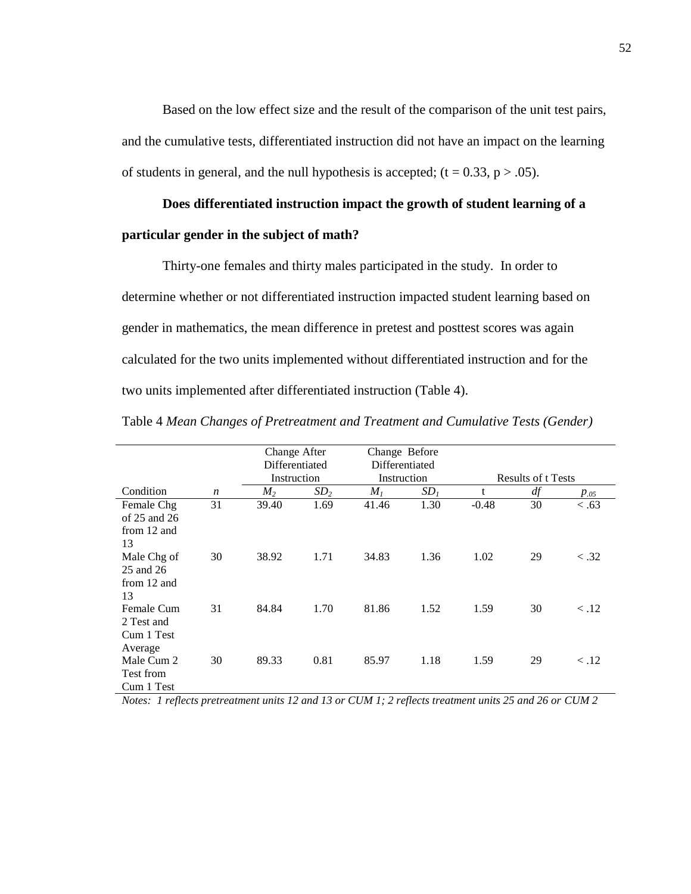Based on the low effect size and the result of the comparison of the unit test pairs, and the cumulative tests, differentiated instruction did not have an impact on the learning of students in general, and the null hypothesis is accepted; ($t = 0.33$, $p > .05$).

**Does differentiated instruction impact the growth of student learning of a particular gender in the subject of math?**

Thirty-one females and thirty males participated in the study. In order to determine whether or not differentiated instruction impacted student learning based on gender in mathematics, the mean difference in pretest and posttest scores was again calculated for the two units implemented without differentiated instruction and for the two units implemented after differentiated instruction (Table 4).

Table 4 *Mean Changes of Pretreatment and Treatment and Cumulative Tests (Gender)*

| | | Change After Differentiated Instruction | | Change Before Differentiated Instruction | | Results of t Tests | | |
|---|---|---|---|---|---|---|---|---|
| Condition | *n* | $M_2$ | $SD_2$ | $M_1$ | $SD_1$ | t | *df* | $p_{.05}$ |
| Female Chg of 25 and 26 from 12 and 13 | 31 | 39.40 | 1.69 | 41.46 | 1.30 | -0.48 | 30 | < .63 |
| Male Chg of 25 and 26 from 12 and 13 | 30 | 38.92 | 1.71 | 34.83 | 1.36 | 1.02 | 29 | < .32 |
| Female Cum 2 Test and Cum 1 Test Average | 31 | 84.84 | 1.70 | 81.86 | 1.52 | 1.59 | 30 | < .12 |
| Male Cum 2 Test from Cum 1 Test | 30 | 89.33 | 0.81 | 85.97 | 1.18 | 1.59 | 29 | < .12 |

*Notes: 1 reflects pretreatment units 12 and 13 or CUM 1; 2 reflects treatment units 25 and 26 or CUM 2*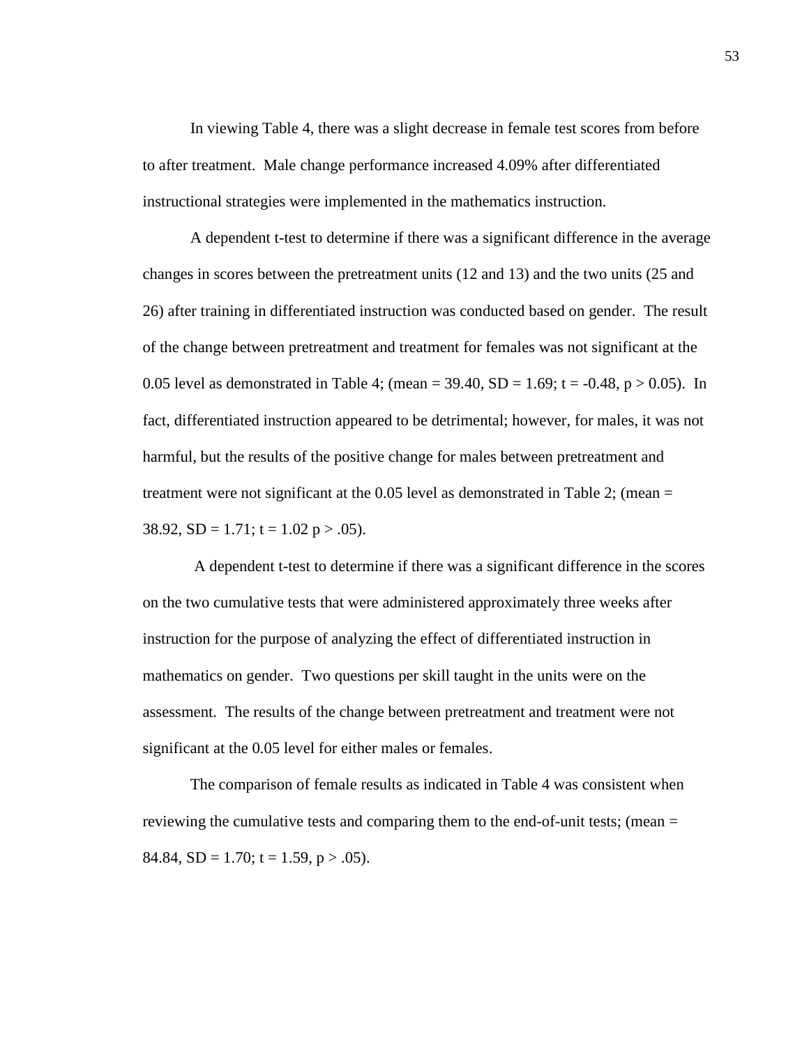In viewing Table 4, there was a slight decrease in female test scores from before to after treatment. Male change performance increased 4.09% after differentiated instructional strategies were implemented in the mathematics instruction.

A dependent t-test to determine if there was a significant difference in the average changes in scores between the pretreatment units (12 and 13) and the two units (25 and 26) after training in differentiated instruction was conducted based on gender. The result of the change between pretreatment and treatment for females was not significant at the 0.05 level as demonstrated in Table 4; (mean = 39.40, SD = 1.69; $t = -0.48$, $p > 0.05$). In fact, differentiated instruction appeared to be detrimental; however, for males, it was not harmful, but the results of the positive change for males between pretreatment and treatment were not significant at the 0.05 level as demonstrated in Table 2; (mean = 38.92, SD = 1.71; $t = 1.02$ $p > .05$).

A dependent t-test to determine if there was a significant difference in the scores on the two cumulative tests that were administered approximately three weeks after instruction for the purpose of analyzing the effect of differentiated instruction in mathematics on gender. Two questions per skill taught in the units were on the assessment. The results of the change between pretreatment and treatment were not significant at the 0.05 level for either males or females.

The comparison of female results as indicated in Table 4 was consistent when reviewing the cumulative tests and comparing them to the end-of-unit tests; (mean = 84.84, SD = 1.70; $t = 1.59$, $p > .05$).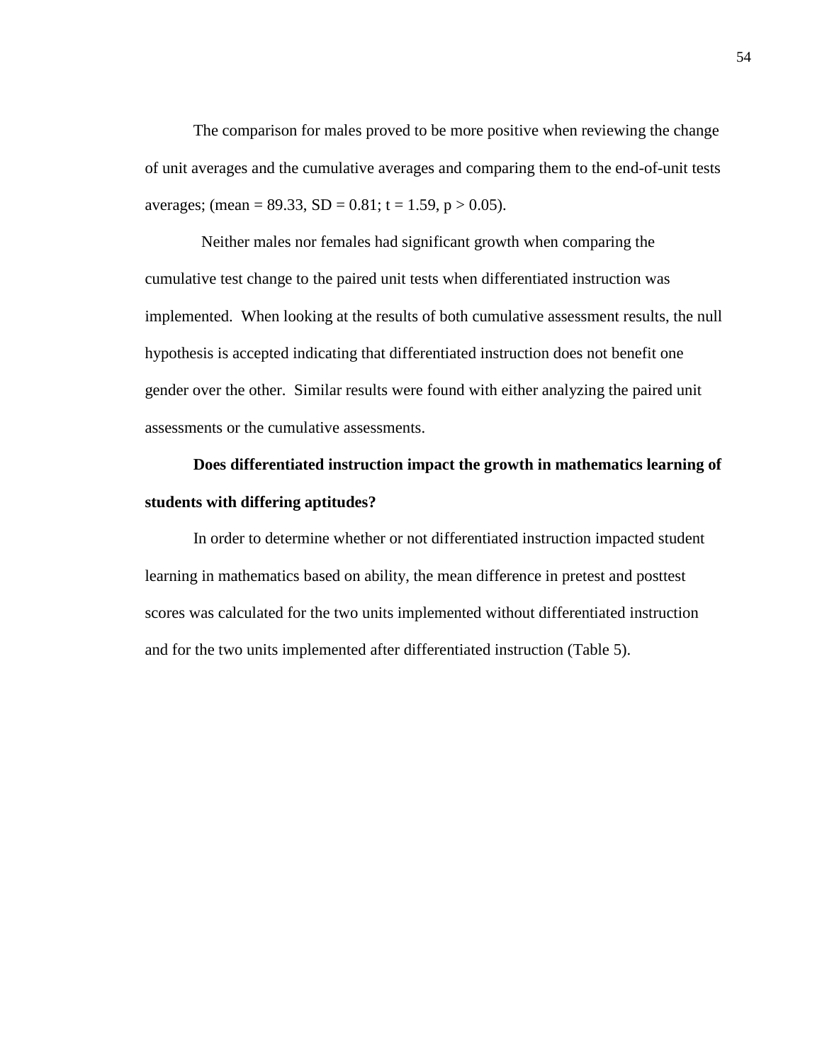The comparison for males proved to be more positive when reviewing the change of unit averages and the cumulative averages and comparing them to the end-of-unit tests averages; (mean = 89.33, SD = 0.81; $t = 1.59$, $p > 0.05$).

Neither males nor females had significant growth when comparing the cumulative test change to the paired unit tests when differentiated instruction was implemented. When looking at the results of both cumulative assessment results, the null hypothesis is accepted indicating that differentiated instruction does not benefit one gender over the other. Similar results were found with either analyzing the paired unit assessments or the cumulative assessments.

**Does differentiated instruction impact the growth in mathematics learning of students with differing aptitudes?**

In order to determine whether or not differentiated instruction impacted student learning in mathematics based on ability, the mean difference in pretest and posttest scores was calculated for the two units implemented without differentiated instruction and for the two units implemented after differentiated instruction (Table 5).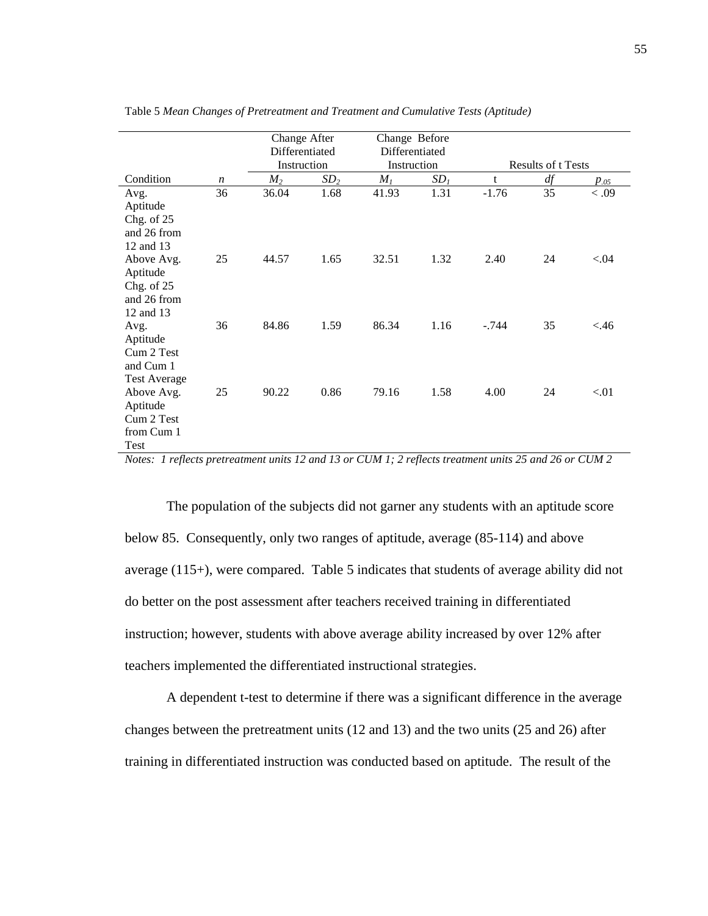Table 5 *Mean Changes of Pretreatment and Treatment and Cumulative Tests (Aptitude)*

| | | Change After Differentiated Instruction | | Change Before Differentiated Instruction | | Results of t Tests | | |
|---|---|---|---|---|---|---|---|---|
| Condition | *n* | $M_2$ | $SD_2$ | $M_1$ | $SD_1$ | t | *df* | $p_{.05}$ |
| Avg. Aptitude Chg. of 25 and 26 from 12 and 13 | 36 | 36.04 | 1.68 | 41.93 | 1.31 | -1.76 | 35 | < .09 |
| Above Avg. Aptitude Chg. of 25 and 26 from 12 and 13 | 25 | 44.57 | 1.65 | 32.51 | 1.32 | 2.40 | 24 | <.04 |
| Avg. Aptitude Cum 2 Test and Cum 1 Test Average | 36 | 84.86 | 1.59 | 86.34 | 1.16 | -.744 | 35 | <.46 |
| Above Avg. Aptitude Cum 2 Test from Cum 1 Test | 25 | 90.22 | 0.86 | 79.16 | 1.58 | 4.00 | 24 | <.01 |

*Notes: 1 reflects pretreatment units 12 and 13 or CUM 1; 2 reflects treatment units 25 and 26 or CUM 2*

The population of the subjects did not garner any students with an aptitude score below 85. Consequently, only two ranges of aptitude, average (85-114) and above average (115+), were compared. Table 5 indicates that students of average ability did not do better on the post assessment after teachers received training in differentiated instruction; however, students with above average ability increased by over 12% after teachers implemented the differentiated instructional strategies.

A dependent t-test to determine if there was a significant difference in the average changes between the pretreatment units (12 and 13) and the two units (25 and 26) after training in differentiated instruction was conducted based on aptitude. The result of the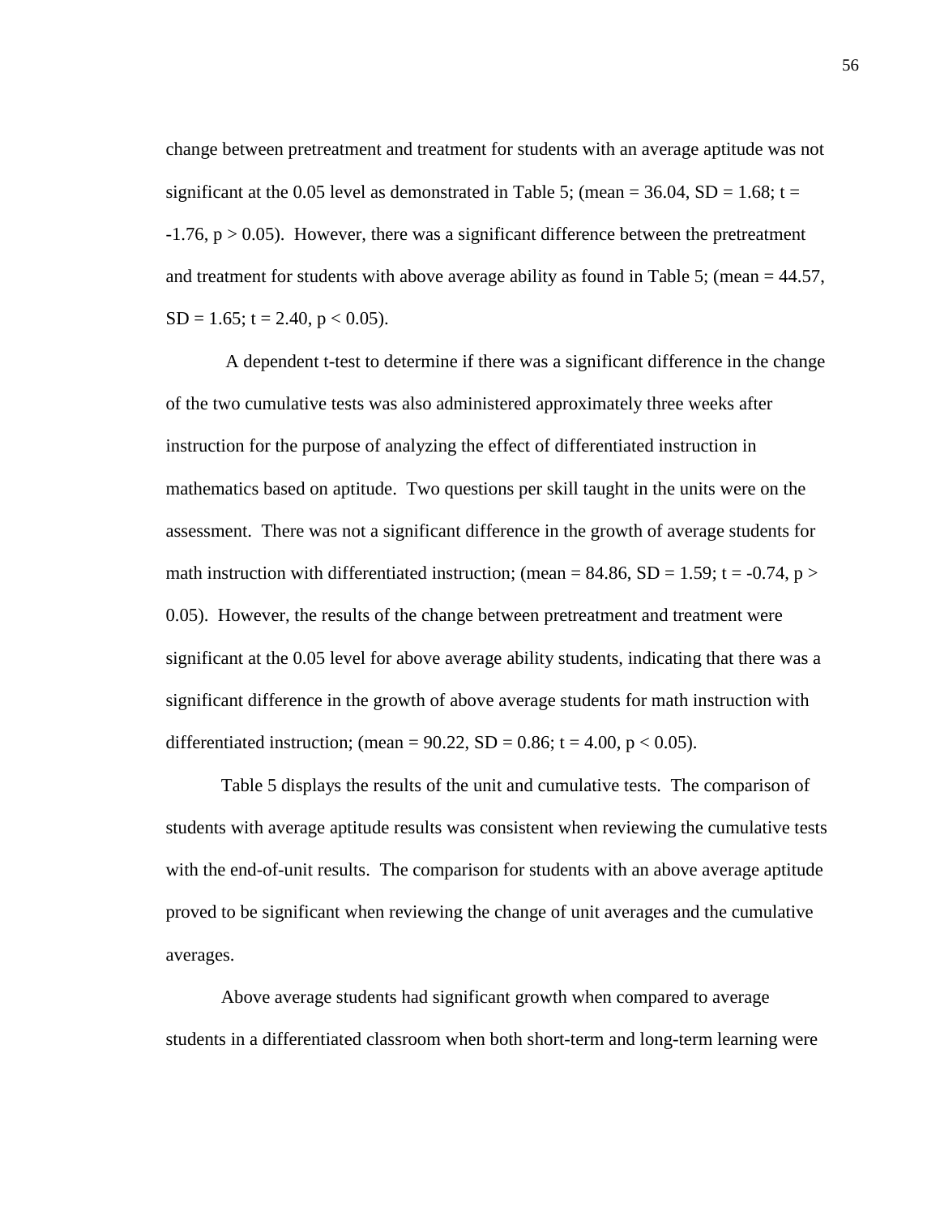change between pretreatment and treatment for students with an average aptitude was not significant at the 0.05 level as demonstrated in Table 5; (mean = 36.04, SD = 1.68; $t = -1.76$, $p > 0.05$). However, there was a significant difference between the pretreatment and treatment for students with above average ability as found in Table 5; (mean = 44.57, SD = 1.65; $t = 2.40$, $p < 0.05$).

A dependent t-test to determine if there was a significant difference in the change of the two cumulative tests was also administered approximately three weeks after instruction for the purpose of analyzing the effect of differentiated instruction in mathematics based on aptitude. Two questions per skill taught in the units were on the assessment. There was not a significant difference in the growth of average students for math instruction with differentiated instruction; (mean = 84.86, SD = 1.59; $t = -0.74$, $p > 0.05$). However, the results of the change between pretreatment and treatment were significant at the 0.05 level for above average ability students, indicating that there was a significant difference in the growth of above average students for math instruction with differentiated instruction; (mean = 90.22, SD = 0.86; $t = 4.00$, $p < 0.05$).

Table 5 displays the results of the unit and cumulative tests. The comparison of students with average aptitude results was consistent when reviewing the cumulative tests with the end-of-unit results. The comparison for students with an above average aptitude proved to be significant when reviewing the change of unit averages and the cumulative averages.

Above average students had significant growth when compared to average students in a differentiated classroom when both short-term and long-term learning were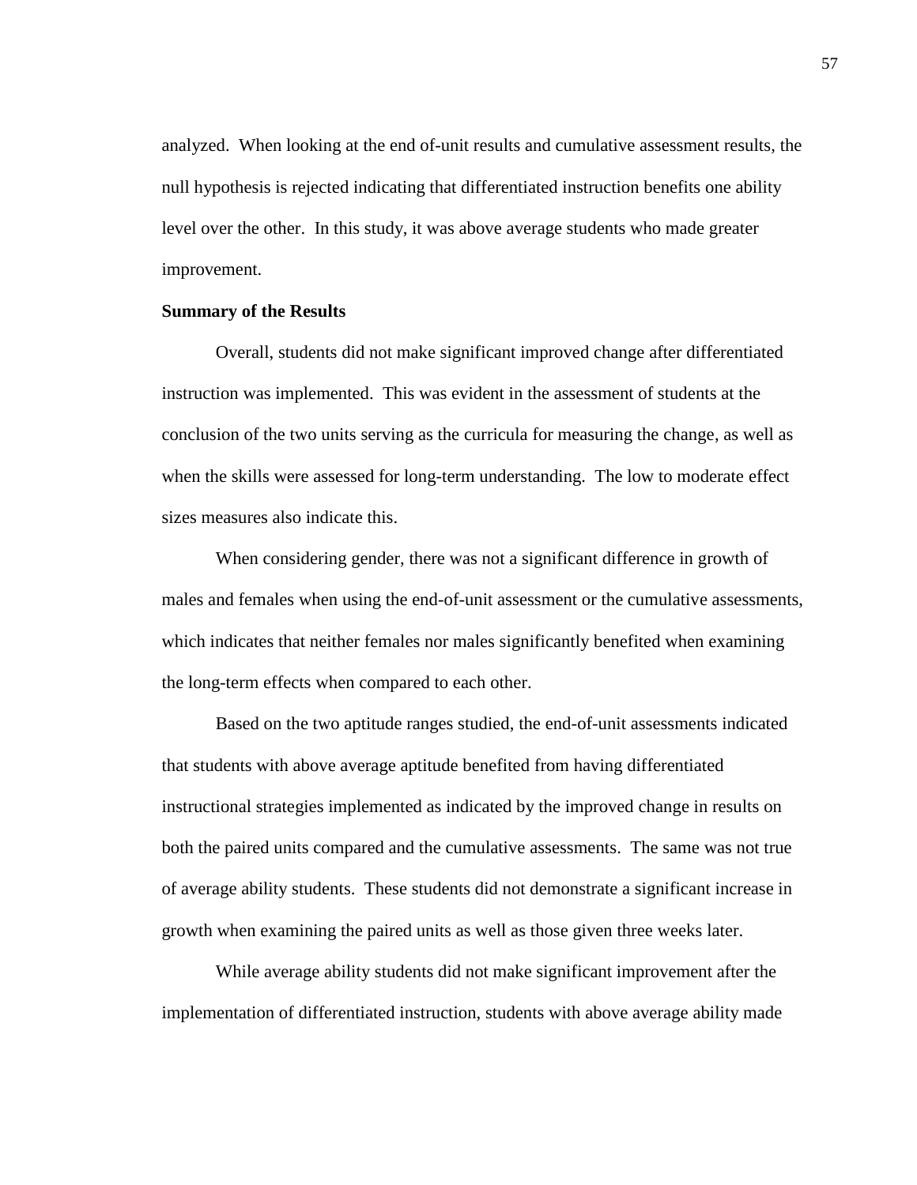analyzed. When looking at the end of-unit results and cumulative assessment results, the null hypothesis is rejected indicating that differentiated instruction benefits one ability level over the other. In this study, it was above average students who made greater improvement.

**Summary of the Results**

Overall, students did not make significant improved change after differentiated instruction was implemented. This was evident in the assessment of students at the conclusion of the two units serving as the curricula for measuring the change, as well as when the skills were assessed for long-term understanding. The low to moderate effect sizes measures also indicate this.

When considering gender, there was not a significant difference in growth of males and females when using the end-of-unit assessment or the cumulative assessments, which indicates that neither females nor males significantly benefited when examining the long-term effects when compared to each other.

Based on the two aptitude ranges studied, the end-of-unit assessments indicated that students with above average aptitude benefited from having differentiated instructional strategies implemented as indicated by the improved change in results on both the paired units compared and the cumulative assessments. The same was not true of average ability students. These students did not demonstrate a significant increase in growth when examining the paired units as well as those given three weeks later.

While average ability students did not make significant improvement after the implementation of differentiated instruction, students with above average ability made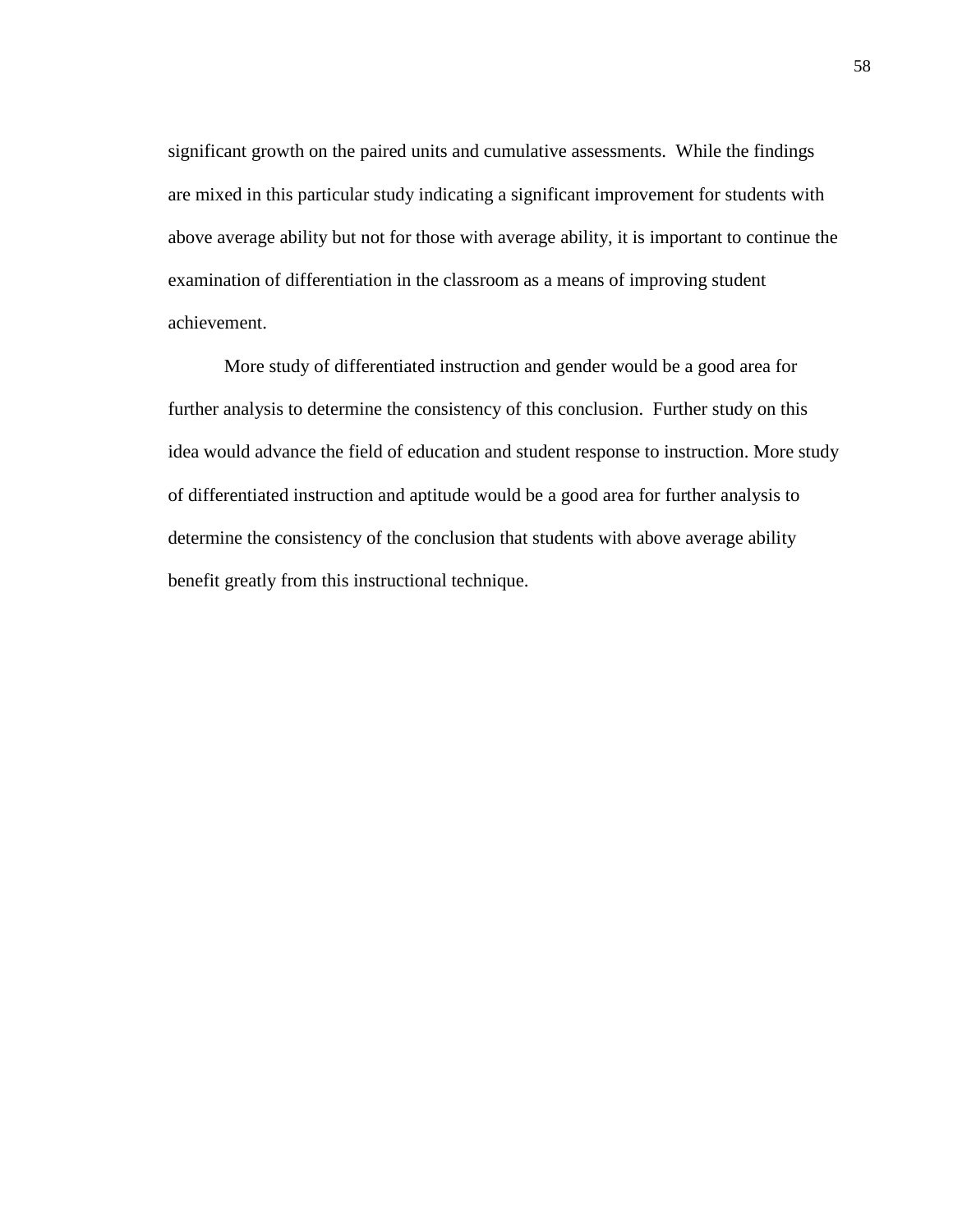significant growth on the paired units and cumulative assessments. While the findings are mixed in this particular study indicating a significant improvement for students with above average ability but not for those with average ability, it is important to continue the examination of differentiation in the classroom as a means of improving student achievement.

More study of differentiated instruction and gender would be a good area for further analysis to determine the consistency of this conclusion. Further study on this idea would advance the field of education and student response to instruction. More study of differentiated instruction and aptitude would be a good area for further analysis to determine the consistency of the conclusion that students with above average ability benefit greatly from this instructional technique.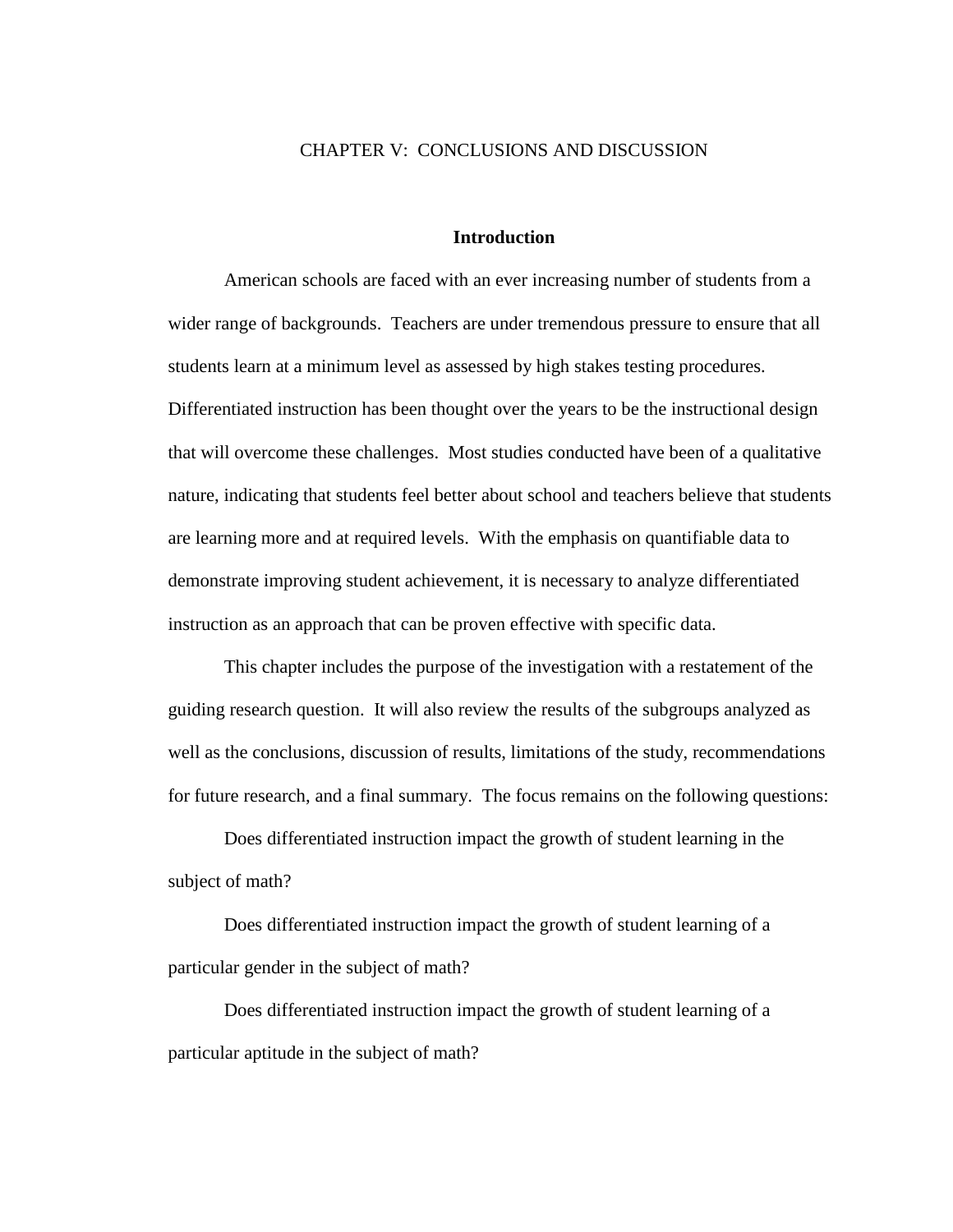# CHAPTER V: CONCLUSIONS AND DISCUSSION

## Introduction

American schools are faced with an ever increasing number of students from a wider range of backgrounds. Teachers are under tremendous pressure to ensure that all students learn at a minimum level as assessed by high stakes testing procedures. Differentiated instruction has been thought over the years to be the instructional design that will overcome these challenges. Most studies conducted have been of a qualitative nature, indicating that students feel better about school and teachers believe that students are learning more and at required levels. With the emphasis on quantifiable data to demonstrate improving student achievement, it is necessary to analyze differentiated instruction as an approach that can be proven effective with specific data.

This chapter includes the purpose of the investigation with a restatement of the guiding research question. It will also review the results of the subgroups analyzed as well as the conclusions, discussion of results, limitations of the study, recommendations for future research, and a final summary. The focus remains on the following questions:

Does differentiated instruction impact the growth of student learning in the subject of math?

Does differentiated instruction impact the growth of student learning of a particular gender in the subject of math?

Does differentiated instruction impact the growth of student learning of a particular aptitude in the subject of math?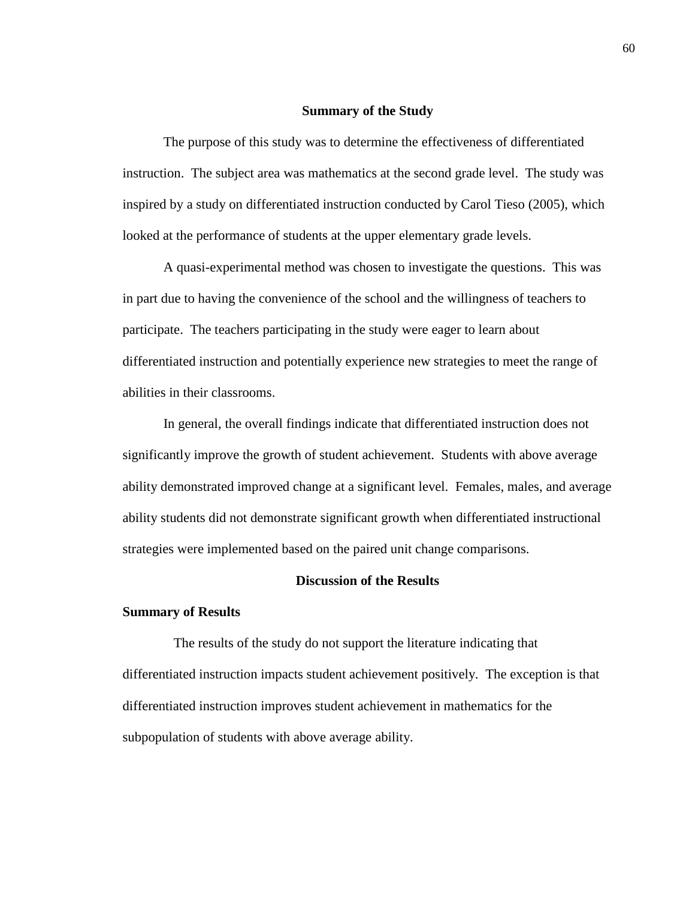## Summary of the Study

The purpose of this study was to determine the effectiveness of differentiated instruction. The subject area was mathematics at the second grade level. The study was inspired by a study on differentiated instruction conducted by Carol Tieso (2005), which looked at the performance of students at the upper elementary grade levels.

A quasi-experimental method was chosen to investigate the questions. This was in part due to having the convenience of the school and the willingness of teachers to participate. The teachers participating in the study were eager to learn about differentiated instruction and potentially experience new strategies to meet the range of abilities in their classrooms.

In general, the overall findings indicate that differentiated instruction does not significantly improve the growth of student achievement. Students with above average ability demonstrated improved change at a significant level. Females, males, and average ability students did not demonstrate significant growth when differentiated instructional strategies were implemented based on the paired unit change comparisons.

## Discussion of the Results

### Summary of Results

The results of the study do not support the literature indicating that differentiated instruction impacts student achievement positively. The exception is that differentiated instruction improves student achievement in mathematics for the subpopulation of students with above average ability.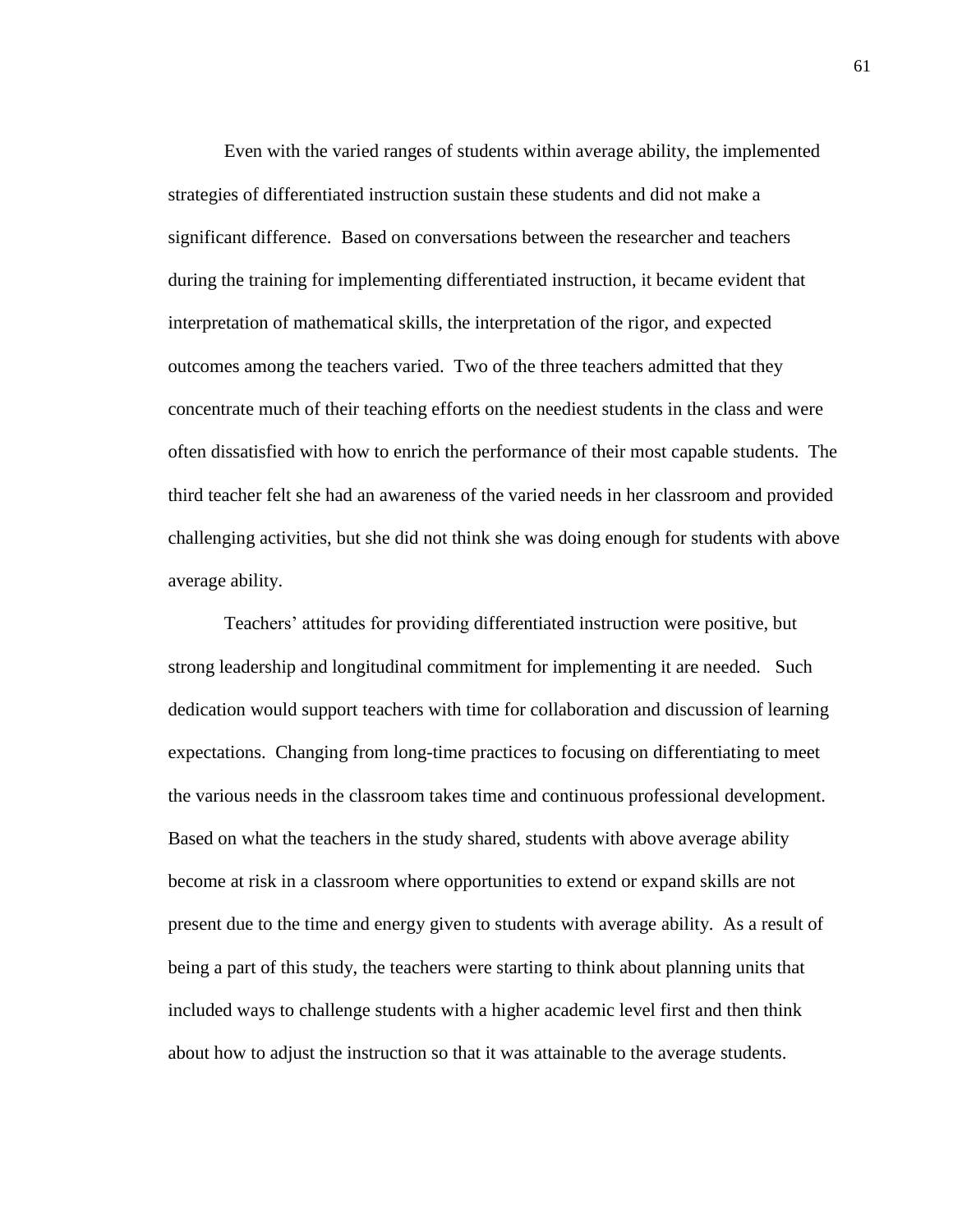Even with the varied ranges of students within average ability, the implemented strategies of differentiated instruction sustain these students and did not make a significant difference. Based on conversations between the researcher and teachers during the training for implementing differentiated instruction, it became evident that interpretation of mathematical skills, the interpretation of the rigor, and expected outcomes among the teachers varied. Two of the three teachers admitted that they concentrate much of their teaching efforts on the neediest students in the class and were often dissatisfied with how to enrich the performance of their most capable students. The third teacher felt she had an awareness of the varied needs in her classroom and provided challenging activities, but she did not think she was doing enough for students with above average ability.

Teachers' attitudes for providing differentiated instruction were positive, but strong leadership and longitudinal commitment for implementing it are needed. Such dedication would support teachers with time for collaboration and discussion of learning expectations. Changing from long-time practices to focusing on differentiating to meet the various needs in the classroom takes time and continuous professional development. Based on what the teachers in the study shared, students with above average ability become at risk in a classroom where opportunities to extend or expand skills are not present due to the time and energy given to students with average ability. As a result of being a part of this study, the teachers were starting to think about planning units that included ways to challenge students with a higher academic level first and then think about how to adjust the instruction so that it was attainable to the average students.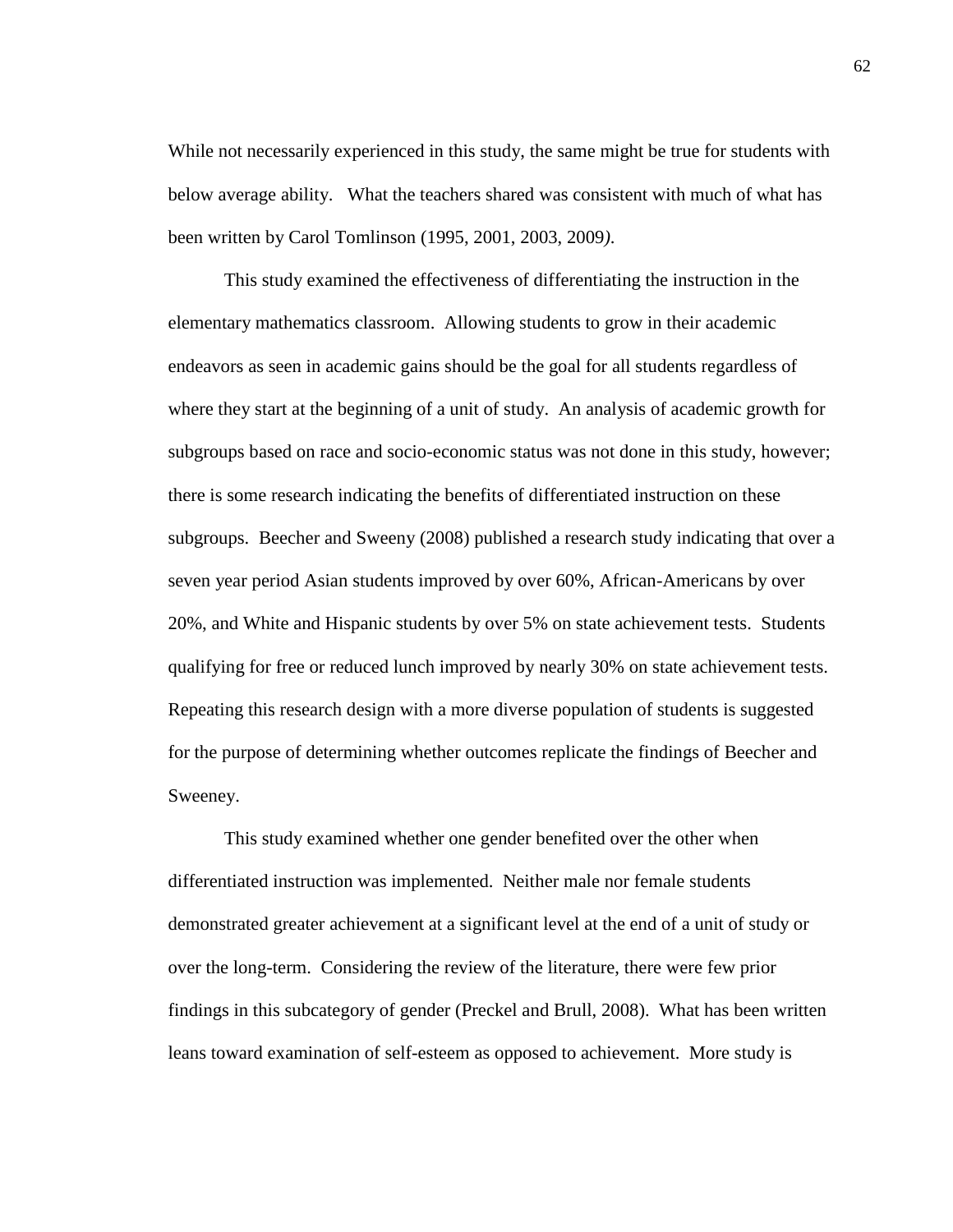While not necessarily experienced in this study, the same might be true for students with below average ability.   What the teachers shared was consistent with much of what has been written by Carol Tomlinson (1995, 2001, 2003, 2009*)*.

This study examined the effectiveness of differentiating the instruction in the elementary mathematics classroom.  Allowing students to grow in their academic endeavors as seen in academic gains should be the goal for all students regardless of where they start at the beginning of a unit of study.  An analysis of academic growth for subgroups based on race and socio-economic status was not done in this study, however; there is some research indicating the benefits of differentiated instruction on these subgroups.  Beecher and Sweeny (2008) published a research study indicating that over a seven year period Asian students improved by over 60%, African-Americans by over 20%, and White and Hispanic students by over 5% on state achievement tests.  Students qualifying for free or reduced lunch improved by nearly 30% on state achievement tests.  Repeating this research design with a more diverse population of students is suggested for the purpose of determining whether outcomes replicate the findings of Beecher and Sweeney.

This study examined whether one gender benefited over the other when differentiated instruction was implemented.  Neither male nor female students demonstrated greater achievement at a significant level at the end of a unit of study or over the long-term.  Considering the review of the literature, there were few prior findings in this subcategory of gender (Preckel and Brull, 2008).  What has been written leans toward examination of self-esteem as opposed to achievement.  More study is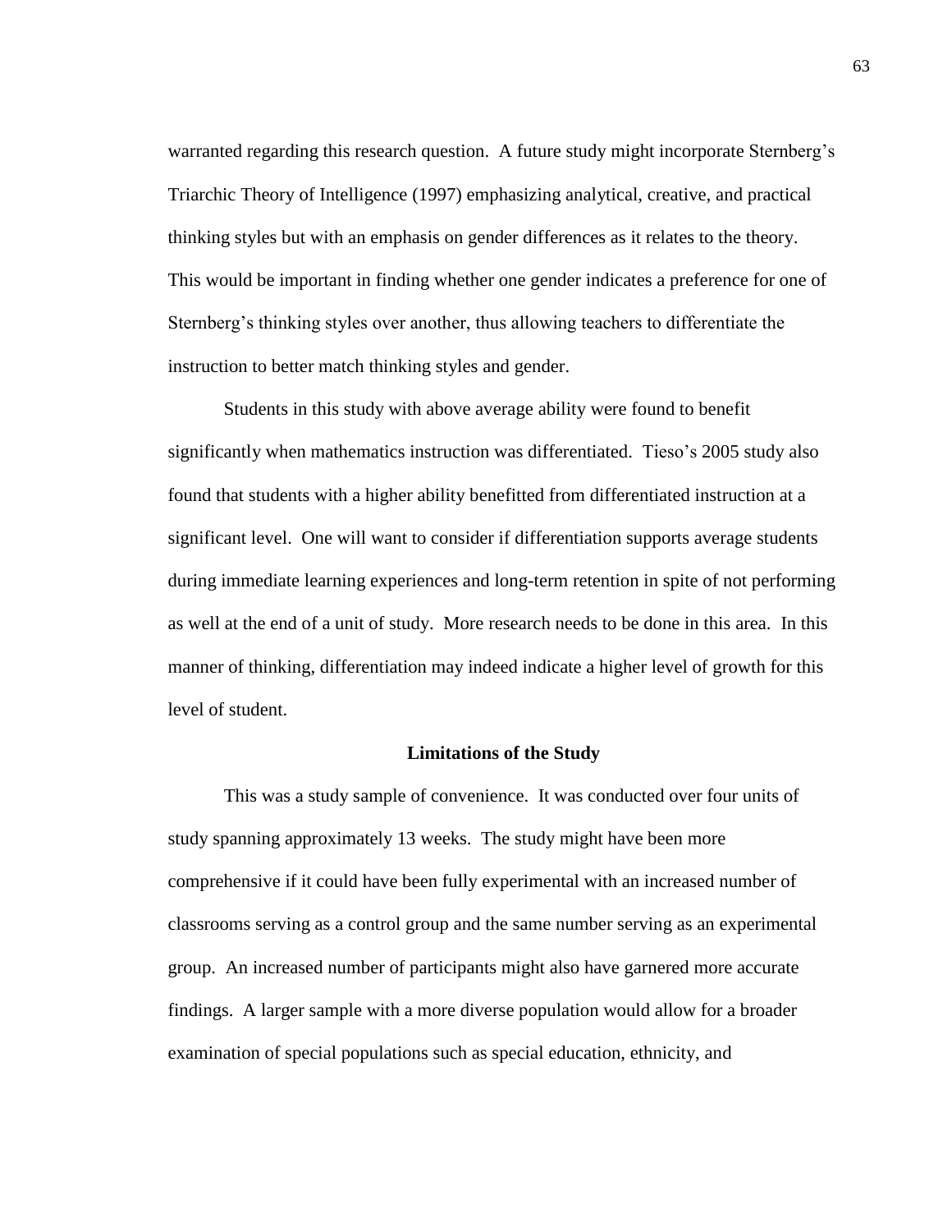warranted regarding this research question. A future study might incorporate Sternberg's Triarchic Theory of Intelligence (1997) emphasizing analytical, creative, and practical thinking styles but with an emphasis on gender differences as it relates to the theory. This would be important in finding whether one gender indicates a preference for one of Sternberg's thinking styles over another, thus allowing teachers to differentiate the instruction to better match thinking styles and gender.

Students in this study with above average ability were found to benefit significantly when mathematics instruction was differentiated. Tieso's 2005 study also found that students with a higher ability benefitted from differentiated instruction at a significant level. One will want to consider if differentiation supports average students during immediate learning experiences and long-term retention in spite of not performing as well at the end of a unit of study. More research needs to be done in this area. In this manner of thinking, differentiation may indeed indicate a higher level of growth for this level of student.

## Limitations of the Study

This was a study sample of convenience. It was conducted over four units of study spanning approximately 13 weeks. The study might have been more comprehensive if it could have been fully experimental with an increased number of classrooms serving as a control group and the same number serving as an experimental group. An increased number of participants might also have garnered more accurate findings. A larger sample with a more diverse population would allow for a broader examination of special populations such as special education, ethnicity, and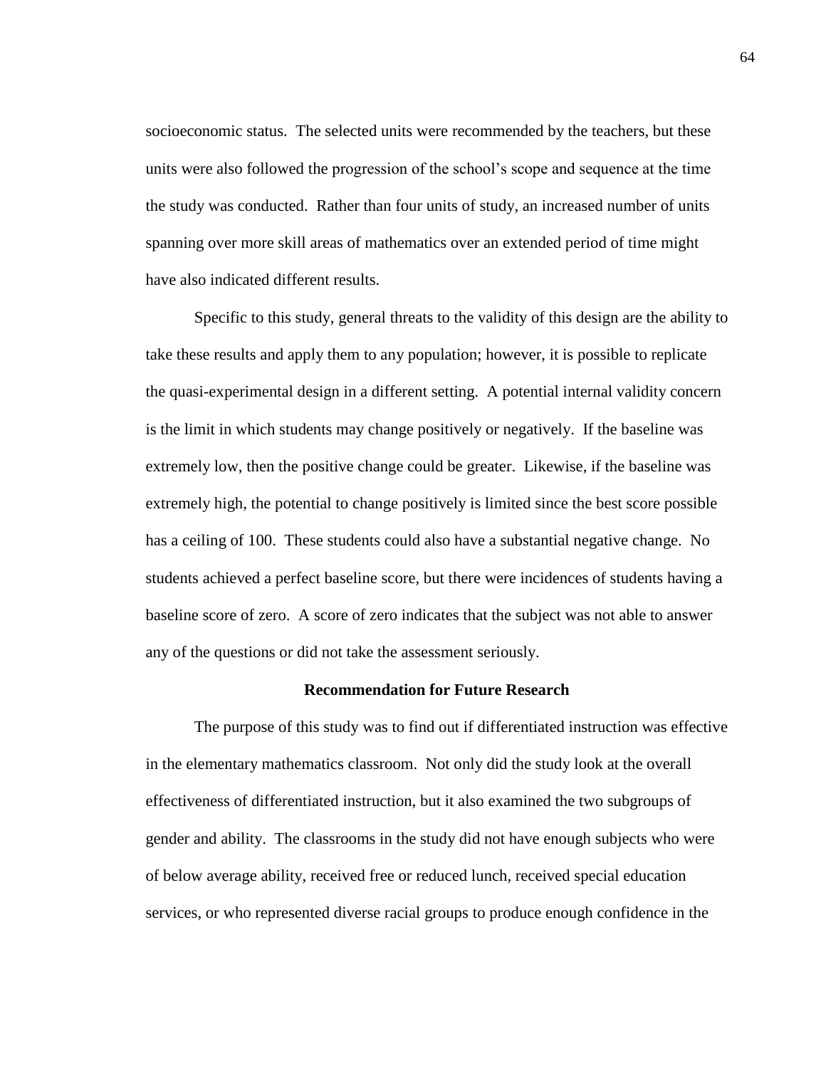socioeconomic status. The selected units were recommended by the teachers, but these units were also followed the progression of the school's scope and sequence at the time the study was conducted. Rather than four units of study, an increased number of units spanning over more skill areas of mathematics over an extended period of time might have also indicated different results.

Specific to this study, general threats to the validity of this design are the ability to take these results and apply them to any population; however, it is possible to replicate the quasi-experimental design in a different setting. A potential internal validity concern is the limit in which students may change positively or negatively. If the baseline was extremely low, then the positive change could be greater. Likewise, if the baseline was extremely high, the potential to change positively is limited since the best score possible has a ceiling of 100. These students could also have a substantial negative change. No students achieved a perfect baseline score, but there were incidences of students having a baseline score of zero. A score of zero indicates that the subject was not able to answer any of the questions or did not take the assessment seriously.

## Recommendation for Future Research

The purpose of this study was to find out if differentiated instruction was effective in the elementary mathematics classroom. Not only did the study look at the overall effectiveness of differentiated instruction, but it also examined the two subgroups of gender and ability. The classrooms in the study did not have enough subjects who were of below average ability, received free or reduced lunch, received special education services, or who represented diverse racial groups to produce enough confidence in the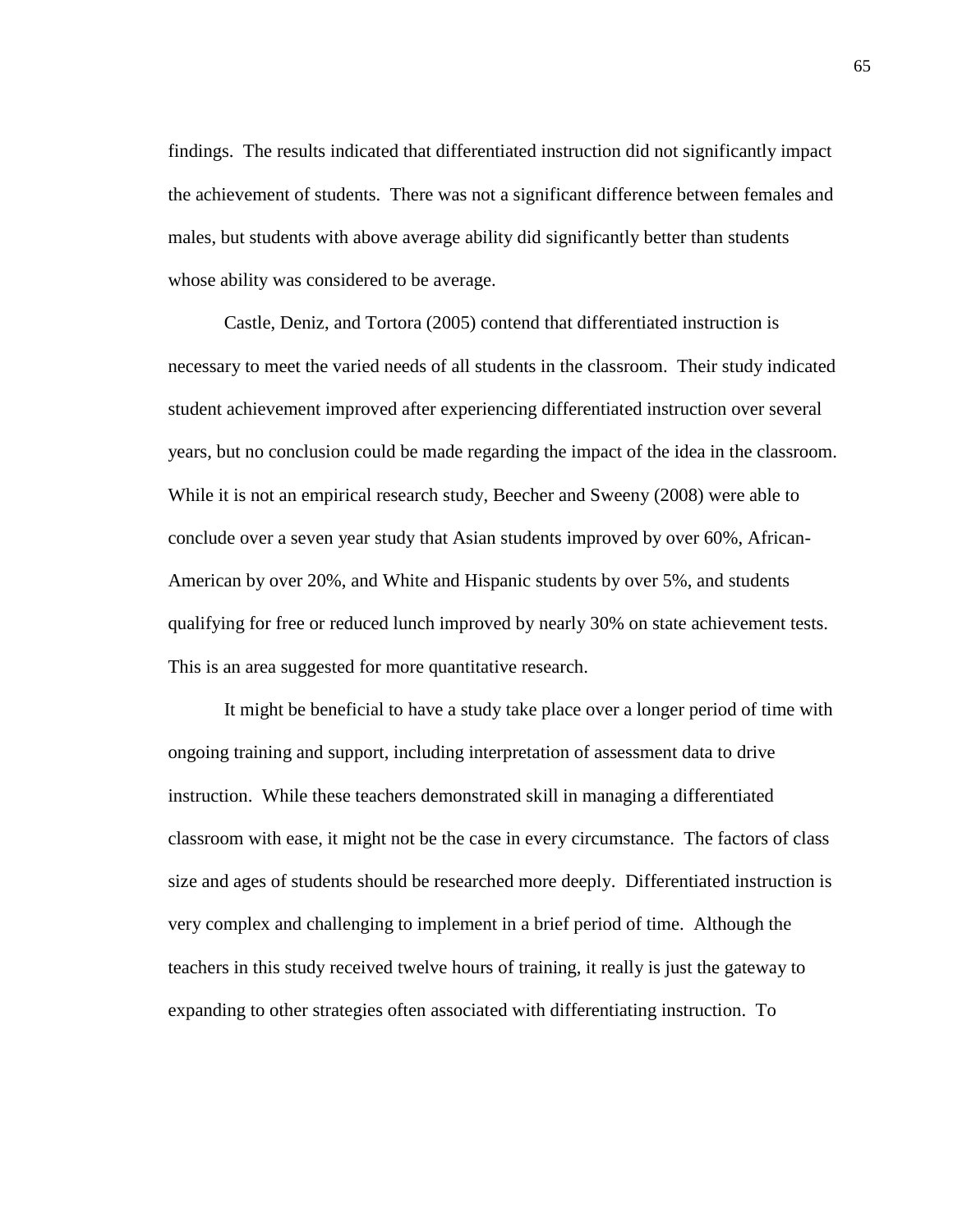findings. The results indicated that differentiated instruction did not significantly impact the achievement of students. There was not a significant difference between females and males, but students with above average ability did significantly better than students whose ability was considered to be average.

Castle, Deniz, and Tortora (2005) contend that differentiated instruction is necessary to meet the varied needs of all students in the classroom. Their study indicated student achievement improved after experiencing differentiated instruction over several years, but no conclusion could be made regarding the impact of the idea in the classroom. While it is not an empirical research study, Beecher and Sweeny (2008) were able to conclude over a seven year study that Asian students improved by over 60%, African-American by over 20%, and White and Hispanic students by over 5%, and students qualifying for free or reduced lunch improved by nearly 30% on state achievement tests. This is an area suggested for more quantitative research.

It might be beneficial to have a study take place over a longer period of time with ongoing training and support, including interpretation of assessment data to drive instruction. While these teachers demonstrated skill in managing a differentiated classroom with ease, it might not be the case in every circumstance. The factors of class size and ages of students should be researched more deeply. Differentiated instruction is very complex and challenging to implement in a brief period of time. Although the teachers in this study received twelve hours of training, it really is just the gateway to expanding to other strategies often associated with differentiating instruction. To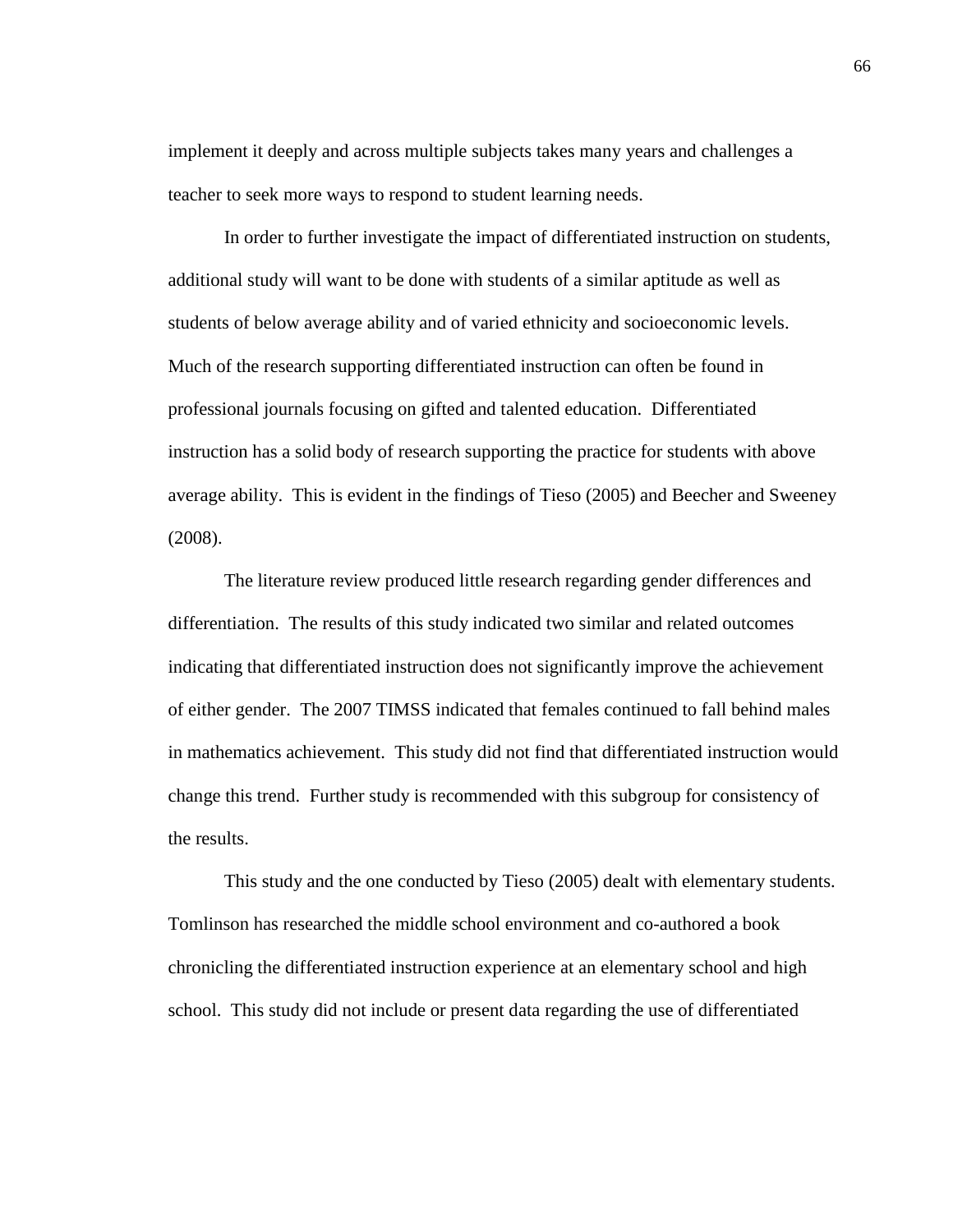implement it deeply and across multiple subjects takes many years and challenges a teacher to seek more ways to respond to student learning needs.

In order to further investigate the impact of differentiated instruction on students, additional study will want to be done with students of a similar aptitude as well as students of below average ability and of varied ethnicity and socioeconomic levels. Much of the research supporting differentiated instruction can often be found in professional journals focusing on gifted and talented education. Differentiated instruction has a solid body of research supporting the practice for students with above average ability. This is evident in the findings of Tieso (2005) and Beecher and Sweeney (2008).

The literature review produced little research regarding gender differences and differentiation. The results of this study indicated two similar and related outcomes indicating that differentiated instruction does not significantly improve the achievement of either gender. The 2007 TIMSS indicated that females continued to fall behind males in mathematics achievement. This study did not find that differentiated instruction would change this trend. Further study is recommended with this subgroup for consistency of the results.

This study and the one conducted by Tieso (2005) dealt with elementary students. Tomlinson has researched the middle school environment and co-authored a book chronicling the differentiated instruction experience at an elementary school and high school. This study did not include or present data regarding the use of differentiated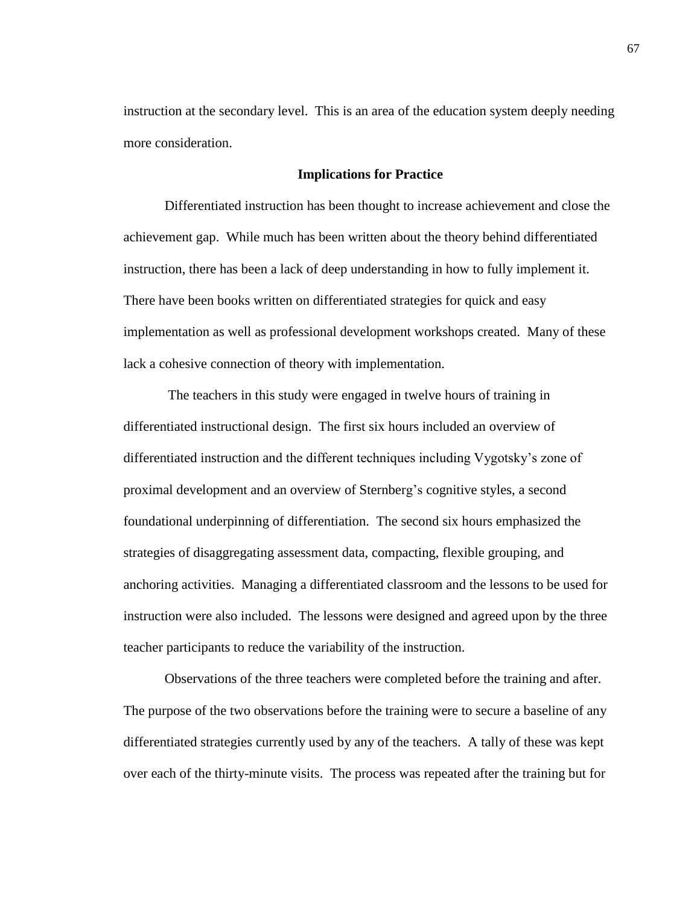instruction at the secondary level. This is an area of the education system deeply needing more consideration.

## Implications for Practice

Differentiated instruction has been thought to increase achievement and close the achievement gap. While much has been written about the theory behind differentiated instruction, there has been a lack of deep understanding in how to fully implement it. There have been books written on differentiated strategies for quick and easy implementation as well as professional development workshops created. Many of these lack a cohesive connection of theory with implementation.

The teachers in this study were engaged in twelve hours of training in differentiated instructional design. The first six hours included an overview of differentiated instruction and the different techniques including Vygotsky's zone of proximal development and an overview of Sternberg's cognitive styles, a second foundational underpinning of differentiation. The second six hours emphasized the strategies of disaggregating assessment data, compacting, flexible grouping, and anchoring activities. Managing a differentiated classroom and the lessons to be used for instruction were also included. The lessons were designed and agreed upon by the three teacher participants to reduce the variability of the instruction.

Observations of the three teachers were completed before the training and after. The purpose of the two observations before the training were to secure a baseline of any differentiated strategies currently used by any of the teachers. A tally of these was kept over each of the thirty-minute visits. The process was repeated after the training but for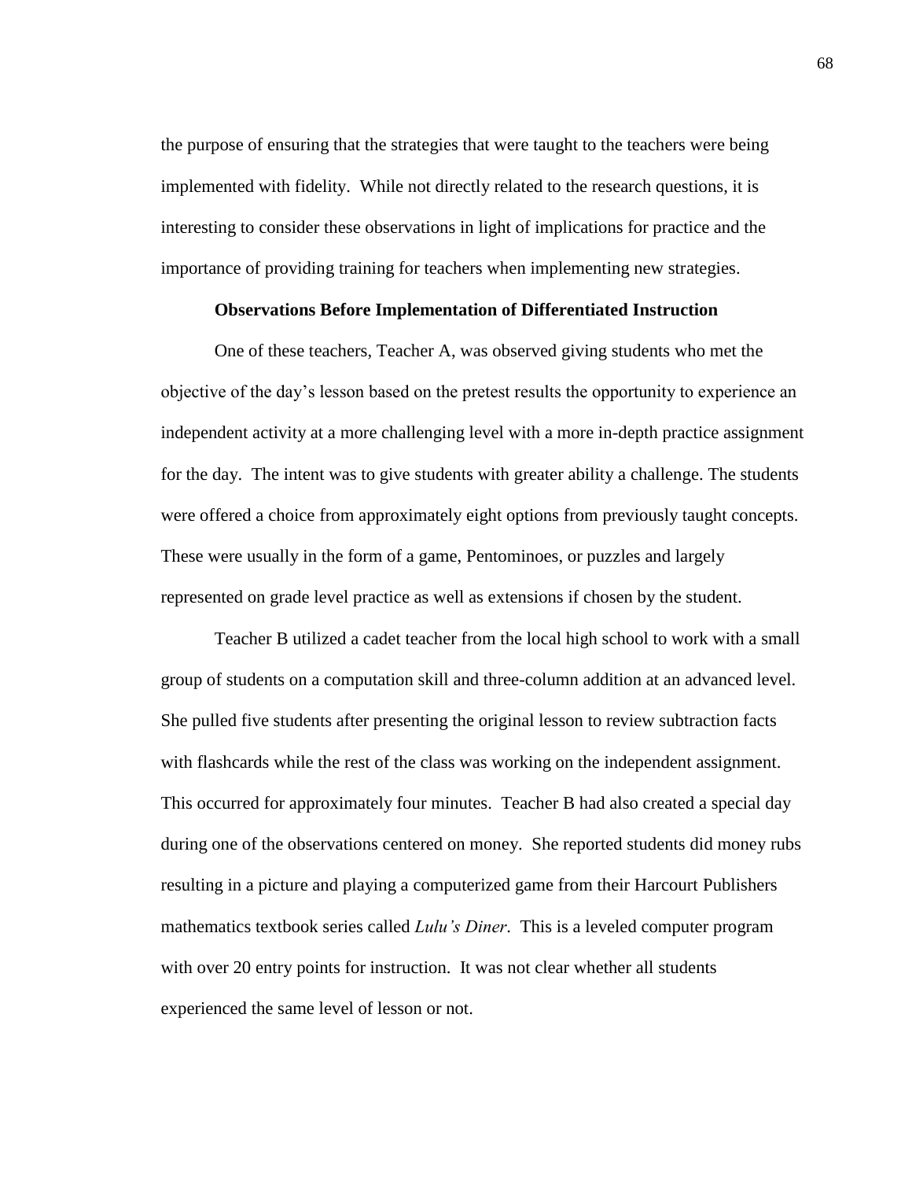the purpose of ensuring that the strategies that were taught to the teachers were being implemented with fidelity. While not directly related to the research questions, it is interesting to consider these observations in light of implications for practice and the importance of providing training for teachers when implementing new strategies.

**Observations Before Implementation of Differentiated Instruction**

One of these teachers, Teacher A, was observed giving students who met the objective of the day's lesson based on the pretest results the opportunity to experience an independent activity at a more challenging level with a more in-depth practice assignment for the day. The intent was to give students with greater ability a challenge. The students were offered a choice from approximately eight options from previously taught concepts. These were usually in the form of a game, Pentominoes, or puzzles and largely represented on grade level practice as well as extensions if chosen by the student.

Teacher B utilized a cadet teacher from the local high school to work with a small group of students on a computation skill and three-column addition at an advanced level. She pulled five students after presenting the original lesson to review subtraction facts with flashcards while the rest of the class was working on the independent assignment. This occurred for approximately four minutes. Teacher B had also created a special day during one of the observations centered on money. She reported students did money rubs resulting in a picture and playing a computerized game from their Harcourt Publishers mathematics textbook series called *Lulu's Diner.* This is a leveled computer program with over 20 entry points for instruction. It was not clear whether all students experienced the same level of lesson or not.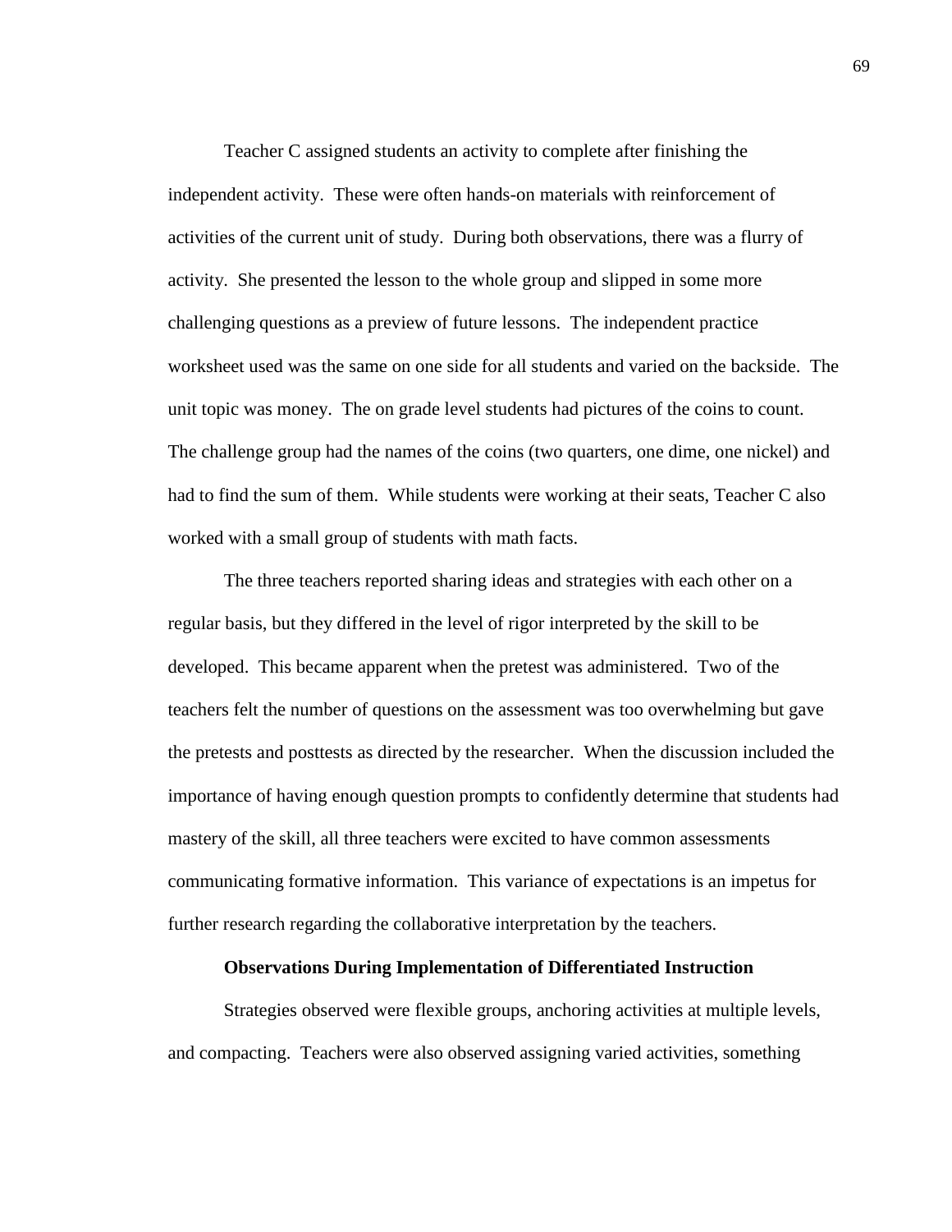Teacher C assigned students an activity to complete after finishing the independent activity. These were often hands-on materials with reinforcement of activities of the current unit of study. During both observations, there was a flurry of activity. She presented the lesson to the whole group and slipped in some more challenging questions as a preview of future lessons. The independent practice worksheet used was the same on one side for all students and varied on the backside. The unit topic was money. The on grade level students had pictures of the coins to count. The challenge group had the names of the coins (two quarters, one dime, one nickel) and had to find the sum of them. While students were working at their seats, Teacher C also worked with a small group of students with math facts.

The three teachers reported sharing ideas and strategies with each other on a regular basis, but they differed in the level of rigor interpreted by the skill to be developed. This became apparent when the pretest was administered. Two of the teachers felt the number of questions on the assessment was too overwhelming but gave the pretests and posttests as directed by the researcher. When the discussion included the importance of having enough question prompts to confidently determine that students had mastery of the skill, all three teachers were excited to have common assessments communicating formative information. This variance of expectations is an impetus for further research regarding the collaborative interpretation by the teachers.

### Observations During Implementation of Differentiated Instruction

Strategies observed were flexible groups, anchoring activities at multiple levels, and compacting. Teachers were also observed assigning varied activities, something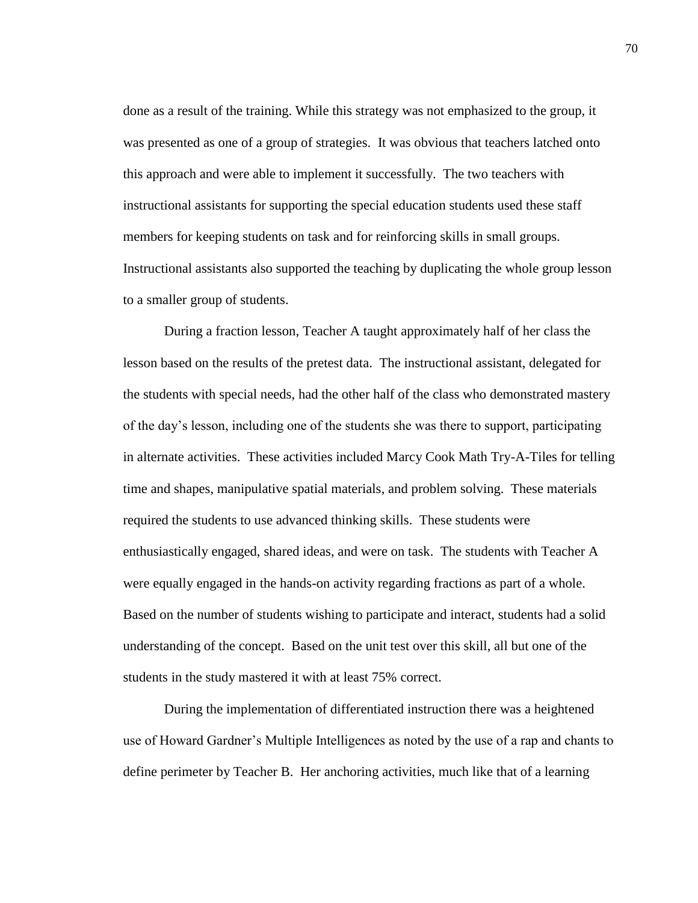done as a result of the training. While this strategy was not emphasized to the group, it was presented as one of a group of strategies. It was obvious that teachers latched onto this approach and were able to implement it successfully. The two teachers with instructional assistants for supporting the special education students used these staff members for keeping students on task and for reinforcing skills in small groups. Instructional assistants also supported the teaching by duplicating the whole group lesson to a smaller group of students.

During a fraction lesson, Teacher A taught approximately half of her class the lesson based on the results of the pretest data. The instructional assistant, delegated for the students with special needs, had the other half of the class who demonstrated mastery of the day's lesson, including one of the students she was there to support, participating in alternate activities. These activities included Marcy Cook Math Try-A-Tiles for telling time and shapes, manipulative spatial materials, and problem solving. These materials required the students to use advanced thinking skills. These students were enthusiastically engaged, shared ideas, and were on task. The students with Teacher A were equally engaged in the hands-on activity regarding fractions as part of a whole. Based on the number of students wishing to participate and interact, students had a solid understanding of the concept. Based on the unit test over this skill, all but one of the students in the study mastered it with at least 75% correct.

During the implementation of differentiated instruction there was a heightened use of Howard Gardner's Multiple Intelligences as noted by the use of a rap and chants to define perimeter by Teacher B. Her anchoring activities, much like that of a learning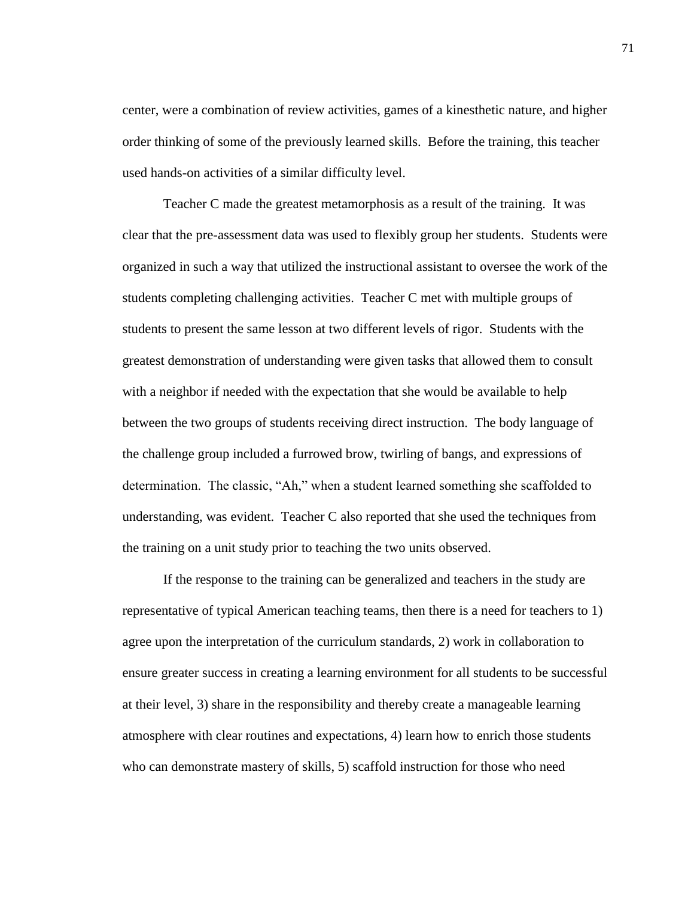center, were a combination of review activities, games of a kinesthetic nature, and higher order thinking of some of the previously learned skills. Before the training, this teacher used hands-on activities of a similar difficulty level.

Teacher C made the greatest metamorphosis as a result of the training. It was clear that the pre-assessment data was used to flexibly group her students. Students were organized in such a way that utilized the instructional assistant to oversee the work of the students completing challenging activities. Teacher C met with multiple groups of students to present the same lesson at two different levels of rigor. Students with the greatest demonstration of understanding were given tasks that allowed them to consult with a neighbor if needed with the expectation that she would be available to help between the two groups of students receiving direct instruction. The body language of the challenge group included a furrowed brow, twirling of bangs, and expressions of determination. The classic, "Ah," when a student learned something she scaffolded to understanding, was evident. Teacher C also reported that she used the techniques from the training on a unit study prior to teaching the two units observed.

If the response to the training can be generalized and teachers in the study are representative of typical American teaching teams, then there is a need for teachers to 1) agree upon the interpretation of the curriculum standards, 2) work in collaboration to ensure greater success in creating a learning environment for all students to be successful at their level, 3) share in the responsibility and thereby create a manageable learning atmosphere with clear routines and expectations, 4) learn how to enrich those students who can demonstrate mastery of skills, 5) scaffold instruction for those who need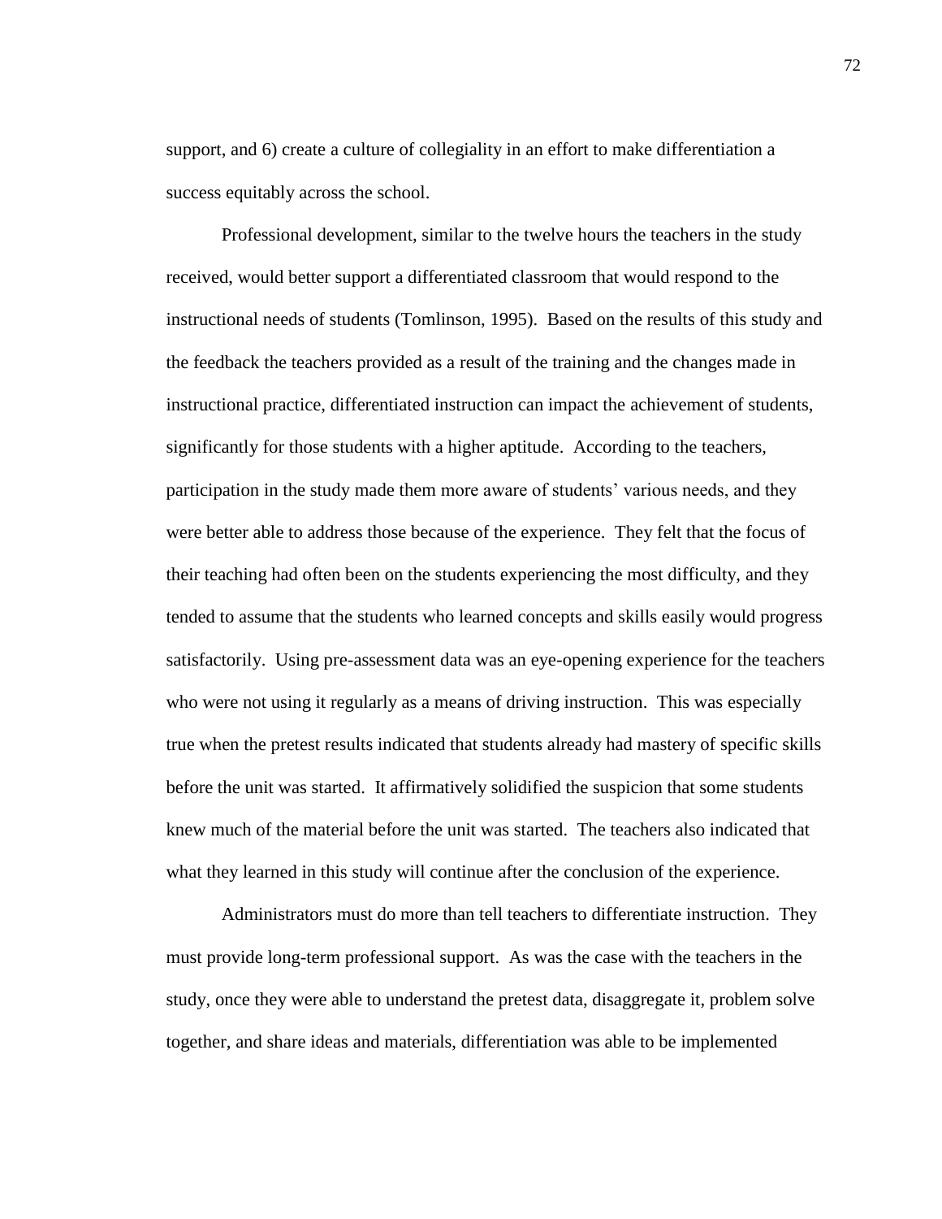support, and 6) create a culture of collegiality in an effort to make differentiation a success equitably across the school.

Professional development, similar to the twelve hours the teachers in the study received, would better support a differentiated classroom that would respond to the instructional needs of students (Tomlinson, 1995). Based on the results of this study and the feedback the teachers provided as a result of the training and the changes made in instructional practice, differentiated instruction can impact the achievement of students, significantly for those students with a higher aptitude. According to the teachers, participation in the study made them more aware of students' various needs, and they were better able to address those because of the experience. They felt that the focus of their teaching had often been on the students experiencing the most difficulty, and they tended to assume that the students who learned concepts and skills easily would progress satisfactorily. Using pre-assessment data was an eye-opening experience for the teachers who were not using it regularly as a means of driving instruction. This was especially true when the pretest results indicated that students already had mastery of specific skills before the unit was started. It affirmatively solidified the suspicion that some students knew much of the material before the unit was started. The teachers also indicated that what they learned in this study will continue after the conclusion of the experience.

Administrators must do more than tell teachers to differentiate instruction. They must provide long-term professional support. As was the case with the teachers in the study, once they were able to understand the pretest data, disaggregate it, problem solve together, and share ideas and materials, differentiation was able to be implemented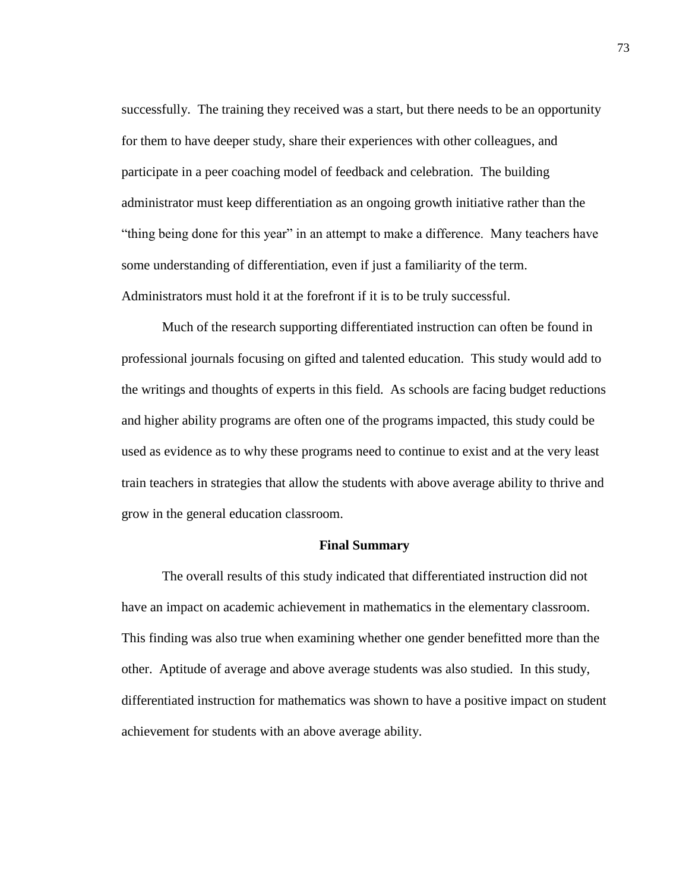successfully. The training they received was a start, but there needs to be an opportunity for them to have deeper study, share their experiences with other colleagues, and participate in a peer coaching model of feedback and celebration. The building administrator must keep differentiation as an ongoing growth initiative rather than the "thing being done for this year" in an attempt to make a difference. Many teachers have some understanding of differentiation, even if just a familiarity of the term. Administrators must hold it at the forefront if it is to be truly successful.

Much of the research supporting differentiated instruction can often be found in professional journals focusing on gifted and talented education. This study would add to the writings and thoughts of experts in this field. As schools are facing budget reductions and higher ability programs are often one of the programs impacted, this study could be used as evidence as to why these programs need to continue to exist and at the very least train teachers in strategies that allow the students with above average ability to thrive and grow in the general education classroom.

## Final Summary

The overall results of this study indicated that differentiated instruction did not have an impact on academic achievement in mathematics in the elementary classroom. This finding was also true when examining whether one gender benefitted more than the other. Aptitude of average and above average students was also studied. In this study, differentiated instruction for mathematics was shown to have a positive impact on student achievement for students with an above average ability.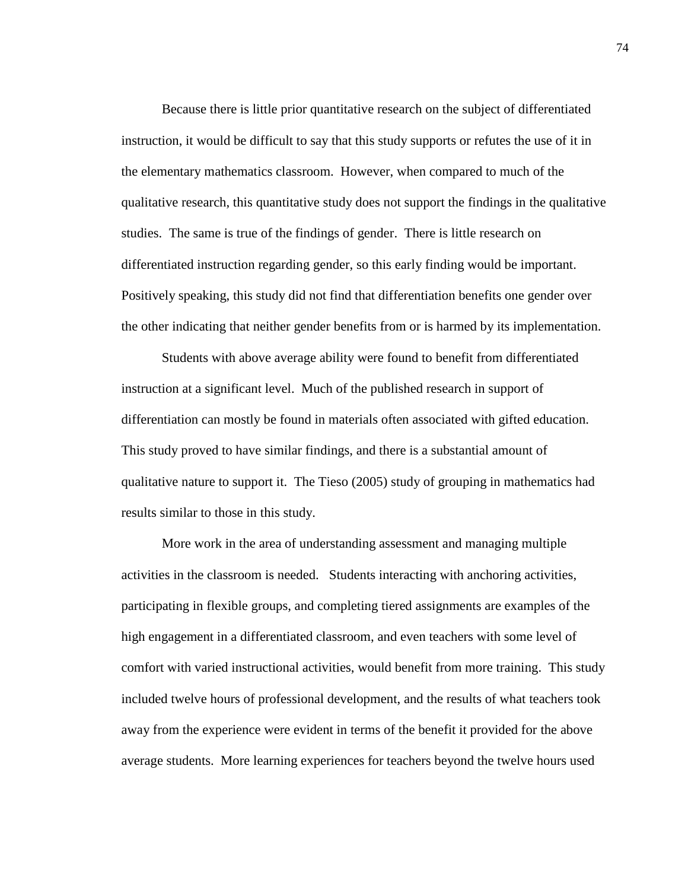Because there is little prior quantitative research on the subject of differentiated instruction, it would be difficult to say that this study supports or refutes the use of it in the elementary mathematics classroom. However, when compared to much of the qualitative research, this quantitative study does not support the findings in the qualitative studies. The same is true of the findings of gender. There is little research on differentiated instruction regarding gender, so this early finding would be important. Positively speaking, this study did not find that differentiation benefits one gender over the other indicating that neither gender benefits from or is harmed by its implementation.

Students with above average ability were found to benefit from differentiated instruction at a significant level. Much of the published research in support of differentiation can mostly be found in materials often associated with gifted education. This study proved to have similar findings, and there is a substantial amount of qualitative nature to support it. The Tieso (2005) study of grouping in mathematics had results similar to those in this study.

More work in the area of understanding assessment and managing multiple activities in the classroom is needed. Students interacting with anchoring activities, participating in flexible groups, and completing tiered assignments are examples of the high engagement in a differentiated classroom, and even teachers with some level of comfort with varied instructional activities, would benefit from more training. This study included twelve hours of professional development, and the results of what teachers took away from the experience were evident in terms of the benefit it provided for the above average students. More learning experiences for teachers beyond the twelve hours used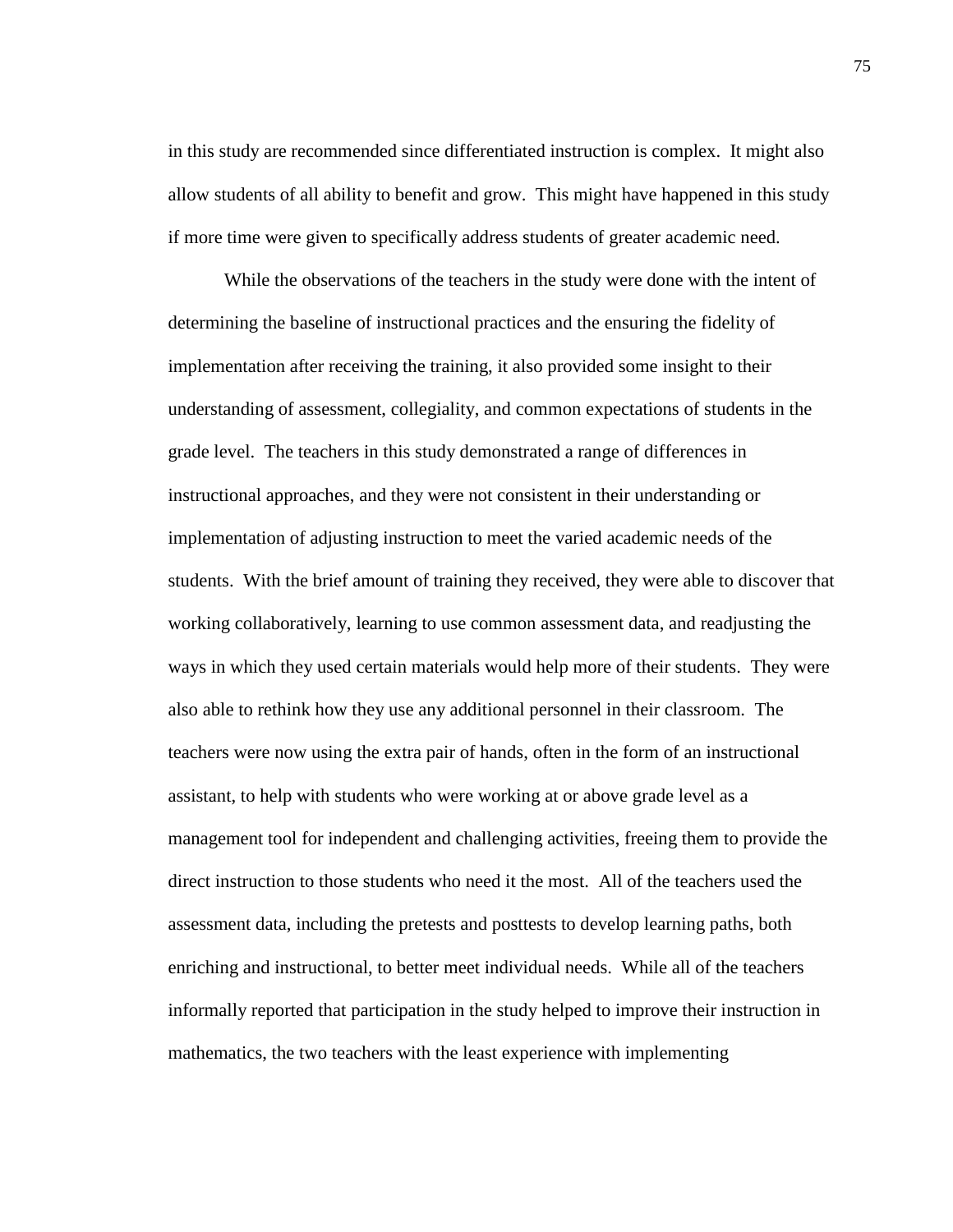in this study are recommended since differentiated instruction is complex. It might also allow students of all ability to benefit and grow. This might have happened in this study if more time were given to specifically address students of greater academic need.

While the observations of the teachers in the study were done with the intent of determining the baseline of instructional practices and the ensuring the fidelity of implementation after receiving the training, it also provided some insight to their understanding of assessment, collegiality, and common expectations of students in the grade level. The teachers in this study demonstrated a range of differences in instructional approaches, and they were not consistent in their understanding or implementation of adjusting instruction to meet the varied academic needs of the students. With the brief amount of training they received, they were able to discover that working collaboratively, learning to use common assessment data, and readjusting the ways in which they used certain materials would help more of their students. They were also able to rethink how they use any additional personnel in their classroom. The teachers were now using the extra pair of hands, often in the form of an instructional assistant, to help with students who were working at or above grade level as a management tool for independent and challenging activities, freeing them to provide the direct instruction to those students who need it the most. All of the teachers used the assessment data, including the pretests and posttests to develop learning paths, both enriching and instructional, to better meet individual needs. While all of the teachers informally reported that participation in the study helped to improve their instruction in mathematics, the two teachers with the least experience with implementing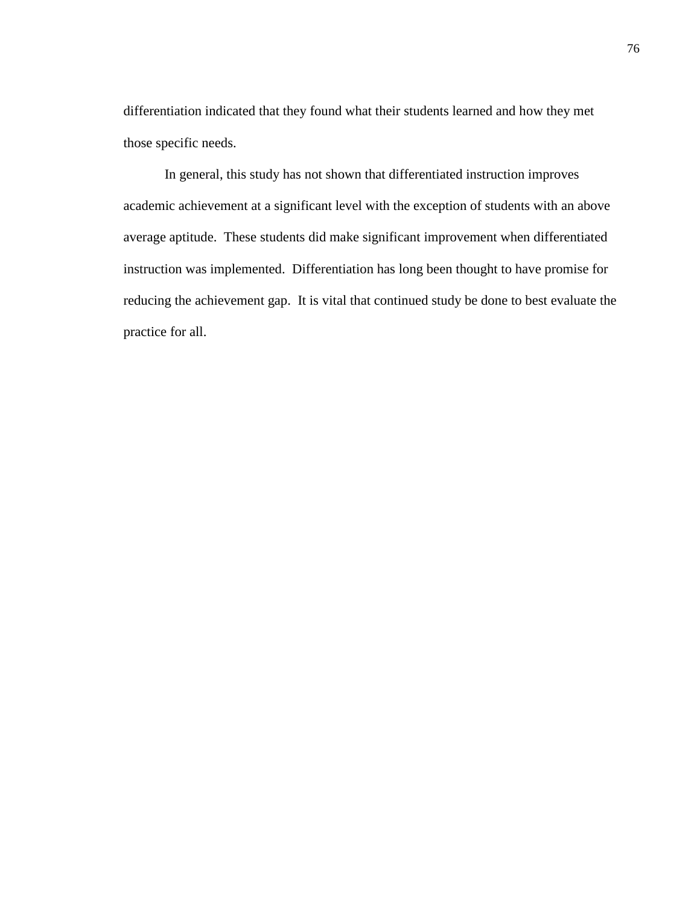differentiation indicated that they found what their students learned and how they met those specific needs.

In general, this study has not shown that differentiated instruction improves academic achievement at a significant level with the exception of students with an above average aptitude. These students did make significant improvement when differentiated instruction was implemented. Differentiation has long been thought to have promise for reducing the achievement gap. It is vital that continued study be done to best evaluate the practice for all.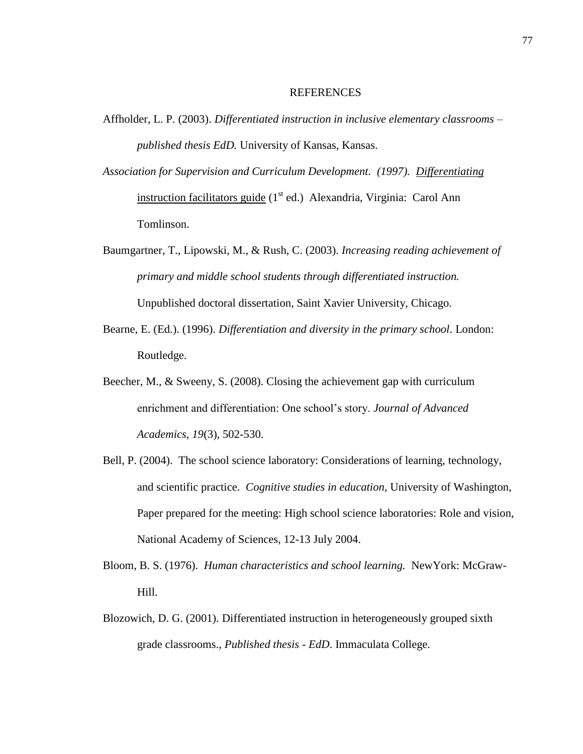# REFERENCES

Affholder, L. P. (2003). *Differentiated instruction in inclusive elementary classrooms – published thesis EdD.* University of Kansas, Kansas.

*Association for Supervision and Curriculum Development. (1997). Differentiating* instruction facilitators guide (1st ed.) Alexandria, Virginia: Carol Ann Tomlinson.

Baumgartner, T., Lipowski, M., & Rush, C. (2003). *Increasing reading achievement of primary and middle school students through differentiated instruction.* Unpublished doctoral dissertation, Saint Xavier University, Chicago.

Bearne, E. (Ed.). (1996). *Differentiation and diversity in the primary school*. London: Routledge.

Beecher, M., & Sweeny, S. (2008). Closing the achievement gap with curriculum enrichment and differentiation: One school's story. *Journal of Advanced Academics, 19*(3), 502-530.

Bell, P. (2004). The school science laboratory: Considerations of learning, technology, and scientific practice. *Cognitive studies in education*, University of Washington, Paper prepared for the meeting: High school science laboratories: Role and vision, National Academy of Sciences, 12-13 July 2004.

Bloom, B. S. (1976). *Human characteristics and school learning.* NewYork: McGraw-Hill.

Blozowich, D. G. (2001). Differentiated instruction in heterogeneously grouped sixth grade classrooms., *Published thesis - EdD*. Immaculata College.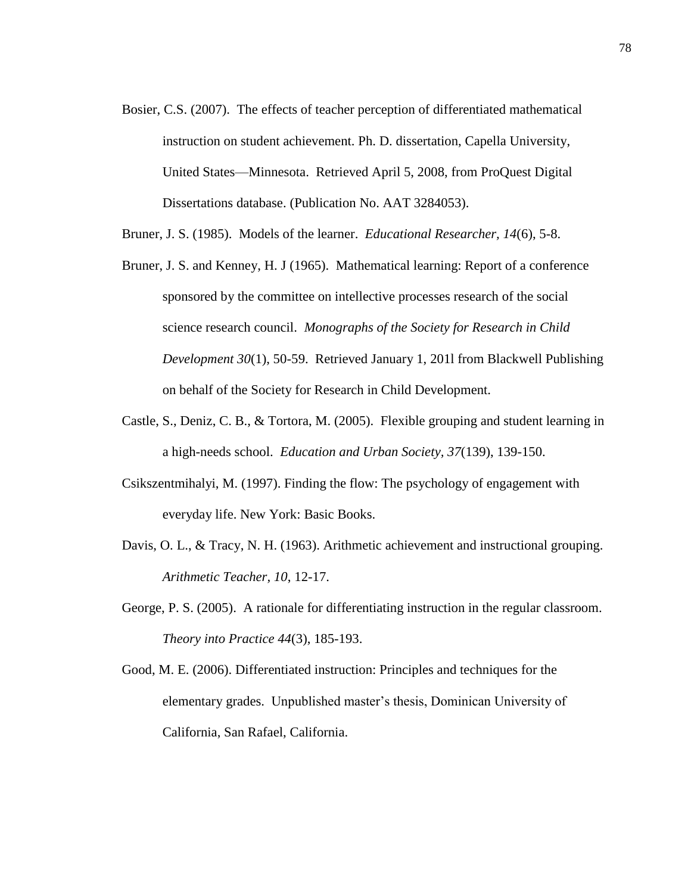Bosier, C.S. (2007). The effects of teacher perception of differentiated mathematical instruction on student achievement. Ph. D. dissertation, Capella University, United States—Minnesota. Retrieved April 5, 2008, from ProQuest Digital Dissertations database. (Publication No. AAT 3284053).

Bruner, J. S. (1985). Models of the learner. *Educational Researcher, 14*(6), 5-8.

Bruner, J. S. and Kenney, H. J (1965). Mathematical learning: Report of a conference sponsored by the committee on intellective processes research of the social science research council. *Monographs of the Society for Research in Child Development 30*(1), 50-59. Retrieved January 1, 201l from Blackwell Publishing on behalf of the Society for Research in Child Development.

Castle, S., Deniz, C. B., & Tortora, M. (2005). Flexible grouping and student learning in a high-needs school. *Education and Urban Society, 37*(139), 139-150.

Csikszentmihalyi, M. (1997). Finding the flow: The psychology of engagement with everyday life. New York: Basic Books.

Davis, O. L., & Tracy, N. H. (1963). Arithmetic achievement and instructional grouping. *Arithmetic Teacher, 10*, 12-17.

George, P. S. (2005). A rationale for differentiating instruction in the regular classroom. *Theory into Practice 44*(3), 185-193.

Good, M. E. (2006). Differentiated instruction: Principles and techniques for the elementary grades. Unpublished master's thesis, Dominican University of California, San Rafael, California.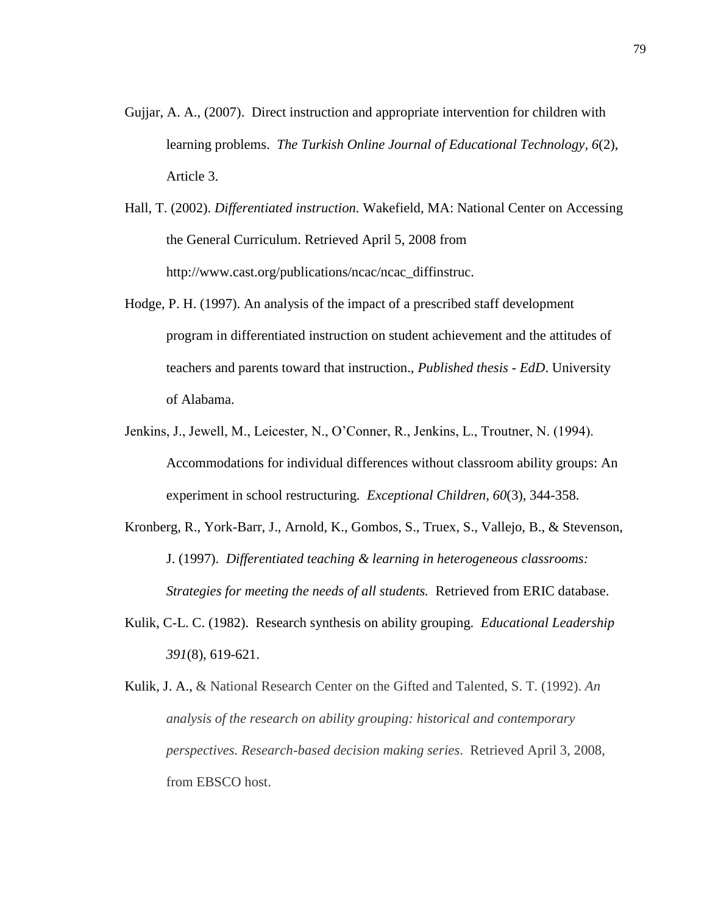Gujjar, A. A., (2007). Direct instruction and appropriate intervention for children with learning problems. *The Turkish Online Journal of Educational Technology*, *6*(2), Article 3.

Hall, T. (2002). *Differentiated instruction.* Wakefield, MA: National Center on Accessing the General Curriculum. Retrieved April 5, 2008 from http://www.cast.org/publications/ncac/ncac_diffinstruc.

Hodge, P. H. (1997). An analysis of the impact of a prescribed staff development program in differentiated instruction on student achievement and the attitudes of teachers and parents toward that instruction., *Published thesis - EdD*. University of Alabama.

Jenkins, J., Jewell, M., Leicester, N., O'Conner, R., Jenkins, L., Troutner, N. (1994). Accommodations for individual differences without classroom ability groups: An experiment in school restructuring. *Exceptional Children, 60*(3), 344-358.

Kronberg, R., York-Barr, J., Arnold, K., Gombos, S., Truex, S., Vallejo, B., & Stevenson, J. (1997). *Differentiated teaching & learning in heterogeneous classrooms: Strategies for meeting the needs of all students.* Retrieved from ERIC database.

Kulik, C-L. C. (1982). Research synthesis on ability grouping. *Educational Leadership 391*(8), 619-621.

Kulik, J. A., & National Research Center on the Gifted and Talented, S. T. (1992). *An analysis of the research on ability grouping: historical and contemporary perspectives. Research-based decision making series*. Retrieved April 3, 2008, from EBSCO host.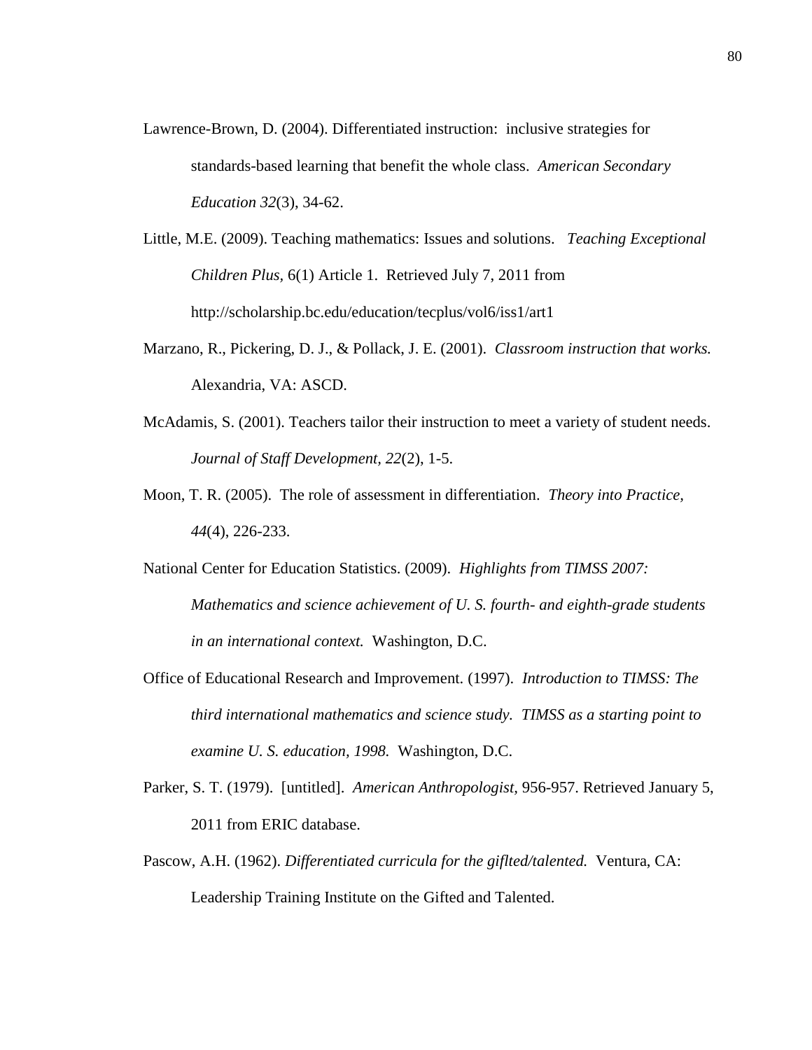Lawrence-Brown, D. (2004). Differentiated instruction: inclusive strategies for standards-based learning that benefit the whole class. *American Secondary Education 32*(3), 34-62.

Little, M.E. (2009). Teaching mathematics: Issues and solutions. *Teaching Exceptional Children Plus,* 6(1) Article 1. Retrieved July 7, 2011 from http://scholarship.bc.edu/education/tecplus/vol6/iss1/art1

Marzano, R., Pickering, D. J., & Pollack, J. E. (2001). *Classroom instruction that works.* Alexandria, VA: ASCD.

McAdamis, S. (2001). Teachers tailor their instruction to meet a variety of student needs. *Journal of Staff Development, 22*(2), 1-5.

Moon, T. R. (2005). The role of assessment in differentiation. *Theory into Practice, 44*(4), 226-233.

National Center for Education Statistics. (2009). *Highlights from TIMSS 2007: Mathematics and science achievement of U. S. fourth- and eighth-grade students in an international context.* Washington, D.C.

Office of Educational Research and Improvement. (1997). *Introduction to TIMSS: The third international mathematics and science study. TIMSS as a starting point to examine U. S. education, 1998.* Washington, D.C.

Parker, S. T. (1979). [untitled]. *American Anthropologist,* 956-957. Retrieved January 5, 2011 from ERIC database.

Pascow, A.H. (1962). *Differentiated curricula for the giflted/talented.* Ventura, CA: Leadership Training Institute on the Gifted and Talented.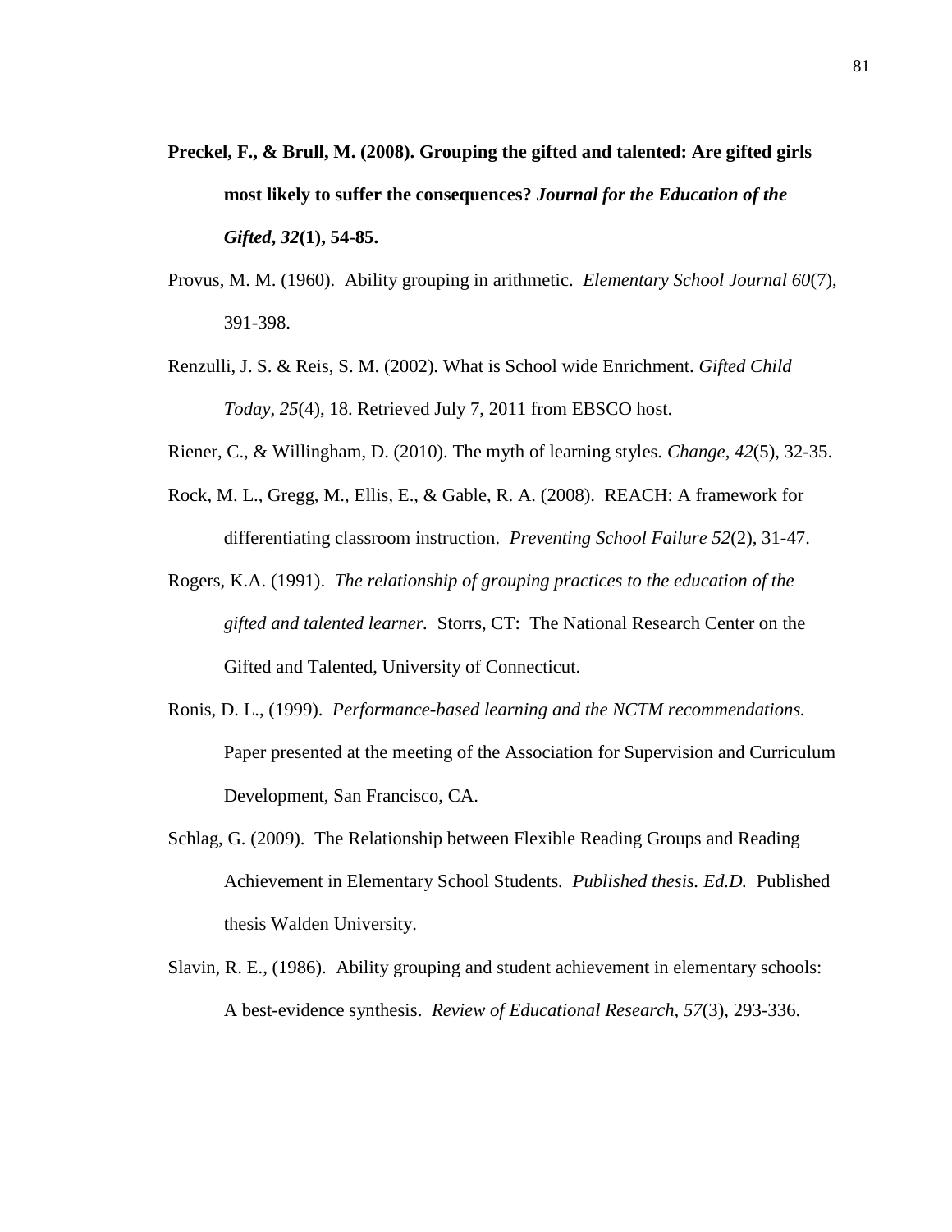**Preckel, F., & Brull, M. (2008). Grouping the gifted and talented: Are gifted girls most likely to suffer the consequences? *Journal for the Education of the Gifted*, *32*(1), 54-85.**

Provus, M. M. (1960). Ability grouping in arithmetic. *Elementary School Journal 60*(7), 391-398.

Renzulli, J. S. & Reis, S. M. (2002). What is School wide Enrichment. *Gifted Child Today*, *25*(4), 18. Retrieved July 7, 2011 from EBSCO host.

Riener, C., & Willingham, D. (2010). The myth of learning styles. *Change*, *42*(5), 32-35.

Rock, M. L., Gregg, M., Ellis, E., & Gable, R. A. (2008). REACH: A framework for differentiating classroom instruction. *Preventing School Failure 52*(2), 31-47.

Rogers, K.A. (1991). *The relationship of grouping practices to the education of the gifted and talented learner.* Storrs, CT: The National Research Center on the Gifted and Talented, University of Connecticut.

Ronis, D. L., (1999). *Performance-based learning and the NCTM recommendations.* Paper presented at the meeting of the Association for Supervision and Curriculum Development, San Francisco, CA.

Schlag, G. (2009). The Relationship between Flexible Reading Groups and Reading Achievement in Elementary School Students. *Published thesis. Ed.D.* Published thesis Walden University.

Slavin, R. E., (1986). Ability grouping and student achievement in elementary schools: A best-evidence synthesis. *Review of Educational Research*, *57*(3), 293-336.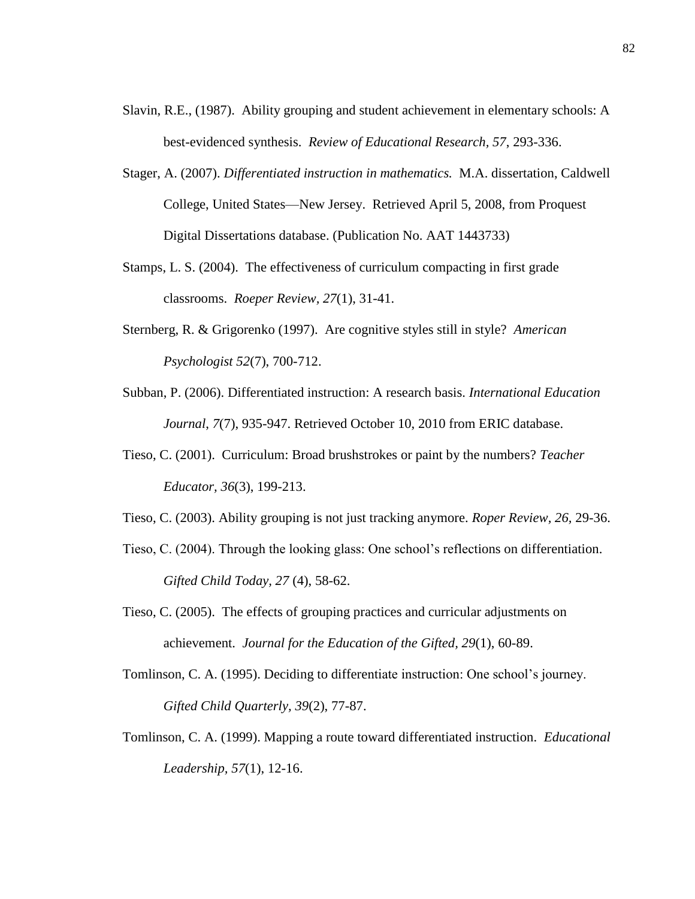Slavin, R.E., (1987). Ability grouping and student achievement in elementary schools: A best-evidenced synthesis. *Review of Educational Research, 57*, 293-336.

Stager, A. (2007). *Differentiated instruction in mathematics.* M.A. dissertation, Caldwell College, United States—New Jersey. Retrieved April 5, 2008, from Proquest Digital Dissertations database. (Publication No. AAT 1443733)

Stamps, L. S. (2004). The effectiveness of curriculum compacting in first grade classrooms. *Roeper Review, 27*(1), 31-41.

Sternberg, R. & Grigorenko (1997). Are cognitive styles still in style? *American Psychologist 52*(7), 700-712.

Subban, P. (2006). Differentiated instruction: A research basis. *International Education Journal, 7*(7), 935-947. Retrieved October 10, 2010 from ERIC database.

Tieso, C. (2001). Curriculum: Broad brushstrokes or paint by the numbers? *Teacher Educator, 36*(3), 199-213.

Tieso, C. (2003). Ability grouping is not just tracking anymore. *Roper Review, 26*, 29-36.

Tieso, C. (2004). Through the looking glass: One school's reflections on differentiation. *Gifted Child Today, 27* (4), 58-62.

Tieso, C. (2005). The effects of grouping practices and curricular adjustments on achievement. *Journal for the Education of the Gifted, 29*(1), 60-89.

Tomlinson, C. A. (1995). Deciding to differentiate instruction: One school's journey. *Gifted Child Quarterly, 39*(2), 77-87.

Tomlinson, C. A. (1999). Mapping a route toward differentiated instruction. *Educational Leadership, 57*(1), 12-16.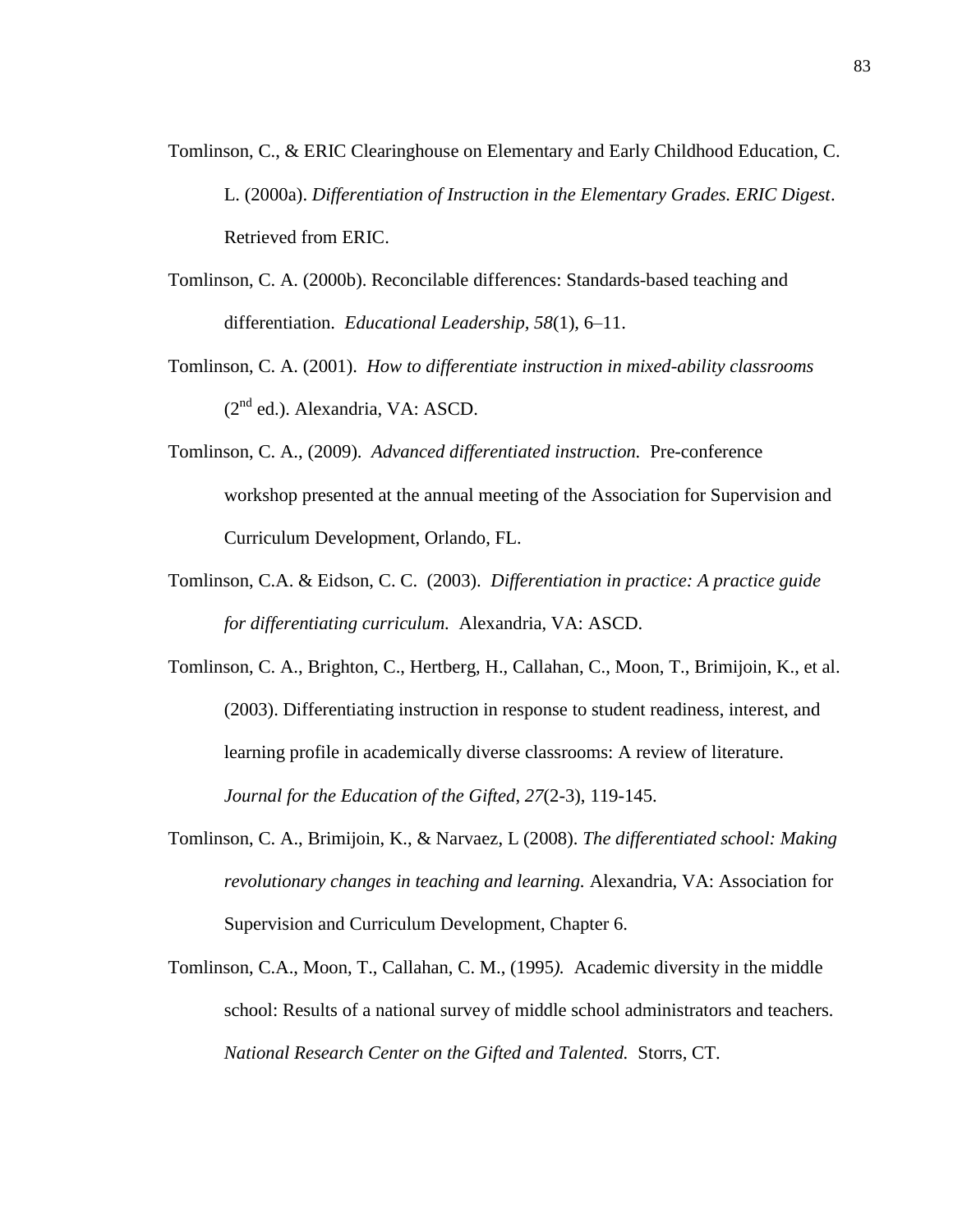Tomlinson, C., & ERIC Clearinghouse on Elementary and Early Childhood Education, C. L. (2000a). *Differentiation of Instruction in the Elementary Grades. ERIC Digest*. Retrieved from ERIC.

Tomlinson, C. A. (2000b). Reconcilable differences: Standards-based teaching and differentiation. *Educational Leadership, 58*(1), 6–11.

Tomlinson, C. A. (2001). *How to differentiate instruction in mixed-ability classrooms* (2nd ed.). Alexandria, VA: ASCD.

Tomlinson, C. A., (2009). *Advanced differentiated instruction.* Pre-conference workshop presented at the annual meeting of the Association for Supervision and Curriculum Development, Orlando, FL.

Tomlinson, C.A. & Eidson, C. C. (2003). *Differentiation in practice: A practice guide for differentiating curriculum.* Alexandria, VA: ASCD.

Tomlinson, C. A., Brighton, C., Hertberg, H., Callahan, C., Moon, T., Brimijoin, K., et al. (2003). Differentiating instruction in response to student readiness, interest, and learning profile in academically diverse classrooms: A review of literature. *Journal for the Education of the Gifted, 27*(2-3), 119-145.

Tomlinson, C. A., Brimijoin, K., & Narvaez, L (2008). *The differentiated school: Making revolutionary changes in teaching and learning.* Alexandria, VA: Association for Supervision and Curriculum Development, Chapter 6.

Tomlinson, C.A., Moon, T., Callahan, C. M., (1995*).* Academic diversity in the middle school: Results of a national survey of middle school administrators and teachers. *National Research Center on the Gifted and Talented.* Storrs, CT.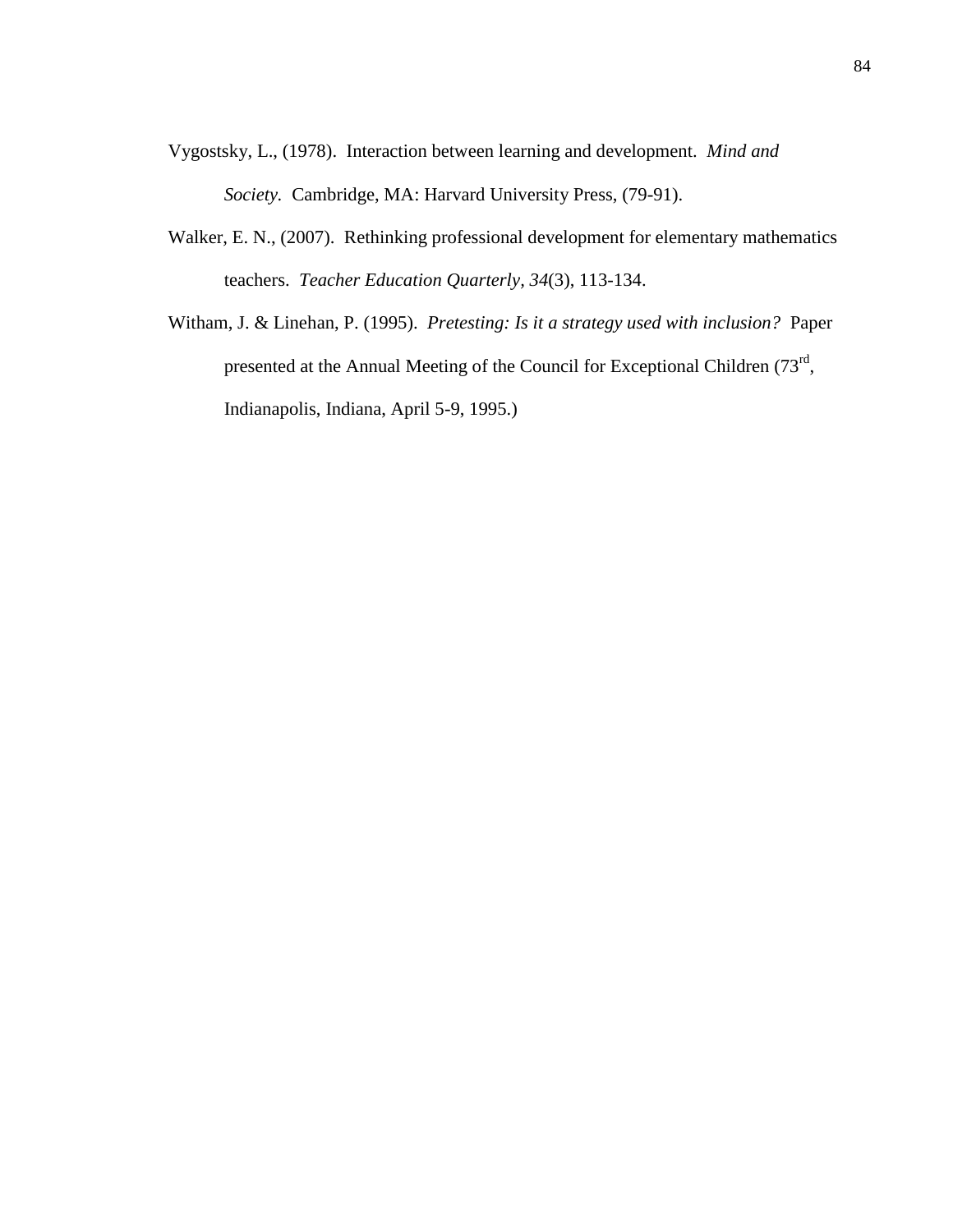Vygostsky, L., (1978). Interaction between learning and development. *Mind and Society.* Cambridge, MA: Harvard University Press, (79-91).

Walker, E. N., (2007). Rethinking professional development for elementary mathematics teachers. *Teacher Education Quarterly, 34*(3), 113-134.

Witham, J. & Linehan, P. (1995). *Pretesting: Is it a strategy used with inclusion?* Paper presented at the Annual Meeting of the Council for Exceptional Children (73rd, Indianapolis, Indiana, April 5-9, 1995.)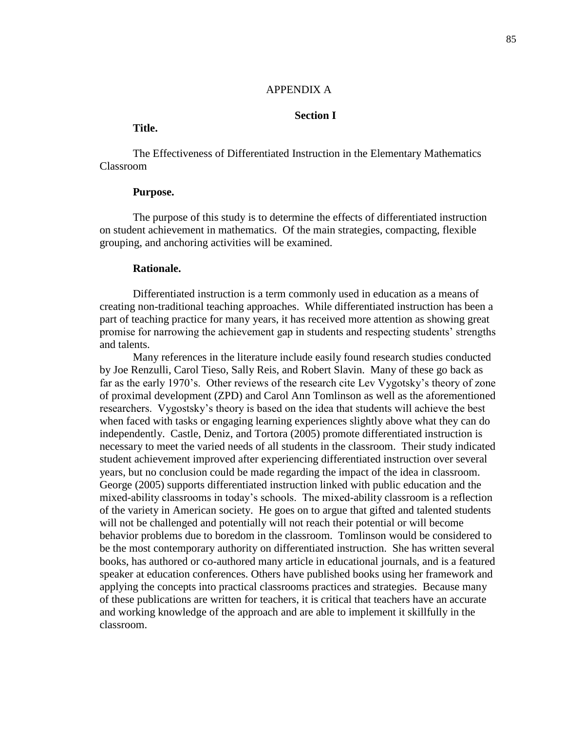# APPENDIX A

## Section I

### Title.

The Effectiveness of Differentiated Instruction in the Elementary Mathematics Classroom

### Purpose.

The purpose of this study is to determine the effects of differentiated instruction on student achievement in mathematics. Of the main strategies, compacting, flexible grouping, and anchoring activities will be examined.

### Rationale.

Differentiated instruction is a term commonly used in education as a means of creating non-traditional teaching approaches. While differentiated instruction has been a part of teaching practice for many years, it has received more attention as showing great promise for narrowing the achievement gap in students and respecting students' strengths and talents.

Many references in the literature include easily found research studies conducted by Joe Renzulli, Carol Tieso, Sally Reis, and Robert Slavin. Many of these go back as far as the early 1970's. Other reviews of the research cite Lev Vygotsky's theory of zone of proximal development (ZPD) and Carol Ann Tomlinson as well as the aforementioned researchers. Vygostsky's theory is based on the idea that students will achieve the best when faced with tasks or engaging learning experiences slightly above what they can do independently. Castle, Deniz, and Tortora (2005) promote differentiated instruction is necessary to meet the varied needs of all students in the classroom. Their study indicated student achievement improved after experiencing differentiated instruction over several years, but no conclusion could be made regarding the impact of the idea in classroom. George (2005) supports differentiated instruction linked with public education and the mixed-ability classrooms in today's schools. The mixed-ability classroom is a reflection of the variety in American society. He goes on to argue that gifted and talented students will not be challenged and potentially will not reach their potential or will become behavior problems due to boredom in the classroom. Tomlinson would be considered to be the most contemporary authority on differentiated instruction. She has written several books, has authored or co-authored many article in educational journals, and is a featured speaker at education conferences. Others have published books using her framework and applying the concepts into practical classrooms practices and strategies. Because many of these publications are written for teachers, it is critical that teachers have an accurate and working knowledge of the approach and are able to implement it skillfully in the classroom.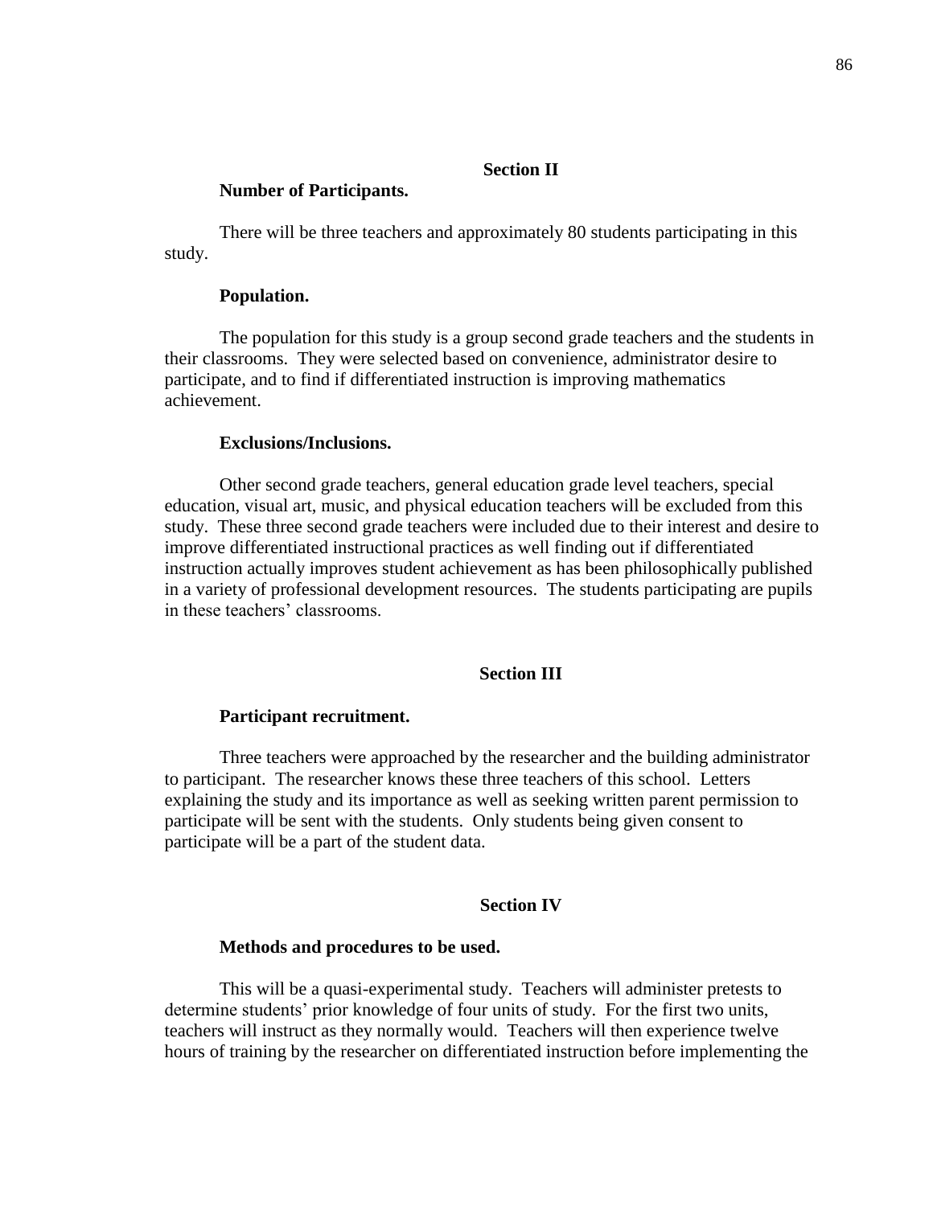## Section II

### Number of Participants.

There will be three teachers and approximately 80 students participating in this study.

### Population.

The population for this study is a group second grade teachers and the students in their classrooms. They were selected based on convenience, administrator desire to participate, and to find if differentiated instruction is improving mathematics achievement.

### Exclusions/Inclusions.

Other second grade teachers, general education grade level teachers, special education, visual art, music, and physical education teachers will be excluded from this study. These three second grade teachers were included due to their interest and desire to improve differentiated instructional practices as well finding out if differentiated instruction actually improves student achievement as has been philosophically published in a variety of professional development resources. The students participating are pupils in these teachers' classrooms.

## Section III

### Participant recruitment.

Three teachers were approached by the researcher and the building administrator to participant. The researcher knows these three teachers of this school. Letters explaining the study and its importance as well as seeking written parent permission to participate will be sent with the students. Only students being given consent to participate will be a part of the student data.

## Section IV

### Methods and procedures to be used.

This will be a quasi-experimental study. Teachers will administer pretests to determine students' prior knowledge of four units of study. For the first two units, teachers will instruct as they normally would. Teachers will then experience twelve hours of training by the researcher on differentiated instruction before implementing the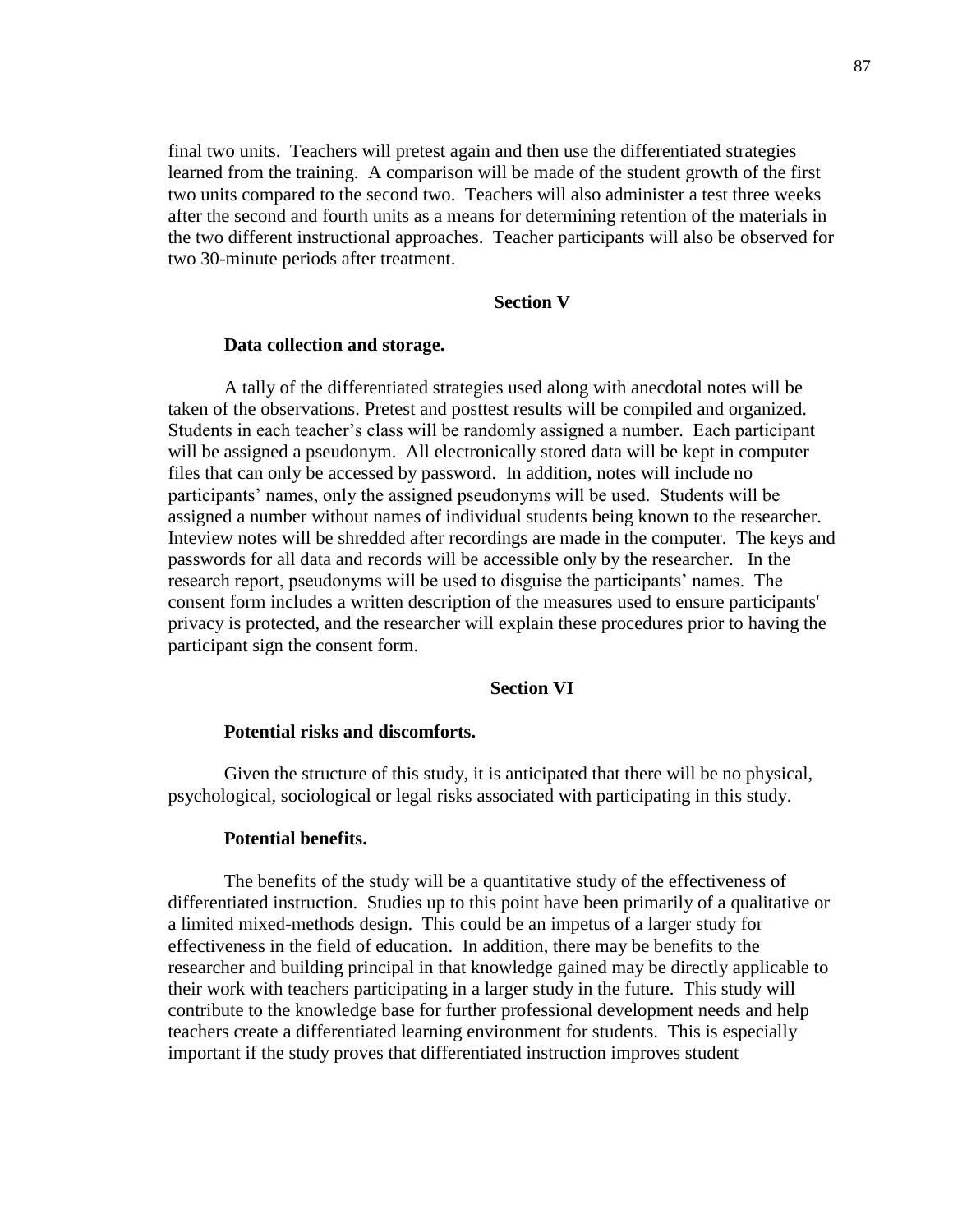final two units. Teachers will pretest again and then use the differentiated strategies learned from the training. A comparison will be made of the student growth of the first two units compared to the second two. Teachers will also administer a test three weeks after the second and fourth units as a means for determining retention of the materials in the two different instructional approaches. Teacher participants will also be observed for two 30-minute periods after treatment.

## Section V

### Data collection and storage.

A tally of the differentiated strategies used along with anecdotal notes will be taken of the observations. Pretest and posttest results will be compiled and organized. Students in each teacher's class will be randomly assigned a number. Each participant will be assigned a pseudonym. All electronically stored data will be kept in computer files that can only be accessed by password. In addition, notes will include no participants' names, only the assigned pseudonyms will be used. Students will be assigned a number without names of individual students being known to the researcher. Inteview notes will be shredded after recordings are made in the computer. The keys and passwords for all data and records will be accessible only by the researcher. In the research report, pseudonyms will be used to disguise the participants' names. The consent form includes a written description of the measures used to ensure participants' privacy is protected, and the researcher will explain these procedures prior to having the participant sign the consent form.

## Section VI

### Potential risks and discomforts.

Given the structure of this study, it is anticipated that there will be no physical, psychological, sociological or legal risks associated with participating in this study.

### Potential benefits.

The benefits of the study will be a quantitative study of the effectiveness of differentiated instruction. Studies up to this point have been primarily of a qualitative or a limited mixed-methods design. This could be an impetus of a larger study for effectiveness in the field of education. In addition, there may be benefits to the researcher and building principal in that knowledge gained may be directly applicable to their work with teachers participating in a larger study in the future. This study will contribute to the knowledge base for further professional development needs and help teachers create a differentiated learning environment for students. This is especially important if the study proves that differentiated instruction improves student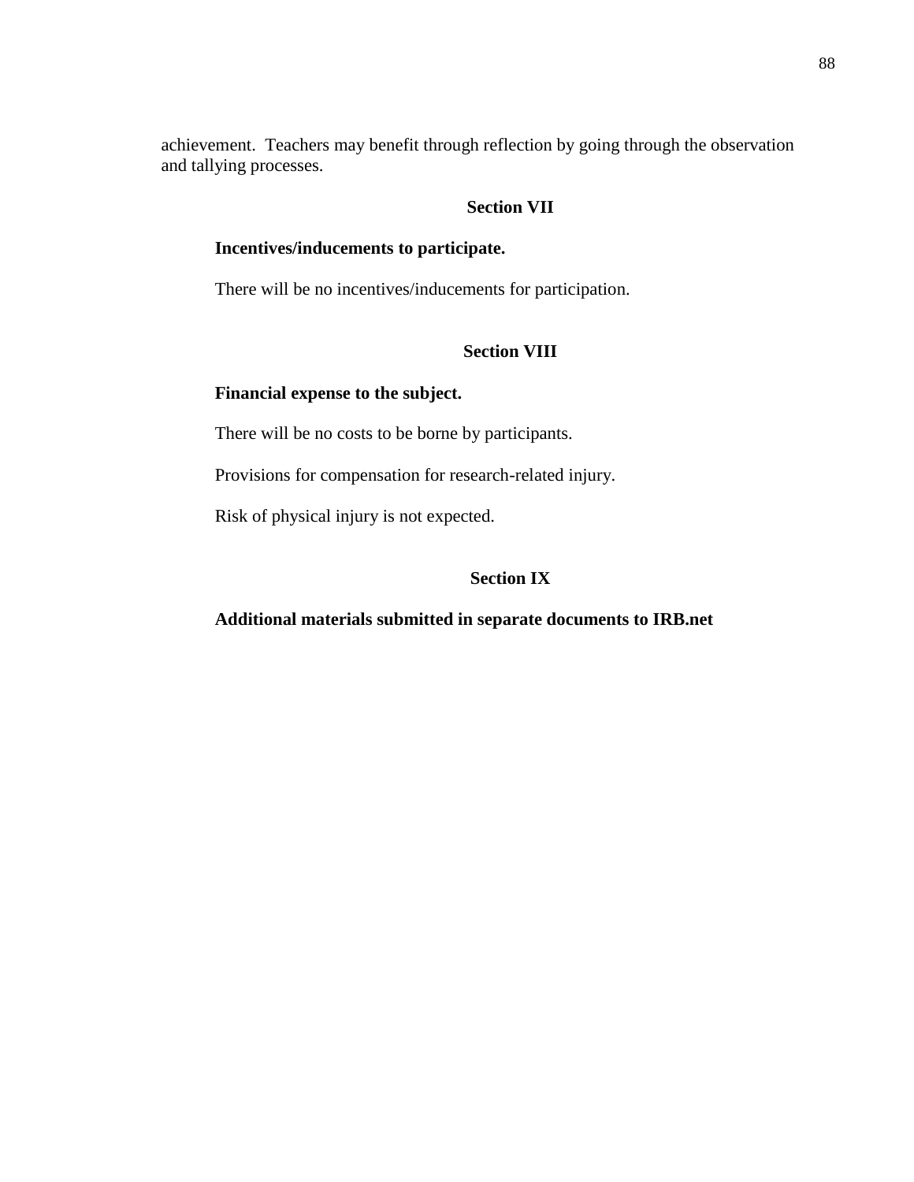achievement. Teachers may benefit through reflection by going through the observation and tallying processes.

## Section VII

**Incentives/inducements to participate.**

There will be no incentives/inducements for participation.

## Section VIII

**Financial expense to the subject.**

There will be no costs to be borne by participants.

Provisions for compensation for research-related injury.

Risk of physical injury is not expected.

## Section IX

**Additional materials submitted in separate documents to IRB.net**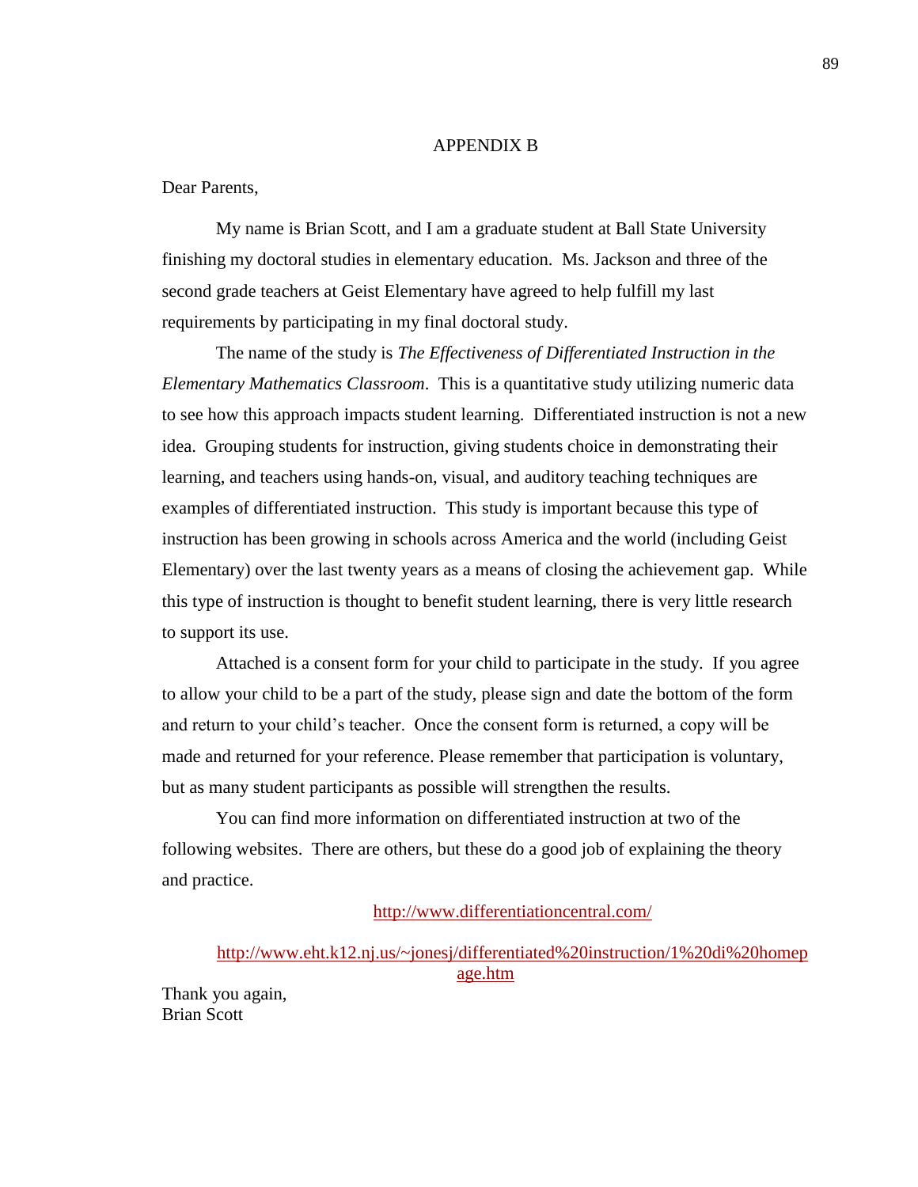# APPENDIX B

Dear Parents,

My name is Brian Scott, and I am a graduate student at Ball State University finishing my doctoral studies in elementary education. Ms. Jackson and three of the second grade teachers at Geist Elementary have agreed to help fulfill my last requirements by participating in my final doctoral study.

The name of the study is *The Effectiveness of Differentiated Instruction in the Elementary Mathematics Classroom*. This is a quantitative study utilizing numeric data to see how this approach impacts student learning. Differentiated instruction is not a new idea. Grouping students for instruction, giving students choice in demonstrating their learning, and teachers using hands-on, visual, and auditory teaching techniques are examples of differentiated instruction. This study is important because this type of instruction has been growing in schools across America and the world (including Geist Elementary) over the last twenty years as a means of closing the achievement gap. While this type of instruction is thought to benefit student learning, there is very little research to support its use.

Attached is a consent form for your child to participate in the study. If you agree to allow your child to be a part of the study, please sign and date the bottom of the form and return to your child's teacher. Once the consent form is returned, a copy will be made and returned for your reference. Please remember that participation is voluntary, but as many student participants as possible will strengthen the results.

You can find more information on differentiated instruction at two of the following websites. There are others, but these do a good job of explaining the theory and practice.

http://www.differentiationcentral.com/

http://www.eht.k12.nj.us/~jonesj/differentiated%20instruction/1%20di%20homepage.htm

Thank you again,
Brian Scott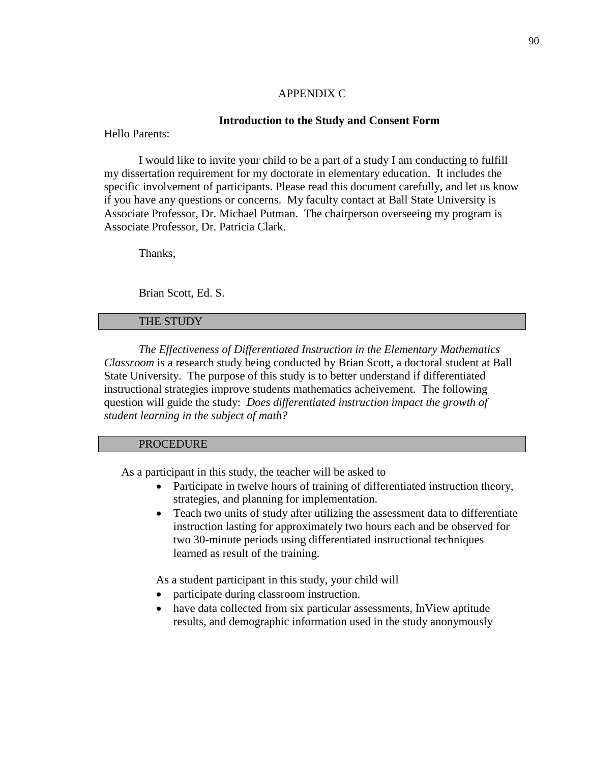# APPENDIX C

## Introduction to the Study and Consent Form

Hello Parents:

I would like to invite your child to be a part of a study I am conducting to fulfill my dissertation requirement for my doctorate in elementary education. It includes the specific involvement of participants. Please read this document carefully, and let us know if you have any questions or concerns. My faculty contact at Ball State University is Associate Professor, Dr. Michael Putman. The chairperson overseeing my program is Associate Professor, Dr. Patricia Clark.

Thanks,

Brian Scott, Ed. S.

### THE STUDY

*The Effectiveness of Differentiated Instruction in the Elementary Mathematics Classroom* is a research study being conducted by Brian Scott, a doctoral student at Ball State University. The purpose of this study is to better understand if differentiated instructional strategies improve students mathematics acheivement. The following question will guide the study: *Does differentiated instruction impact the growth of student learning in the subject of math?*

### PROCEDURE

As a participant in this study, the teacher will be asked to

- Participate in twelve hours of training of differentiated instruction theory, strategies, and planning for implementation.
- Teach two units of study after utilizing the assessment data to differentiate instruction lasting for approximately two hours each and be observed for two 30-minute periods using differentiated instructional techniques learned as result of the training.

As a student participant in this study, your child will

- participate during classroom instruction.
- have data collected from six particular assessments, InView aptitude results, and demographic information used in the study anonymously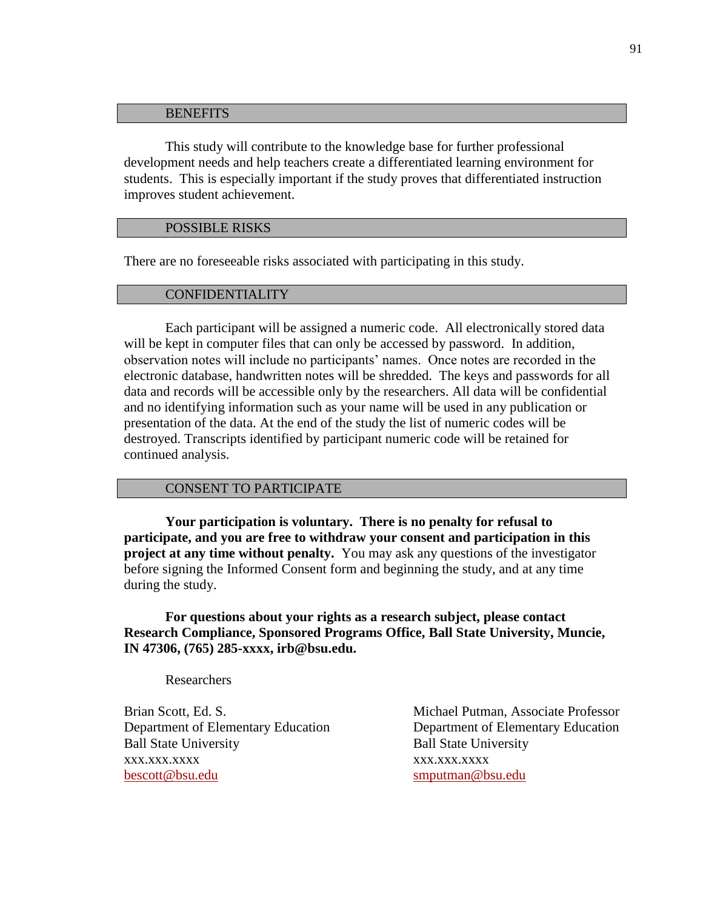## BENEFITS

This study will contribute to the knowledge base for further professional development needs and help teachers create a differentiated learning environment for students. This is especially important if the study proves that differentiated instruction improves student achievement.

## POSSIBLE RISKS

There are no foreseeable risks associated with participating in this study.

## CONFIDENTIALITY

Each participant will be assigned a numeric code. All electronically stored data will be kept in computer files that can only be accessed by password. In addition, observation notes will include no participants' names. Once notes are recorded in the electronic database, handwritten notes will be shredded. The keys and passwords for all data and records will be accessible only by the researchers. All data will be confidential and no identifying information such as your name will be used in any publication or presentation of the data. At the end of the study the list of numeric codes will be destroyed. Transcripts identified by participant numeric code will be retained for continued analysis.

## CONSENT TO PARTICIPATE

**Your participation is voluntary. There is no penalty for refusal to participate, and you are free to withdraw your consent and participation in this project at any time without penalty.** You may ask any questions of the investigator before signing the Informed Consent form and beginning the study, and at any time during the study.

**For questions about your rights as a research subject, please contact Research Compliance, Sponsored Programs Office, Ball State University, Muncie, IN 47306, (765) 285-xxxx, irb@bsu.edu.**

Researchers

Brian Scott, Ed. S.
Department of Elementary Education
Ball State University
xxx.xxx.xxxx
bescott@bsu.edu

Michael Putman, Associate Professor
Department of Elementary Education
Ball State University
xxx.xxx.xxxx
smputman@bsu.edu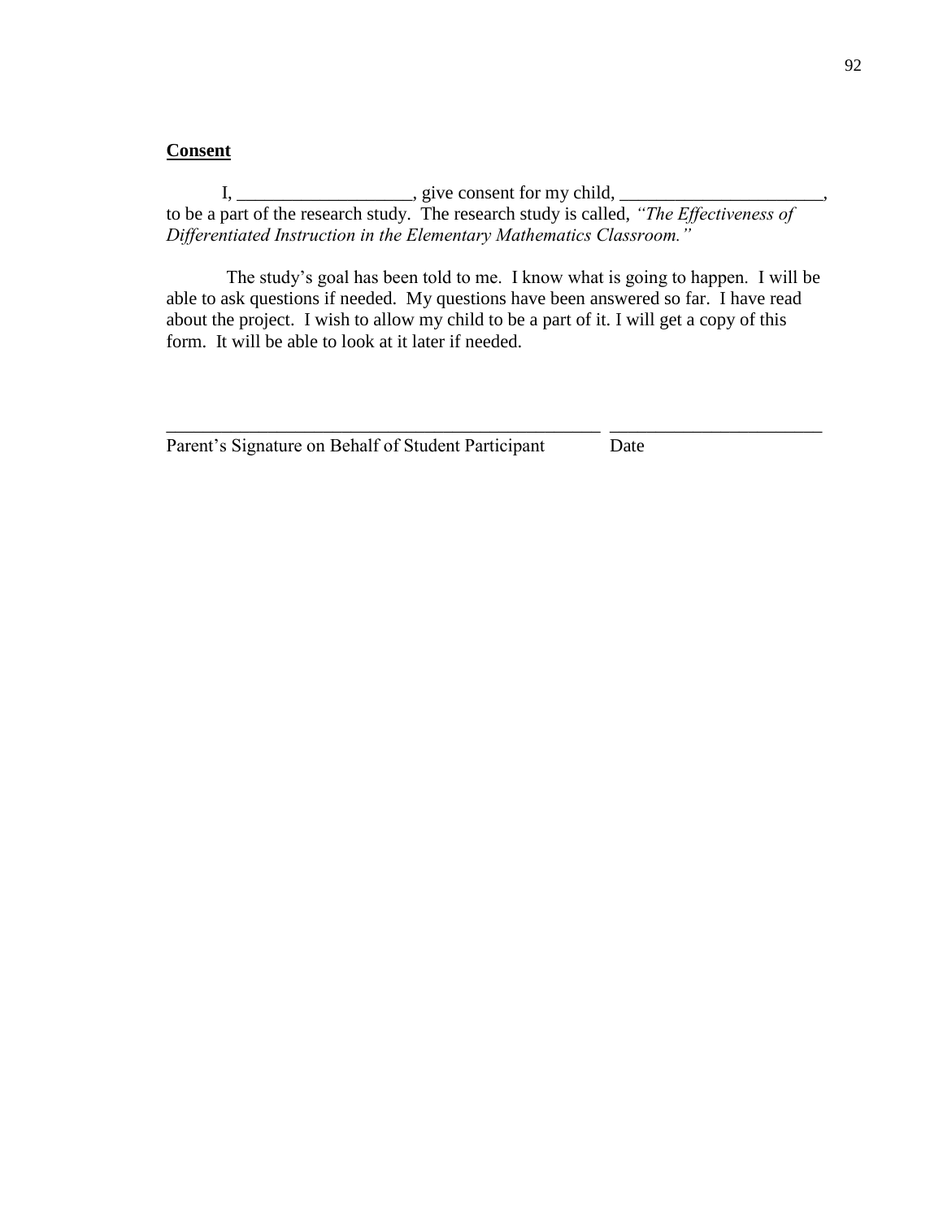**Consent**

I, ___________________, give consent for my child, ______________________, to be a part of the research study. The research study is called, *"The Effectiveness of Differentiated Instruction in the Elementary Mathematics Classroom."*

The study's goal has been told to me. I know what is going to happen. I will be able to ask questions if needed. My questions have been answered so far. I have read about the project. I wish to allow my child to be a part of it. I will get a copy of this form. It will be able to look at it later if needed.

_______________________________________________ ______________________

Parent's Signature on Behalf of Student Participant Date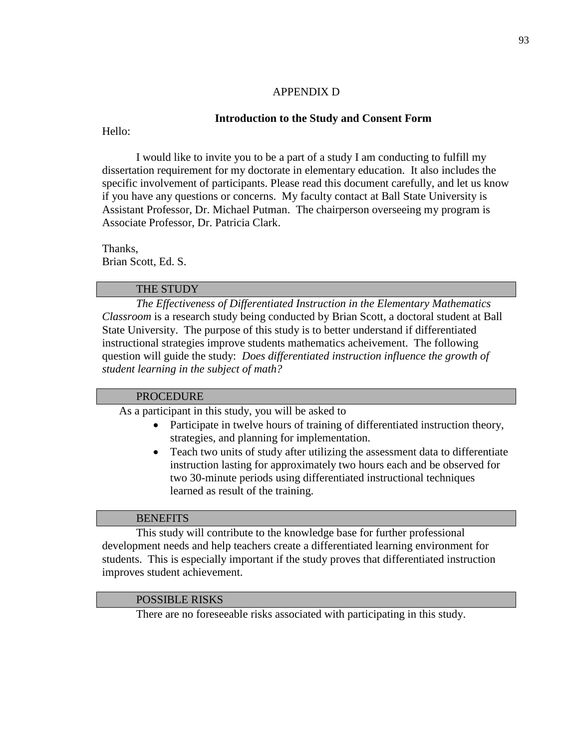APPENDIX D

**Introduction to the Study and Consent Form**

Hello:

I would like to invite you to be a part of a study I am conducting to fulfill my dissertation requirement for my doctorate in elementary education. It also includes the specific involvement of participants. Please read this document carefully, and let us know if you have any questions or concerns. My faculty contact at Ball State University is Assistant Professor, Dr. Michael Putman. The chairperson overseeing my program is Associate Professor, Dr. Patricia Clark.

Thanks,
Brian Scott, Ed. S.

## THE STUDY

*The Effectiveness of Differentiated Instruction in the Elementary Mathematics Classroom* is a research study being conducted by Brian Scott, a doctoral student at Ball State University. The purpose of this study is to better understand if differentiated instructional strategies improve students mathematics acheivement. The following question will guide the study: *Does differentiated instruction influence the growth of student learning in the subject of math?*

## PROCEDURE

As a participant in this study, you will be asked to

- Participate in twelve hours of training of differentiated instruction theory, strategies, and planning for implementation.
- Teach two units of study after utilizing the assessment data to differentiate instruction lasting for approximately two hours each and be observed for two 30-minute periods using differentiated instructional techniques learned as result of the training.

## BENEFITS

This study will contribute to the knowledge base for further professional development needs and help teachers create a differentiated learning environment for students. This is especially important if the study proves that differentiated instruction improves student achievement.

## POSSIBLE RISKS

There are no foreseeable risks associated with participating in this study.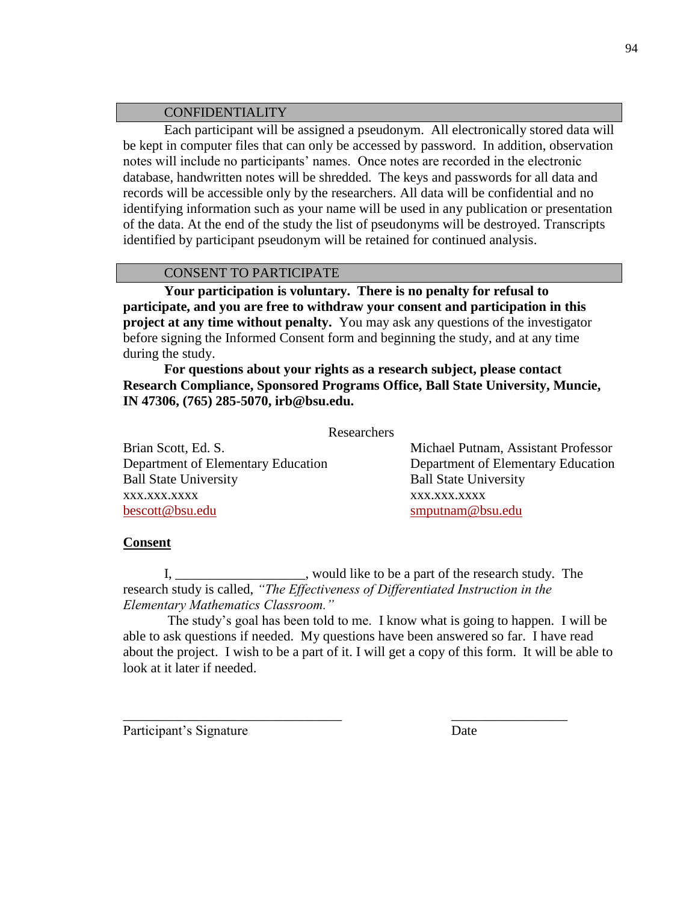## CONFIDENTIALITY

Each participant will be assigned a pseudonym. All electronically stored data will be kept in computer files that can only be accessed by password. In addition, observation notes will include no participants' names. Once notes are recorded in the electronic database, handwritten notes will be shredded. The keys and passwords for all data and records will be accessible only by the researchers. All data will be confidential and no identifying information such as your name will be used in any publication or presentation of the data. At the end of the study the list of pseudonyms will be destroyed. Transcripts identified by participant pseudonym will be retained for continued analysis.

## CONSENT TO PARTICIPATE

**Your participation is voluntary. There is no penalty for refusal to participate, and you are free to withdraw your consent and participation in this project at any time without penalty.** You may ask any questions of the investigator before signing the Informed Consent form and beginning the study, and at any time during the study.

**For questions about your rights as a research subject, please contact Research Compliance, Sponsored Programs Office, Ball State University, Muncie, IN 47306, (765) 285-5070, irb@bsu.edu.**

Researchers

Brian Scott, Ed. S.
Department of Elementary Education
Ball State University
xxx.xxx.xxxx
bescott@bsu.edu

Michael Putnam, Assistant Professor
Department of Elementary Education
Ball State University
xxx.xxx.xxxx
smputnam@bsu.edu

**Consent**

I, __________________, would like to be a part of the research study. The research study is called, *"The Effectiveness of Differentiated Instruction in the Elementary Mathematics Classroom."*

The study's goal has been told to me. I know what is going to happen. I will be able to ask questions if needed. My questions have been answered so far. I have read about the project. I wish to be a part of it. I will get a copy of this form. It will be able to look at it later if needed.

_________________________________ _________________

Participant's Signature Date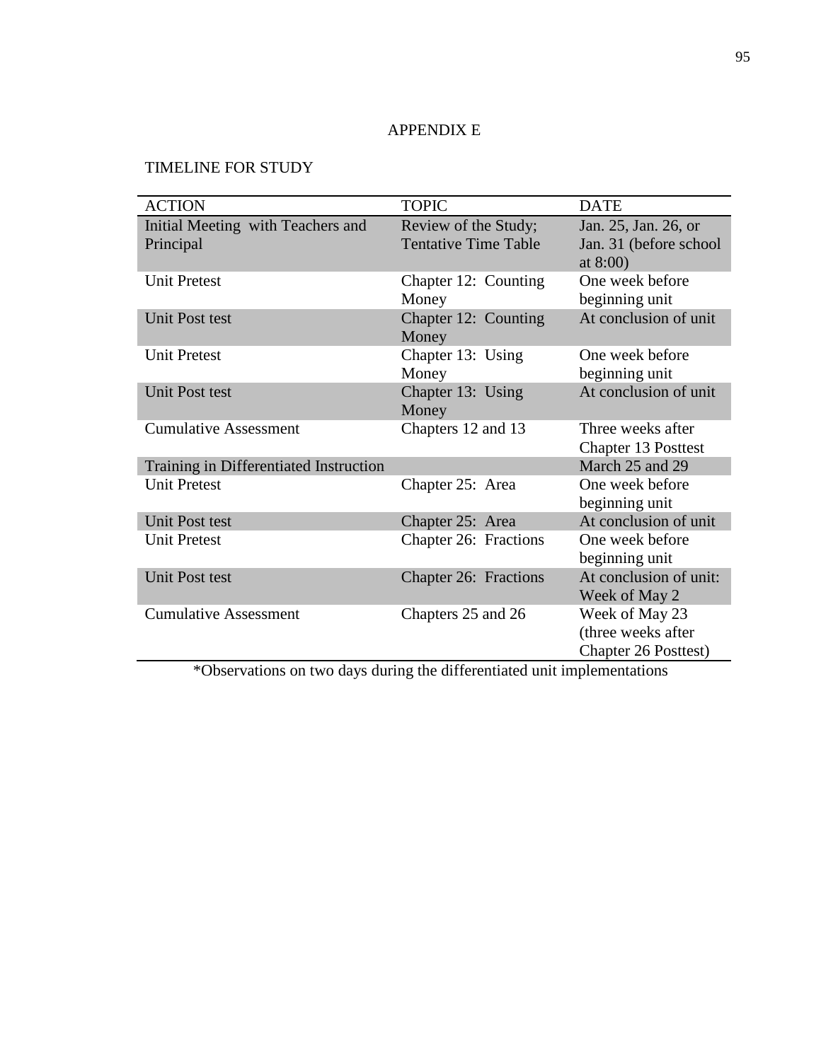# APPENDIX E

TIMELINE FOR STUDY

| ACTION | TOPIC | DATE |
|---|---|---|
| Initial Meeting with Teachers and Principal | Review of the Study; Tentative Time Table | Jan. 25, Jan. 26, or Jan. 31 (before school at 8:00) |
| Unit Pretest | Chapter 12: Counting Money | One week before beginning unit |
| Unit Post test | Chapter 12: Counting Money | At conclusion of unit |
| Unit Pretest | Chapter 13: Using Money | One week before beginning unit |
| Unit Post test | Chapter 13: Using Money | At conclusion of unit |
| Cumulative Assessment | Chapters 12 and 13 | Three weeks after Chapter 13 Posttest |
| Training in Differentiated Instruction | | March 25 and 29 |
| Unit Pretest | Chapter 25: Area | One week before beginning unit |
| Unit Post test | Chapter 25: Area | At conclusion of unit |
| Unit Pretest | Chapter 26: Fractions | One week before beginning unit |
| Unit Post test | Chapter 26: Fractions | At conclusion of unit: Week of May 2 |
| Cumulative Assessment | Chapters 25 and 26 | Week of May 23 (three weeks after Chapter 26 Posttest) |

*Observations on two days during the differentiated unit implementations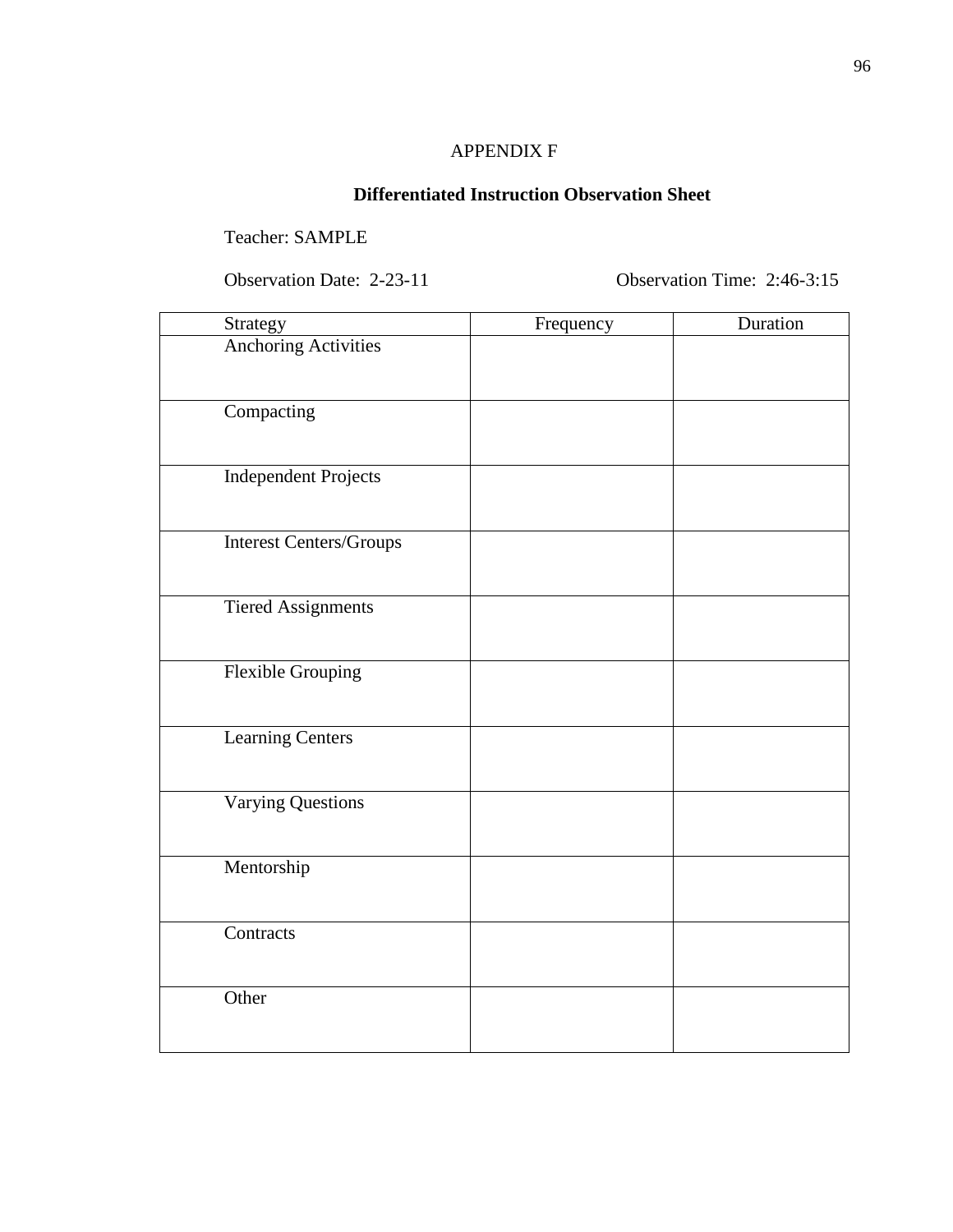APPENDIX F

**Differentiated Instruction Observation Sheet**

Teacher: SAMPLE

Observation Date: 2-23-11 Observation Time: 2:46-3:15

| Strategy | Frequency | Duration |
|---|---|---|
| Anchoring Activities | | |
| Compacting | | |
| Independent Projects | | |
| Interest Centers/Groups | | |
| Tiered Assignments | | |
| Flexible Grouping | | |
| Learning Centers | | |
| Varying Questions | | |
| Mentorship | | |
| Contracts | | |
| Other | | |